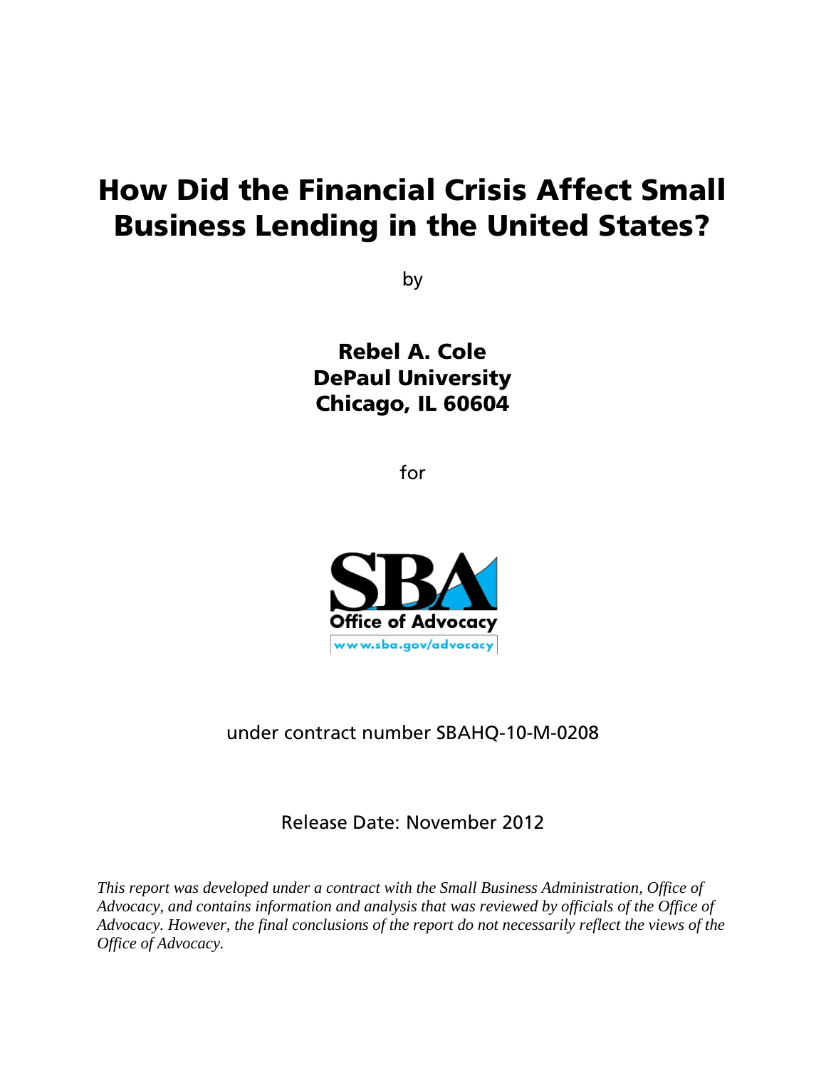# How Did the Financial Crisis Affect Small Business Lending in the United States?

by

**Rebel A. Cole**
**DePaul University**
**Chicago, IL 60604**

for

SBA
Office of Advocacy
www.sba.gov/advocacy

under contract number SBAHQ-10-M-0208

Release Date: November 2012

*This report was developed under a contract with the Small Business Administration, Office of Advocacy, and contains information and analysis that was reviewed by officials of the Office of Advocacy. However, the final conclusions of the report do not necessarily reflect the views of the Office of Advocacy.*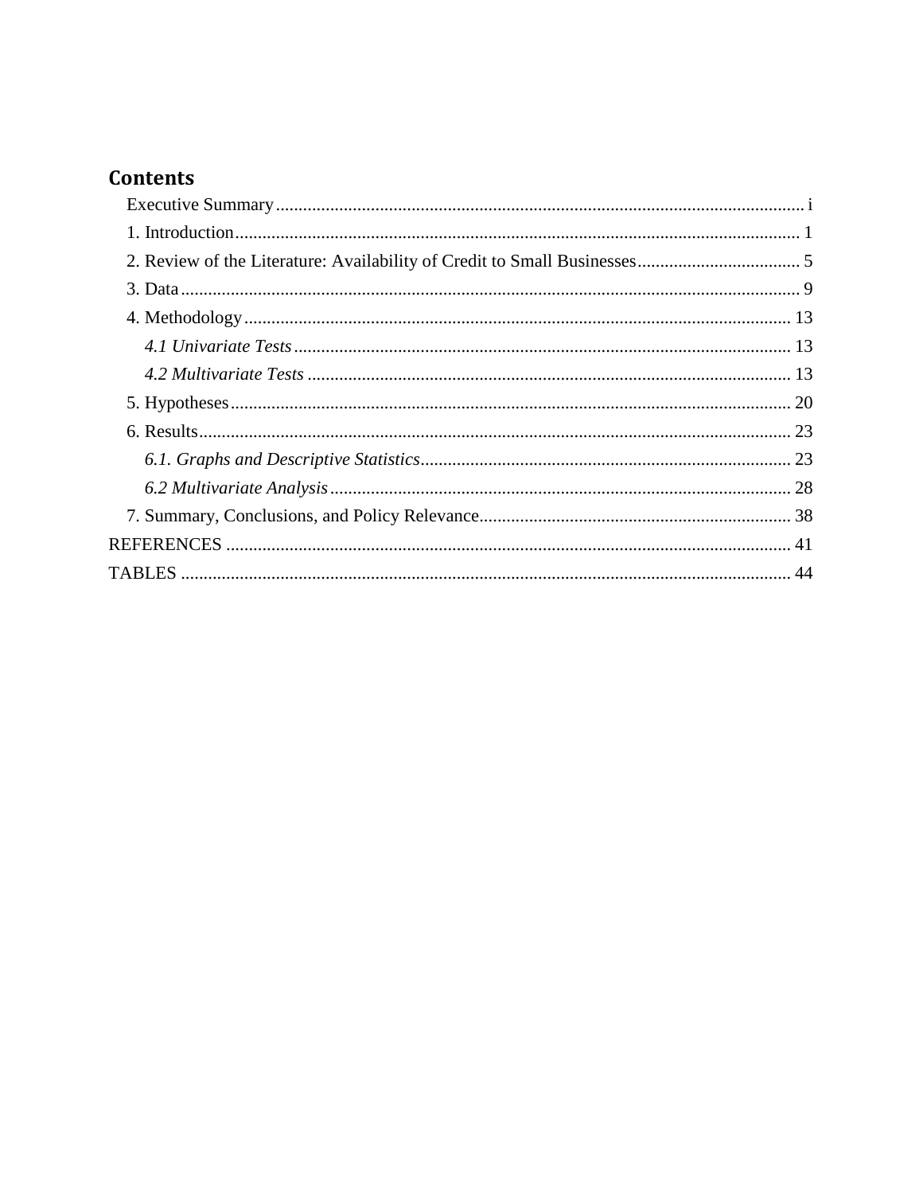## Contents

- Executive Summary ..... i
- 1. Introduction ..... 1
- 2. Review of the Literature: Availability of Credit to Small Businesses ..... 5
- 3. Data ..... 9
- 4. Methodology ..... 13
  - *4.1 Univariate Tests* ..... 13
  - *4.2 Multivariate Tests* ..... 13
- 5. Hypotheses ..... 20
- 6. Results ..... 23
  - *6.1. Graphs and Descriptive Statistics* ..... 23
  - *6.2 Multivariate Analysis* ..... 28
- 7. Summary, Conclusions, and Policy Relevance ..... 38

REFERENCES ..... 41

TABLES ..... 44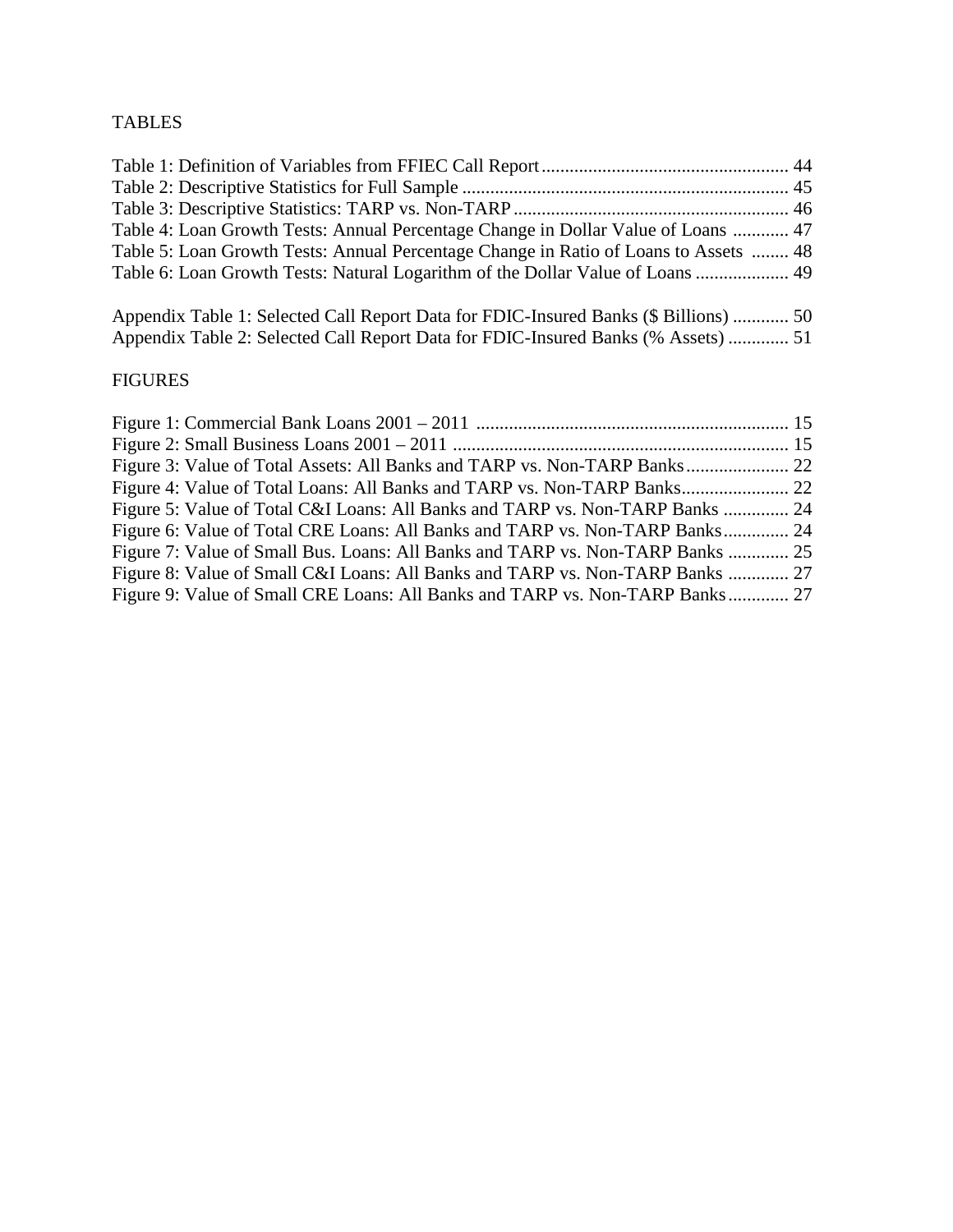## TABLES

Table 1: Definition of Variables from FFIEC Call Report .................................................... 44
Table 2: Descriptive Statistics for Full Sample ..................................................................... 45
Table 3: Descriptive Statistics: TARP vs. Non-TARP ........................................................... 46
Table 4: Loan Growth Tests: Annual Percentage Change in Dollar Value of Loans ............ 47
Table 5: Loan Growth Tests: Annual Percentage Change in Ratio of Loans to Assets ........ 48
Table 6: Loan Growth Tests: Natural Logarithm of the Dollar Value of Loans .................... 49

Appendix Table 1: Selected Call Report Data for FDIC-Insured Banks ($ Billions) ............ 50
Appendix Table 2: Selected Call Report Data for FDIC-Insured Banks (% Assets) ............. 51

## FIGURES

Figure 1: Commercial Bank Loans 2001 – 2011 .................................................................. 15
Figure 2: Small Business Loans 2001 – 2011 ....................................................................... 15
Figure 3: Value of Total Assets: All Banks and TARP vs. Non-TARP Banks ...................... 22
Figure 4: Value of Total Loans: All Banks and TARP vs. Non-TARP Banks ....................... 22
Figure 5: Value of Total C&I Loans: All Banks and TARP vs. Non-TARP Banks .............. 24
Figure 6: Value of Total CRE Loans: All Banks and TARP vs. Non-TARP Banks .............. 24
Figure 7: Value of Small Bus. Loans: All Banks and TARP vs. Non-TARP Banks ............. 25
Figure 8: Value of Small C&I Loans: All Banks and TARP vs. Non-TARP Banks ............. 27
Figure 9: Value of Small CRE Loans: All Banks and TARP vs. Non-TARP Banks ............. 27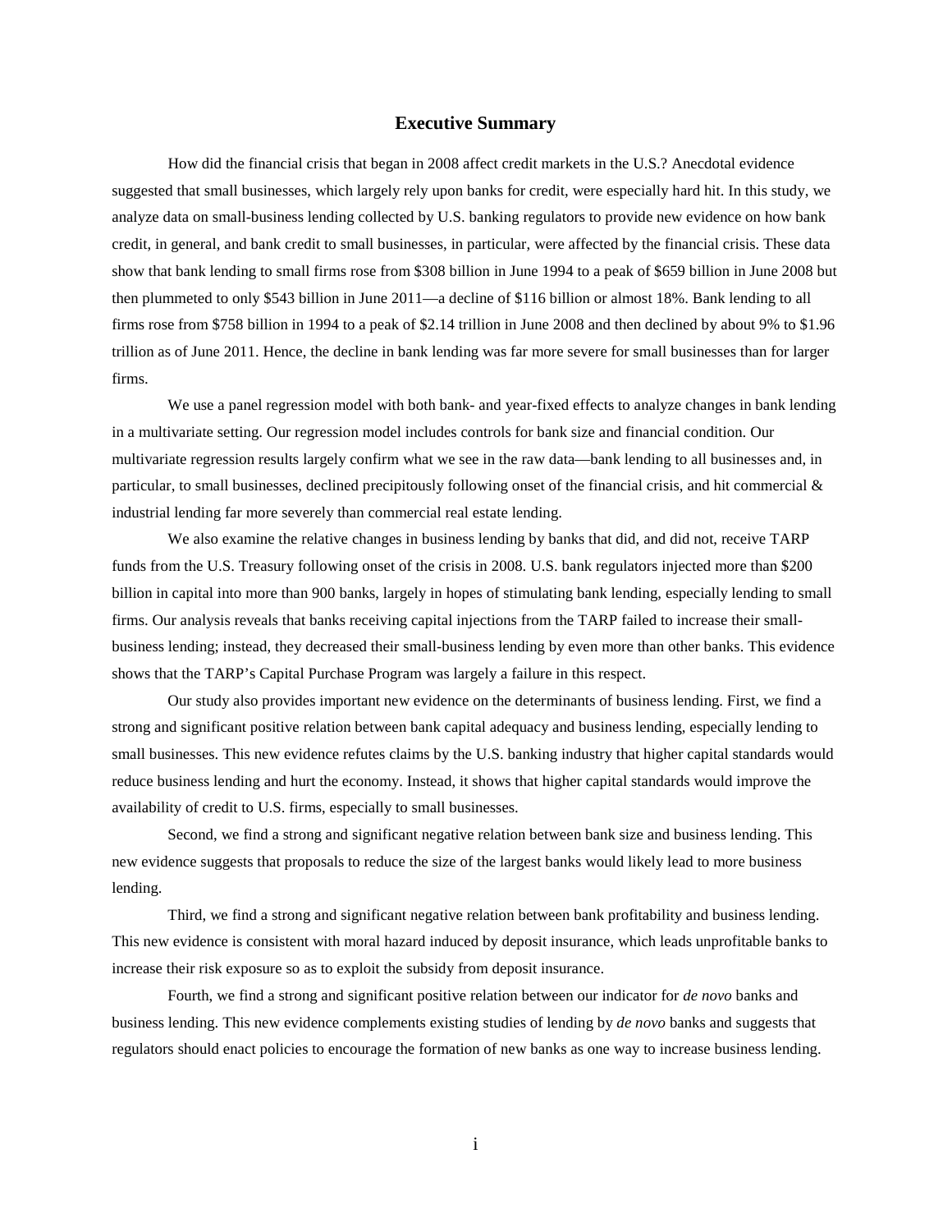## Executive Summary

How did the financial crisis that began in 2008 affect credit markets in the U.S.? Anecdotal evidence suggested that small businesses, which largely rely upon banks for credit, were especially hard hit. In this study, we analyze data on small-business lending collected by U.S. banking regulators to provide new evidence on how bank credit, in general, and bank credit to small businesses, in particular, were affected by the financial crisis. These data show that bank lending to small firms rose from $308 billion in June 1994 to a peak of $659 billion in June 2008 but then plummeted to only $543 billion in June 2011—a decline of $116 billion or almost 18%. Bank lending to all firms rose from $758 billion in 1994 to a peak of $2.14 trillion in June 2008 and then declined by about 9% to $1.96 trillion as of June 2011. Hence, the decline in bank lending was far more severe for small businesses than for larger firms.

We use a panel regression model with both bank- and year-fixed effects to analyze changes in bank lending in a multivariate setting. Our regression model includes controls for bank size and financial condition. Our multivariate regression results largely confirm what we see in the raw data—bank lending to all businesses and, in particular, to small businesses, declined precipitously following onset of the financial crisis, and hit commercial & industrial lending far more severely than commercial real estate lending.

We also examine the relative changes in business lending by banks that did, and did not, receive TARP funds from the U.S. Treasury following onset of the crisis in 2008. U.S. bank regulators injected more than $200 billion in capital into more than 900 banks, largely in hopes of stimulating bank lending, especially lending to small firms. Our analysis reveals that banks receiving capital injections from the TARP failed to increase their small-business lending; instead, they decreased their small-business lending by even more than other banks. This evidence shows that the TARP's Capital Purchase Program was largely a failure in this respect.

Our study also provides important new evidence on the determinants of business lending. First, we find a strong and significant positive relation between bank capital adequacy and business lending, especially lending to small businesses. This new evidence refutes claims by the U.S. banking industry that higher capital standards would reduce business lending and hurt the economy. Instead, it shows that higher capital standards would improve the availability of credit to U.S. firms, especially to small businesses.

Second, we find a strong and significant negative relation between bank size and business lending. This new evidence suggests that proposals to reduce the size of the largest banks would likely lead to more business lending.

Third, we find a strong and significant negative relation between bank profitability and business lending. This new evidence is consistent with moral hazard induced by deposit insurance, which leads unprofitable banks to increase their risk exposure so as to exploit the subsidy from deposit insurance.

Fourth, we find a strong and significant positive relation between our indicator for *de novo* banks and business lending. This new evidence complements existing studies of lending by *de novo* banks and suggests that regulators should enact policies to encourage the formation of new banks as one way to increase business lending.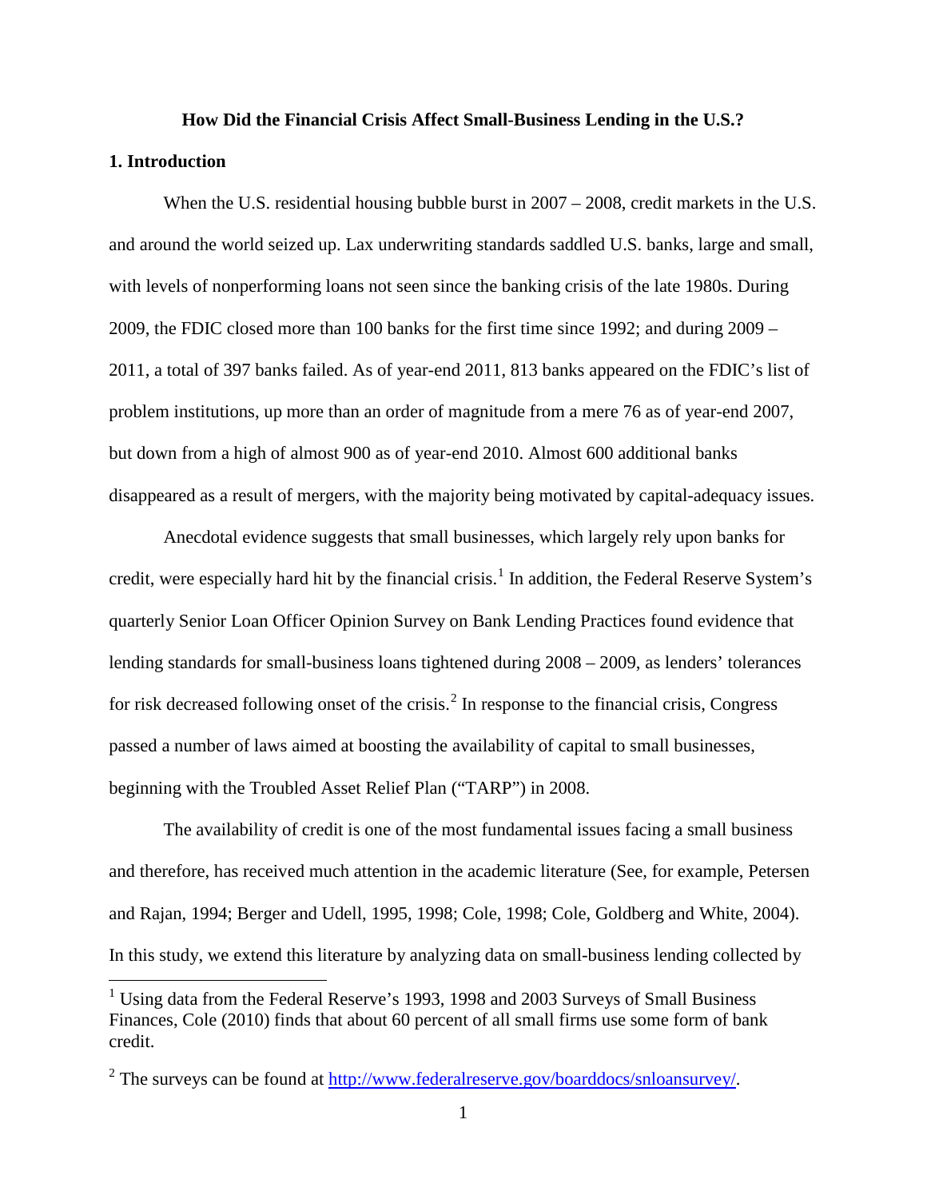# How Did the Financial Crisis Affect Small-Business Lending in the U.S.?

## 1. Introduction

When the U.S. residential housing bubble burst in 2007 – 2008, credit markets in the U.S. and around the world seized up. Lax underwriting standards saddled U.S. banks, large and small, with levels of nonperforming loans not seen since the banking crisis of the late 1980s. During 2009, the FDIC closed more than 100 banks for the first time since 1992; and during 2009 – 2011, a total of 397 banks failed. As of year-end 2011, 813 banks appeared on the FDIC's list of problem institutions, up more than an order of magnitude from a mere 76 as of year-end 2007, but down from a high of almost 900 as of year-end 2010. Almost 600 additional banks disappeared as a result of mergers, with the majority being motivated by capital-adequacy issues.

Anecdotal evidence suggests that small businesses, which largely rely upon banks for credit, were especially hard hit by the financial crisis.[1] In addition, the Federal Reserve System's quarterly Senior Loan Officer Opinion Survey on Bank Lending Practices found evidence that lending standards for small-business loans tightened during 2008 – 2009, as lenders' tolerances for risk decreased following onset of the crisis.[2] In response to the financial crisis, Congress passed a number of laws aimed at boosting the availability of capital to small businesses, beginning with the Troubled Asset Relief Plan ("TARP") in 2008.

The availability of credit is one of the most fundamental issues facing a small business and therefore, has received much attention in the academic literature (See, for example, Petersen and Rajan, 1994; Berger and Udell, 1995, 1998; Cole, 1998; Cole, Goldberg and White, 2004). In this study, we extend this literature by analyzing data on small-business lending collected by

---

[1] Using data from the Federal Reserve's 1993, 1998 and 2003 Surveys of Small Business Finances, Cole (2010) finds that about 60 percent of all small firms use some form of bank credit.

[2] The surveys can be found at http://www.federalreserve.gov/boarddocs/snloansurvey/.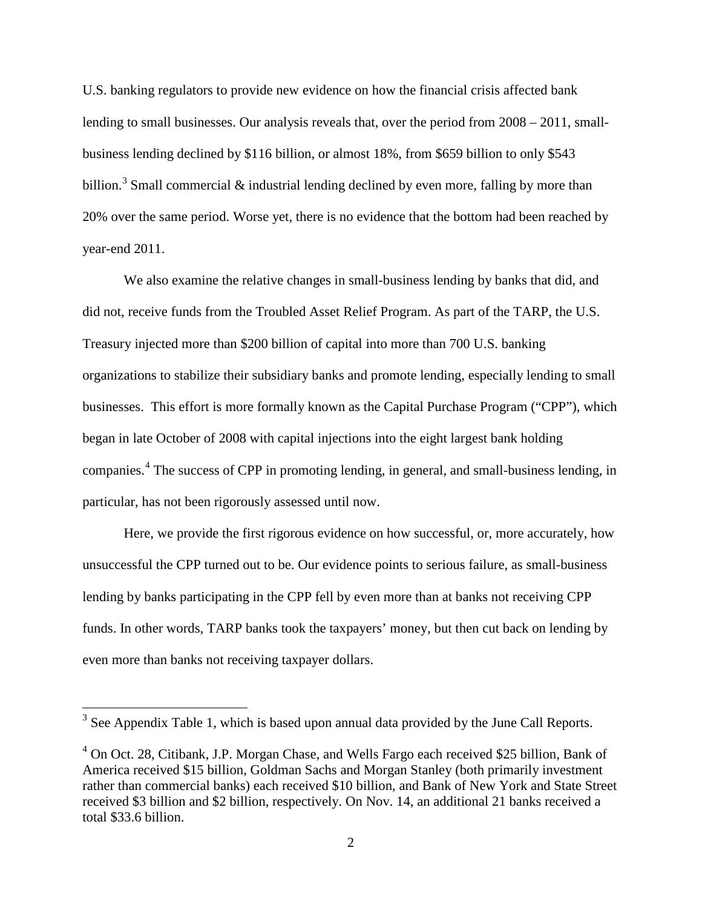U.S. banking regulators to provide new evidence on how the financial crisis affected bank lending to small businesses. Our analysis reveals that, over the period from 2008 – 2011, small-business lending declined by $116 billion, or almost 18%, from $659 billion to only $543 billion.[3] Small commercial & industrial lending declined by even more, falling by more than 20% over the same period. Worse yet, there is no evidence that the bottom had been reached by year-end 2011.

We also examine the relative changes in small-business lending by banks that did, and did not, receive funds from the Troubled Asset Relief Program. As part of the TARP, the U.S. Treasury injected more than $200 billion of capital into more than 700 U.S. banking organizations to stabilize their subsidiary banks and promote lending, especially lending to small businesses. This effort is more formally known as the Capital Purchase Program ("CPP"), which began in late October of 2008 with capital injections into the eight largest bank holding companies.[4] The success of CPP in promoting lending, in general, and small-business lending, in particular, has not been rigorously assessed until now.

Here, we provide the first rigorous evidence on how successful, or, more accurately, how unsuccessful the CPP turned out to be. Our evidence points to serious failure, as small-business lending by banks participating in the CPP fell by even more than at banks not receiving CPP funds. In other words, TARP banks took the taxpayers' money, but then cut back on lending by even more than banks not receiving taxpayer dollars.

---

[3] See Appendix Table 1, which is based upon annual data provided by the June Call Reports.

[4] On Oct. 28, Citibank, J.P. Morgan Chase, and Wells Fargo each received $25 billion, Bank of America received $15 billion, Goldman Sachs and Morgan Stanley (both primarily investment rather than commercial banks) each received $10 billion, and Bank of New York and State Street received $3 billion and $2 billion, respectively. On Nov. 14, an additional 21 banks received a total $33.6 billion.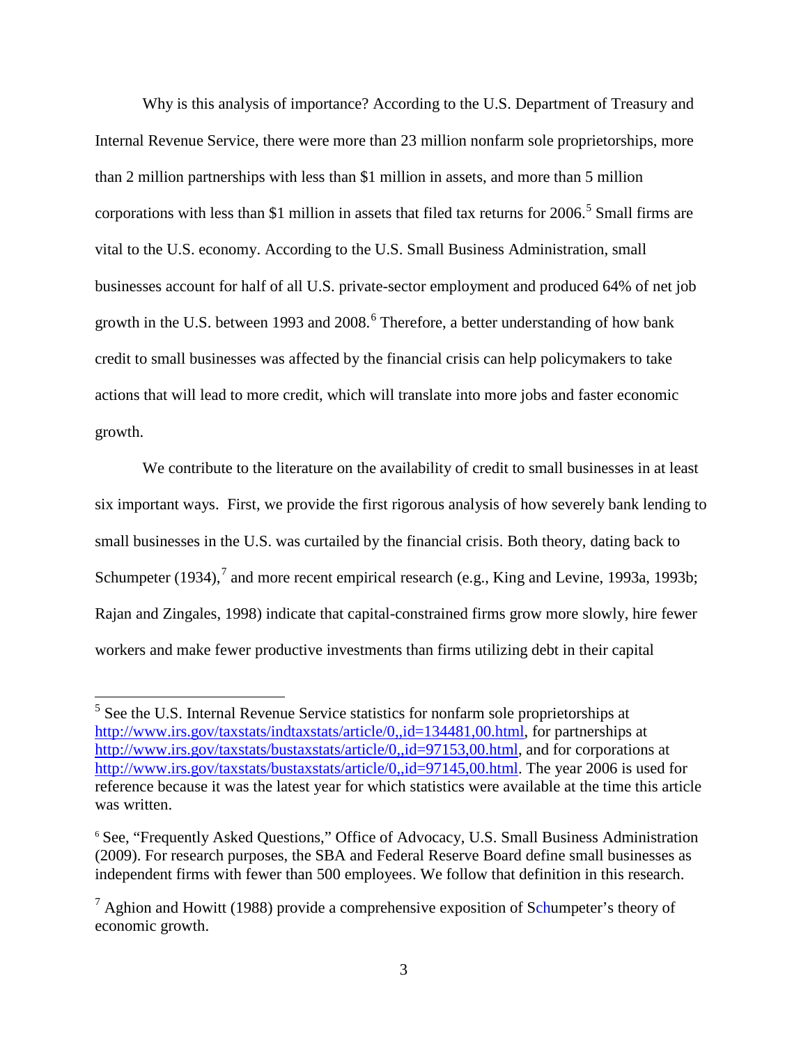Why is this analysis of importance? According to the U.S. Department of Treasury and Internal Revenue Service, there were more than 23 million nonfarm sole proprietorships, more than 2 million partnerships with less than $1 million in assets, and more than 5 million corporations with less than $1 million in assets that filed tax returns for 2006.[5] Small firms are vital to the U.S. economy. According to the U.S. Small Business Administration, small businesses account for half of all U.S. private-sector employment and produced 64% of net job growth in the U.S. between 1993 and 2008.[6] Therefore, a better understanding of how bank credit to small businesses was affected by the financial crisis can help policymakers to take actions that will lead to more credit, which will translate into more jobs and faster economic growth.

We contribute to the literature on the availability of credit to small businesses in at least six important ways. First, we provide the first rigorous analysis of how severely bank lending to small businesses in the U.S. was curtailed by the financial crisis. Both theory, dating back to Schumpeter (1934),[7] and more recent empirical research (e.g., King and Levine, 1993a, 1993b; Rajan and Zingales, 1998) indicate that capital-constrained firms grow more slowly, hire fewer workers and make fewer productive investments than firms utilizing debt in their capital

---

[5] See the U.S. Internal Revenue Service statistics for nonfarm sole proprietorships at http://www.irs.gov/taxstats/indtaxstats/article/0,,id=134481,00.html, for partnerships at http://www.irs.gov/taxstats/bustaxstats/article/0,,id=97153,00.html, and for corporations at http://www.irs.gov/taxstats/bustaxstats/article/0,,id=97145,00.html. The year 2006 is used for reference because it was the latest year for which statistics were available at the time this article was written.

[6] See, "Frequently Asked Questions," Office of Advocacy, U.S. Small Business Administration (2009). For research purposes, the SBA and Federal Reserve Board define small businesses as independent firms with fewer than 500 employees. We follow that definition in this research.

[7] Aghion and Howitt (1988) provide a comprehensive exposition of Schumpeter's theory of economic growth.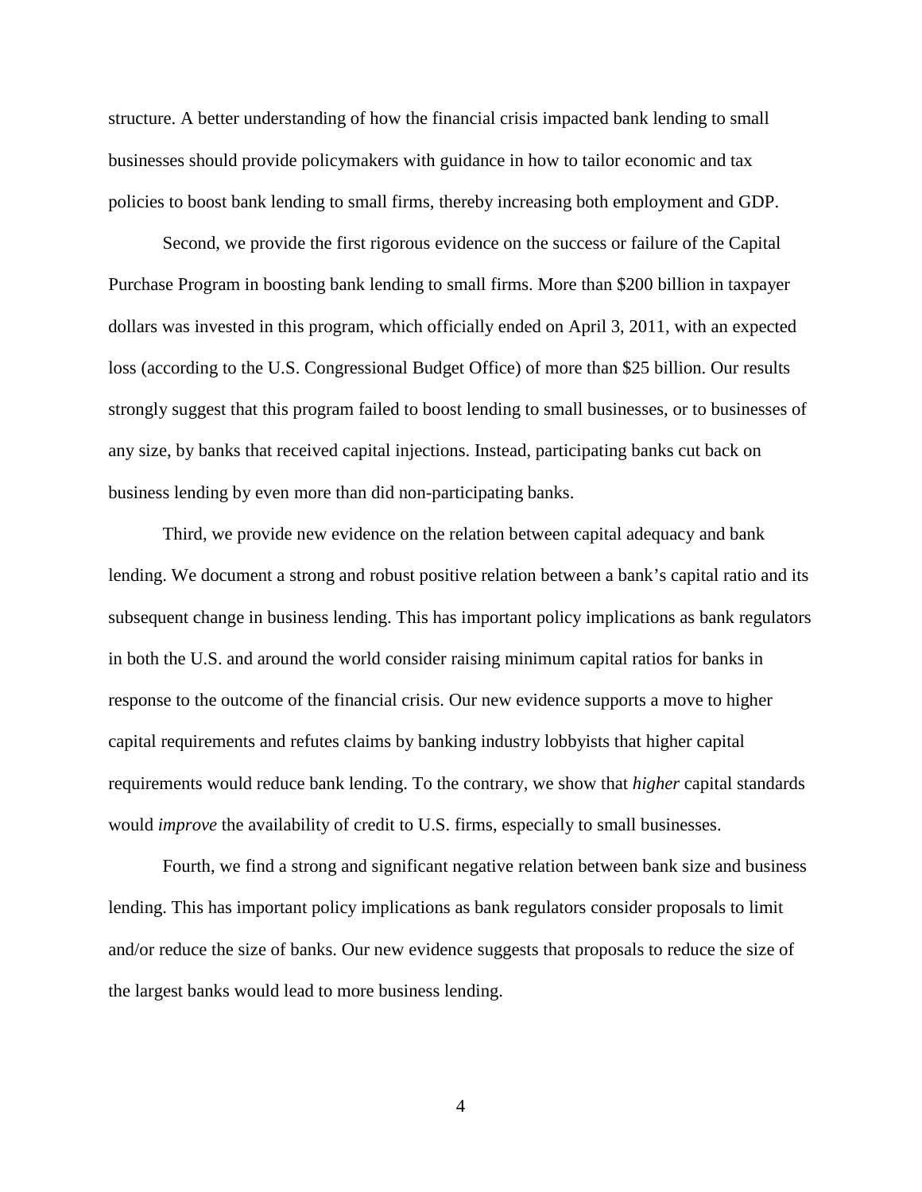structure. A better understanding of how the financial crisis impacted bank lending to small businesses should provide policymakers with guidance in how to tailor economic and tax policies to boost bank lending to small firms, thereby increasing both employment and GDP.

Second, we provide the first rigorous evidence on the success or failure of the Capital Purchase Program in boosting bank lending to small firms. More than $200 billion in taxpayer dollars was invested in this program, which officially ended on April 3, 2011, with an expected loss (according to the U.S. Congressional Budget Office) of more than $25 billion. Our results strongly suggest that this program failed to boost lending to small businesses, or to businesses of any size, by banks that received capital injections. Instead, participating banks cut back on business lending by even more than did non-participating banks.

Third, we provide new evidence on the relation between capital adequacy and bank lending. We document a strong and robust positive relation between a bank's capital ratio and its subsequent change in business lending. This has important policy implications as bank regulators in both the U.S. and around the world consider raising minimum capital ratios for banks in response to the outcome of the financial crisis. Our new evidence supports a move to higher capital requirements and refutes claims by banking industry lobbyists that higher capital requirements would reduce bank lending. To the contrary, we show that *higher* capital standards would *improve* the availability of credit to U.S. firms, especially to small businesses.

Fourth, we find a strong and significant negative relation between bank size and business lending. This has important policy implications as bank regulators consider proposals to limit and/or reduce the size of banks. Our new evidence suggests that proposals to reduce the size of the largest banks would lead to more business lending.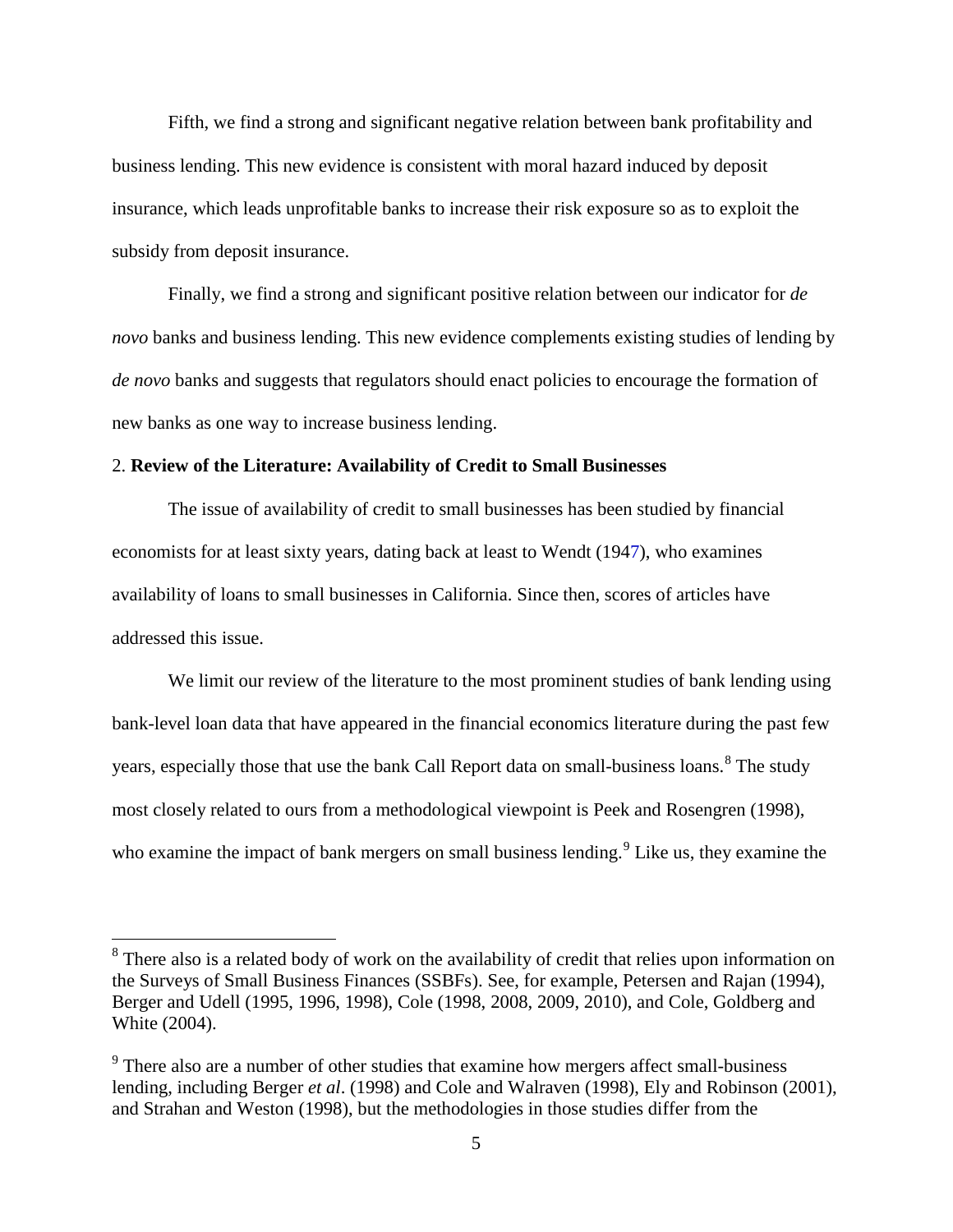Fifth, we find a strong and significant negative relation between bank profitability and business lending. This new evidence is consistent with moral hazard induced by deposit insurance, which leads unprofitable banks to increase their risk exposure so as to exploit the subsidy from deposit insurance.

Finally, we find a strong and significant positive relation between our indicator for *de novo* banks and business lending. This new evidence complements existing studies of lending by *de novo* banks and suggests that regulators should enact policies to encourage the formation of new banks as one way to increase business lending.

## 2. Review of the Literature: Availability of Credit to Small Businesses

The issue of availability of credit to small businesses has been studied by financial economists for at least sixty years, dating back at least to Wendt (1947), who examines availability of loans to small businesses in California. Since then, scores of articles have addressed this issue.

We limit our review of the literature to the most prominent studies of bank lending using bank-level loan data that have appeared in the financial economics literature during the past few years, especially those that use the bank Call Report data on small-business loans.[8] The study most closely related to ours from a methodological viewpoint is Peek and Rosengren (1998), who examine the impact of bank mergers on small business lending.[9] Like us, they examine the

---

[8] There also is a related body of work on the availability of credit that relies upon information on the Surveys of Small Business Finances (SSBFs). See, for example, Petersen and Rajan (1994), Berger and Udell (1995, 1996, 1998), Cole (1998, 2008, 2009, 2010), and Cole, Goldberg and White (2004).

[9] There also are a number of other studies that examine how mergers affect small-business lending, including Berger *et al*. (1998) and Cole and Walraven (1998), Ely and Robinson (2001), and Strahan and Weston (1998), but the methodologies in those studies differ from the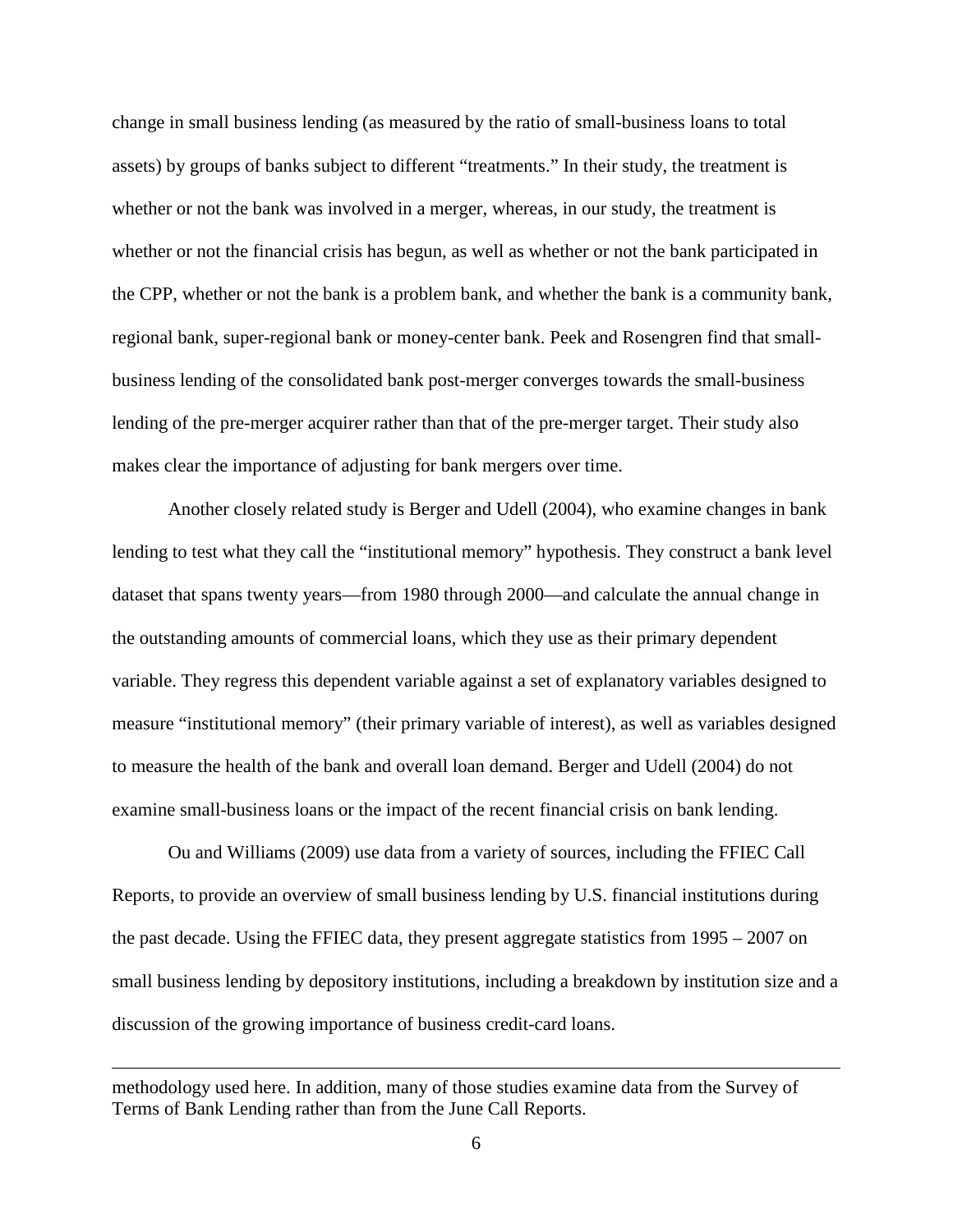change in small business lending (as measured by the ratio of small-business loans to total assets) by groups of banks subject to different "treatments." In their study, the treatment is whether or not the bank was involved in a merger, whereas, in our study, the treatment is whether or not the financial crisis has begun, as well as whether or not the bank participated in the CPP, whether or not the bank is a problem bank, and whether the bank is a community bank, regional bank, super-regional bank or money-center bank. Peek and Rosengren find that small-business lending of the consolidated bank post-merger converges towards the small-business lending of the pre-merger acquirer rather than that of the pre-merger target. Their study also makes clear the importance of adjusting for bank mergers over time.

Another closely related study is Berger and Udell (2004), who examine changes in bank lending to test what they call the "institutional memory" hypothesis. They construct a bank level dataset that spans twenty years—from 1980 through 2000—and calculate the annual change in the outstanding amounts of commercial loans, which they use as their primary dependent variable. They regress this dependent variable against a set of explanatory variables designed to measure "institutional memory" (their primary variable of interest), as well as variables designed to measure the health of the bank and overall loan demand. Berger and Udell (2004) do not examine small-business loans or the impact of the recent financial crisis on bank lending.

Ou and Williams (2009) use data from a variety of sources, including the FFIEC Call Reports, to provide an overview of small business lending by U.S. financial institutions during the past decade. Using the FFIEC data, they present aggregate statistics from 1995 – 2007 on small business lending by depository institutions, including a breakdown by institution size and a discussion of the growing importance of business credit-card loans.

---

methodology used here. In addition, many of those studies examine data from the Survey of Terms of Bank Lending rather than from the June Call Reports.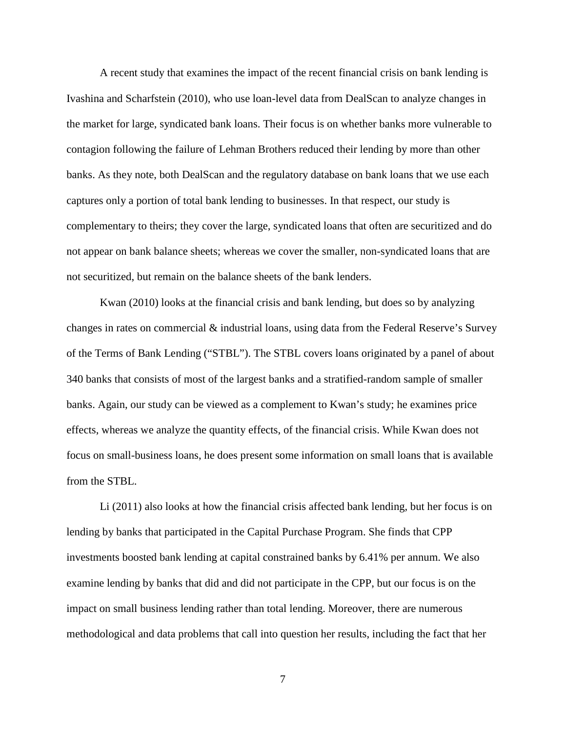A recent study that examines the impact of the recent financial crisis on bank lending is Ivashina and Scharfstein (2010), who use loan-level data from DealScan to analyze changes in the market for large, syndicated bank loans. Their focus is on whether banks more vulnerable to contagion following the failure of Lehman Brothers reduced their lending by more than other banks. As they note, both DealScan and the regulatory database on bank loans that we use each captures only a portion of total bank lending to businesses. In that respect, our study is complementary to theirs; they cover the large, syndicated loans that often are securitized and do not appear on bank balance sheets; whereas we cover the smaller, non-syndicated loans that are not securitized, but remain on the balance sheets of the bank lenders.

Kwan (2010) looks at the financial crisis and bank lending, but does so by analyzing changes in rates on commercial & industrial loans, using data from the Federal Reserve's Survey of the Terms of Bank Lending ("STBL"). The STBL covers loans originated by a panel of about 340 banks that consists of most of the largest banks and a stratified-random sample of smaller banks. Again, our study can be viewed as a complement to Kwan's study; he examines price effects, whereas we analyze the quantity effects, of the financial crisis. While Kwan does not focus on small-business loans, he does present some information on small loans that is available from the STBL.

Li (2011) also looks at how the financial crisis affected bank lending, but her focus is on lending by banks that participated in the Capital Purchase Program. She finds that CPP investments boosted bank lending at capital constrained banks by 6.41% per annum. We also examine lending by banks that did and did not participate in the CPP, but our focus is on the impact on small business lending rather than total lending. Moreover, there are numerous methodological and data problems that call into question her results, including the fact that her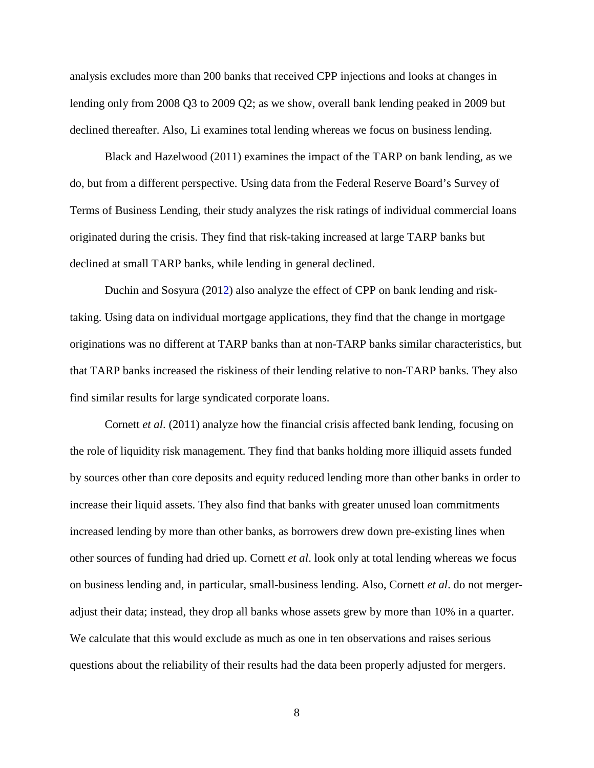analysis excludes more than 200 banks that received CPP injections and looks at changes in lending only from 2008 Q3 to 2009 Q2; as we show, overall bank lending peaked in 2009 but declined thereafter. Also, Li examines total lending whereas we focus on business lending.

Black and Hazelwood (2011) examines the impact of the TARP on bank lending, as we do, but from a different perspective. Using data from the Federal Reserve Board's Survey of Terms of Business Lending, their study analyzes the risk ratings of individual commercial loans originated during the crisis. They find that risk-taking increased at large TARP banks but declined at small TARP banks, while lending in general declined.

Duchin and Sosyura (2012) also analyze the effect of CPP on bank lending and risk-taking. Using data on individual mortgage applications, they find that the change in mortgage originations was no different at TARP banks than at non-TARP banks similar characteristics, but that TARP banks increased the riskiness of their lending relative to non-TARP banks. They also find similar results for large syndicated corporate loans.

Cornett *et al*. (2011) analyze how the financial crisis affected bank lending, focusing on the role of liquidity risk management. They find that banks holding more illiquid assets funded by sources other than core deposits and equity reduced lending more than other banks in order to increase their liquid assets. They also find that banks with greater unused loan commitments increased lending by more than other banks, as borrowers drew down pre-existing lines when other sources of funding had dried up. Cornett *et al*. look only at total lending whereas we focus on business lending and, in particular, small-business lending. Also, Cornett *et al*. do not merger-adjust their data; instead, they drop all banks whose assets grew by more than 10% in a quarter. We calculate that this would exclude as much as one in ten observations and raises serious questions about the reliability of their results had the data been properly adjusted for mergers.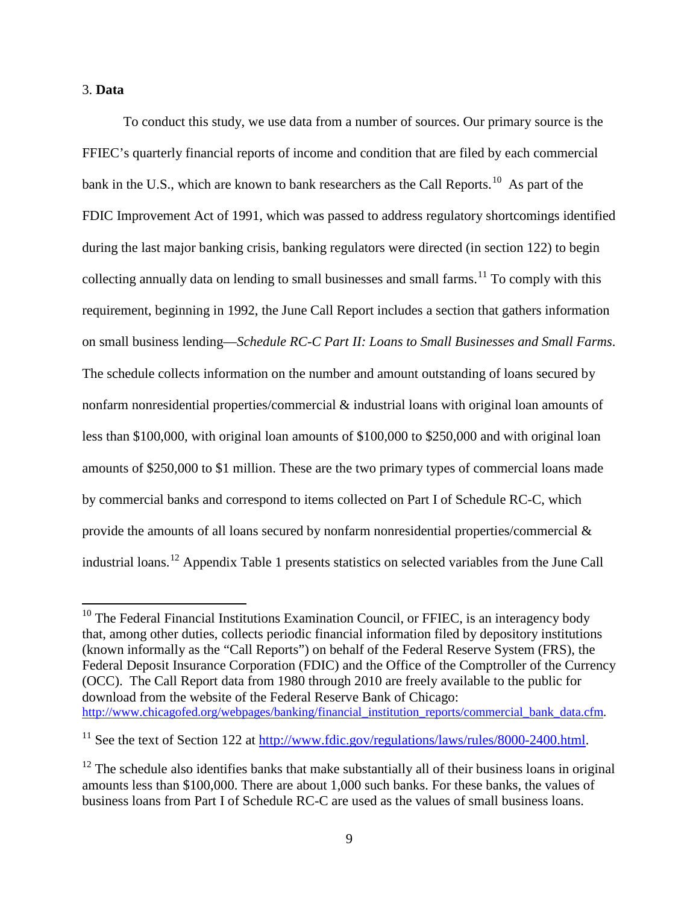## 3. **Data**

To conduct this study, we use data from a number of sources. Our primary source is the FFIEC's quarterly financial reports of income and condition that are filed by each commercial bank in the U.S., which are known to bank researchers as the Call Reports.[10] As part of the FDIC Improvement Act of 1991, which was passed to address regulatory shortcomings identified during the last major banking crisis, banking regulators were directed (in section 122) to begin collecting annually data on lending to small businesses and small farms.[11] To comply with this requirement, beginning in 1992, the June Call Report includes a section that gathers information on small business lending—*Schedule RC-C Part II: Loans to Small Businesses and Small Farms*. The schedule collects information on the number and amount outstanding of loans secured by nonfarm nonresidential properties/commercial & industrial loans with original loan amounts of less than $100,000, with original loan amounts of $100,000 to $250,000 and with original loan amounts of $250,000 to $1 million. These are the two primary types of commercial loans made by commercial banks and correspond to items collected on Part I of Schedule RC-C, which provide the amounts of all loans secured by nonfarm nonresidential properties/commercial & industrial loans.[12] Appendix Table 1 presents statistics on selected variables from the June Call

---

[10] The Federal Financial Institutions Examination Council, or FFIEC, is an interagency body that, among other duties, collects periodic financial information filed by depository institutions (known informally as the "Call Reports") on behalf of the Federal Reserve System (FRS), the Federal Deposit Insurance Corporation (FDIC) and the Office of the Comptroller of the Currency (OCC). The Call Report data from 1980 through 2010 are freely available to the public for download from the website of the Federal Reserve Bank of Chicago: http://www.chicagofed.org/webpages/banking/financial_institution_reports/commercial_bank_data.cfm.

[11] See the text of Section 122 at http://www.fdic.gov/regulations/laws/rules/8000-2400.html.

[12] The schedule also identifies banks that make substantially all of their business loans in original amounts less than $100,000. There are about 1,000 such banks. For these banks, the values of business loans from Part I of Schedule RC-C are used as the values of small business loans.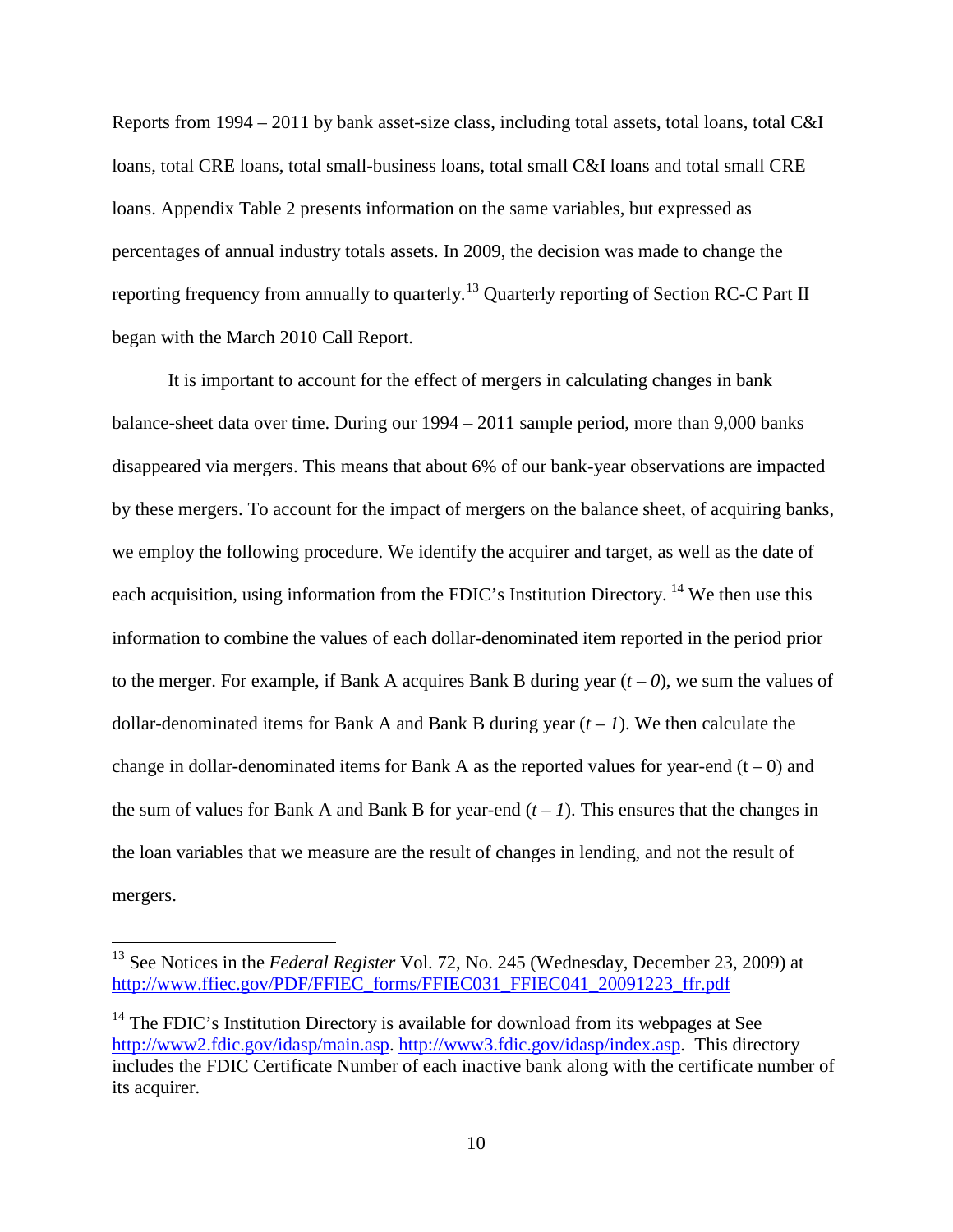Reports from 1994 – 2011 by bank asset-size class, including total assets, total loans, total C&I loans, total CRE loans, total small-business loans, total small C&I loans and total small CRE loans. Appendix Table 2 presents information on the same variables, but expressed as percentages of annual industry totals assets. In 2009, the decision was made to change the reporting frequency from annually to quarterly.[13] Quarterly reporting of Section RC-C Part II began with the March 2010 Call Report.

It is important to account for the effect of mergers in calculating changes in bank balance-sheet data over time. During our 1994 – 2011 sample period, more than 9,000 banks disappeared via mergers. This means that about 6% of our bank-year observations are impacted by these mergers. To account for the impact of mergers on the balance sheet, of acquiring banks, we employ the following procedure. We identify the acquirer and target, as well as the date of each acquisition, using information from the FDIC's Institution Directory.[14] We then use this information to combine the values of each dollar-denominated item reported in the period prior to the merger. For example, if Bank A acquires Bank B during year ($t – 0$), we sum the values of dollar-denominated items for Bank A and Bank B during year ($t – 1$). We then calculate the change in dollar-denominated items for Bank A as the reported values for year-end ($t – 0$) and the sum of values for Bank A and Bank B for year-end ($t – 1$). This ensures that the changes in the loan variables that we measure are the result of changes in lending, and not the result of mergers.

---

[13] See Notices in the *Federal Register* Vol. 72, No. 245 (Wednesday, December 23, 2009) at http://www.ffiec.gov/PDF/FFIEC_forms/FFIEC031_FFIEC041_20091223_ffr.pdf

[14] The FDIC's Institution Directory is available for download from its webpages at See http://www2.fdic.gov/idasp/main.asp. http://www3.fdic.gov/idasp/index.asp. This directory includes the FDIC Certificate Number of each inactive bank along with the certificate number of its acquirer.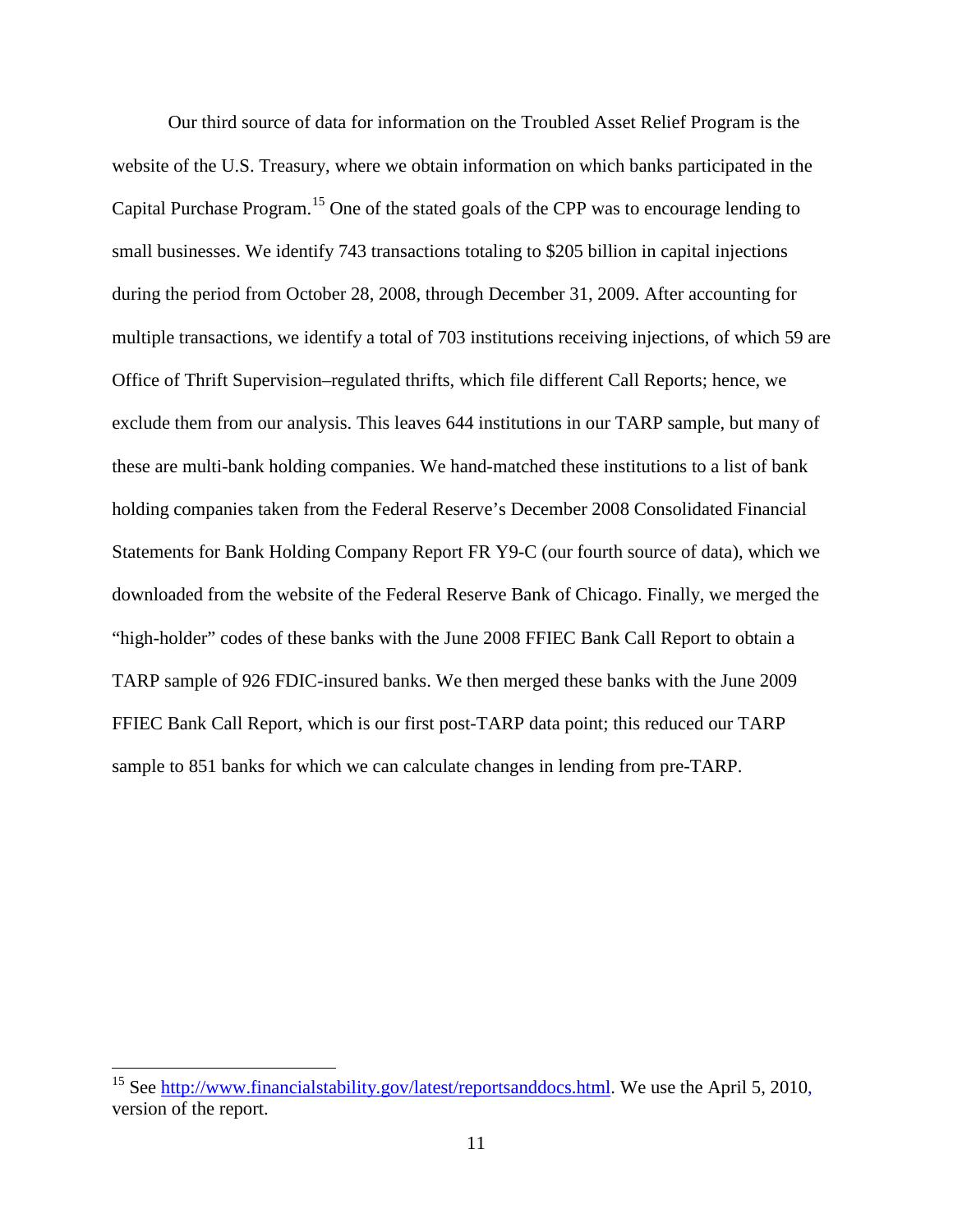Our third source of data for information on the Troubled Asset Relief Program is the website of the U.S. Treasury, where we obtain information on which banks participated in the Capital Purchase Program.[15] One of the stated goals of the CPP was to encourage lending to small businesses. We identify 743 transactions totaling to $205 billion in capital injections during the period from October 28, 2008, through December 31, 2009. After accounting for multiple transactions, we identify a total of 703 institutions receiving injections, of which 59 are Office of Thrift Supervision–regulated thrifts, which file different Call Reports; hence, we exclude them from our analysis. This leaves 644 institutions in our TARP sample, but many of these are multi-bank holding companies. We hand-matched these institutions to a list of bank holding companies taken from the Federal Reserve's December 2008 Consolidated Financial Statements for Bank Holding Company Report FR Y9-C (our fourth source of data), which we downloaded from the website of the Federal Reserve Bank of Chicago. Finally, we merged the "high-holder" codes of these banks with the June 2008 FFIEC Bank Call Report to obtain a TARP sample of 926 FDIC-insured banks. We then merged these banks with the June 2009 FFIEC Bank Call Report, which is our first post-TARP data point; this reduced our TARP sample to 851 banks for which we can calculate changes in lending from pre-TARP.

---

[15] See http://www.financialstability.gov/latest/reportsanddocs.html. We use the April 5, 2010, version of the report.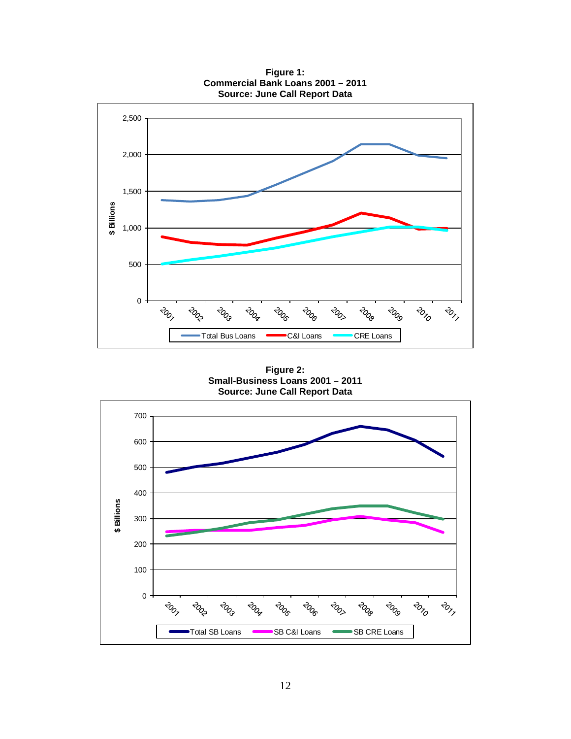**Figure 1:**
**Commercial Bank Loans 2001 – 2011**
**Source: June Call Report Data**

**Figure 2:**
**Small-Business Loans 2001 – 2011**
**Source: June Call Report Data**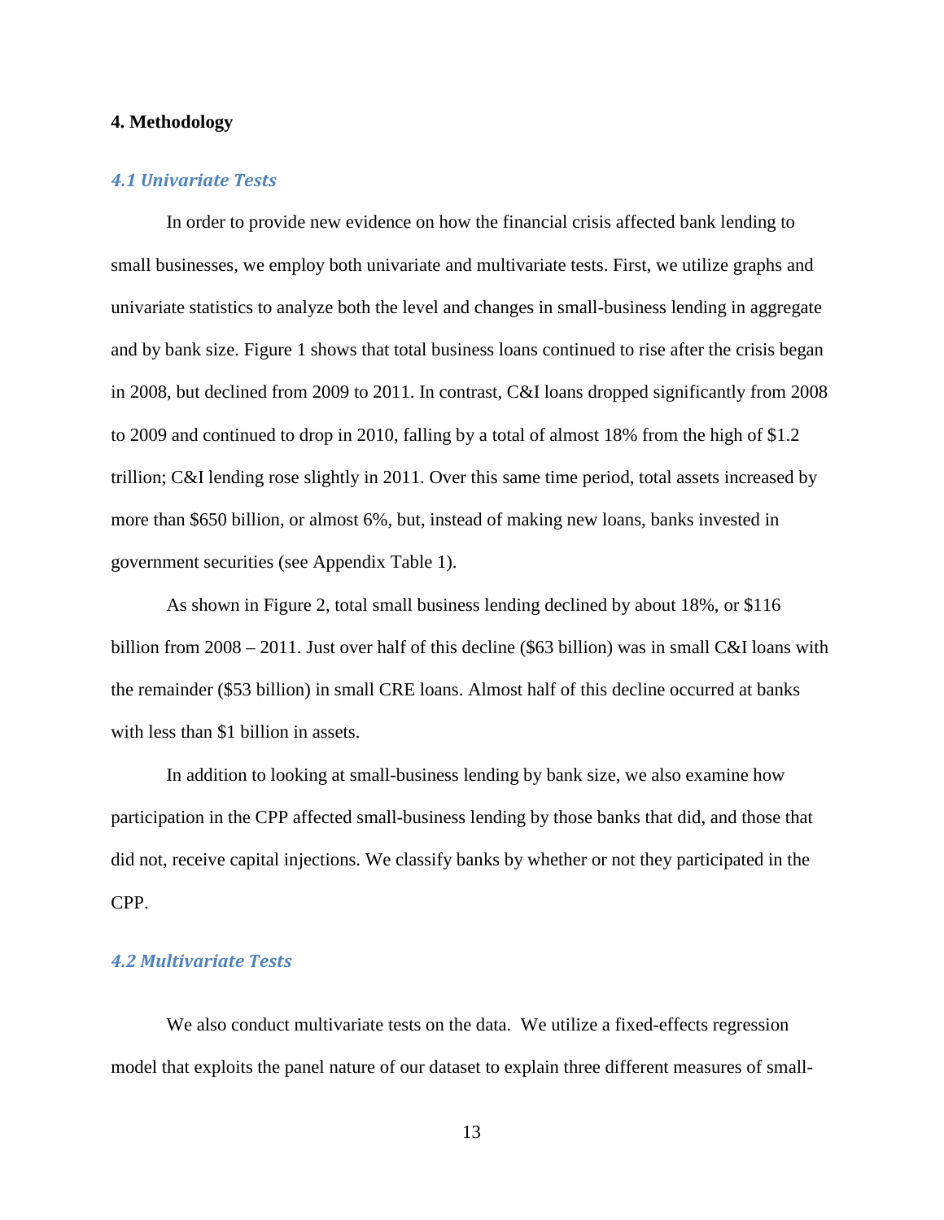## 4. Methodology

### *4.1 Univariate Tests*

In order to provide new evidence on how the financial crisis affected bank lending to small businesses, we employ both univariate and multivariate tests. First, we utilize graphs and univariate statistics to analyze both the level and changes in small-business lending in aggregate and by bank size. Figure 1 shows that total business loans continued to rise after the crisis began in 2008, but declined from 2009 to 2011. In contrast, C&I loans dropped significantly from 2008 to 2009 and continued to drop in 2010, falling by a total of almost 18% from the high of $1.2 trillion; C&I lending rose slightly in 2011. Over this same time period, total assets increased by more than $650 billion, or almost 6%, but, instead of making new loans, banks invested in government securities (see Appendix Table 1).

As shown in Figure 2, total small business lending declined by about 18%, or $116 billion from 2008 – 2011. Just over half of this decline ($63 billion) was in small C&I loans with the remainder ($53 billion) in small CRE loans. Almost half of this decline occurred at banks with less than $1 billion in assets.

In addition to looking at small-business lending by bank size, we also examine how participation in the CPP affected small-business lending by those banks that did, and those that did not, receive capital injections. We classify banks by whether or not they participated in the CPP.

### *4.2 Multivariate Tests*

We also conduct multivariate tests on the data. We utilize a fixed-effects regression model that exploits the panel nature of our dataset to explain three different measures of small-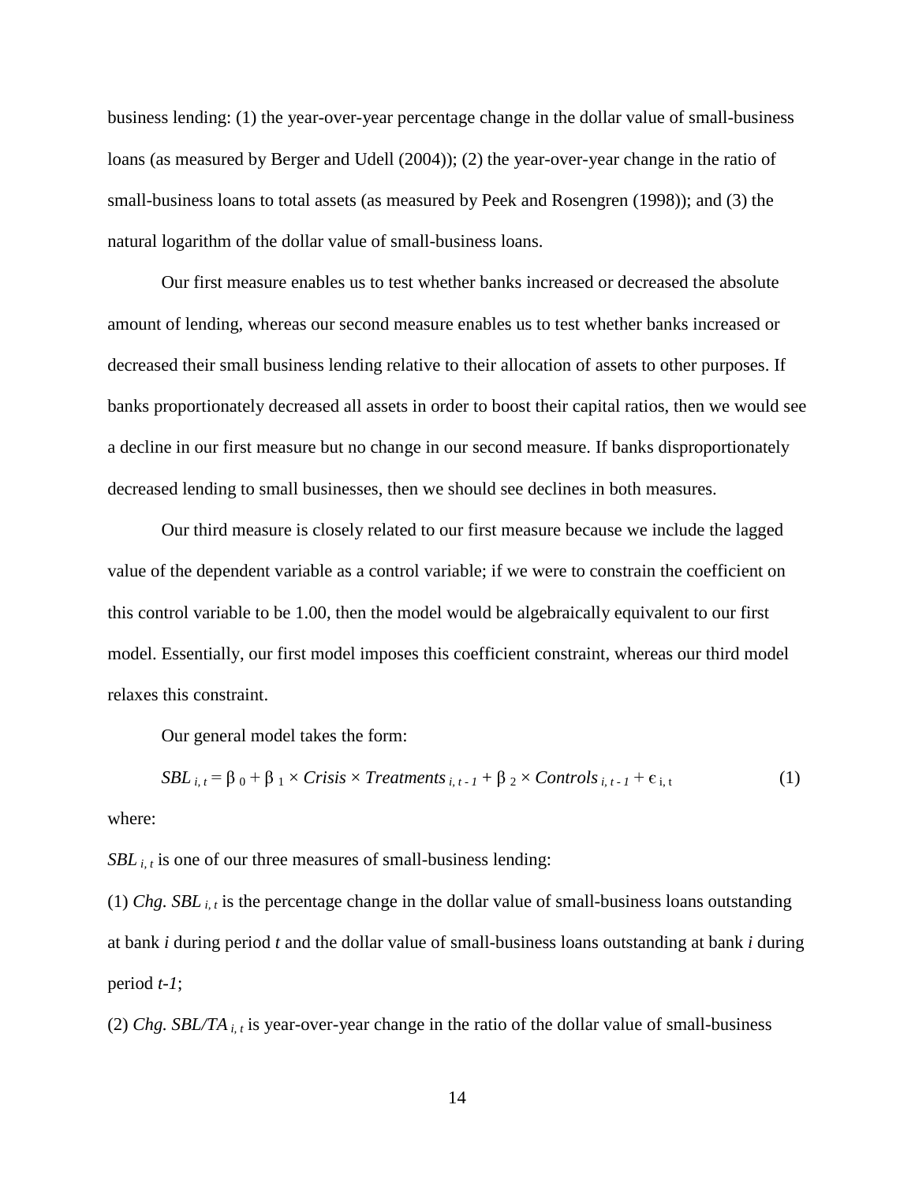business lending: (1) the year-over-year percentage change in the dollar value of small-business loans (as measured by Berger and Udell (2004)); (2) the year-over-year change in the ratio of small-business loans to total assets (as measured by Peek and Rosengren (1998)); and (3) the natural logarithm of the dollar value of small-business loans.

Our first measure enables us to test whether banks increased or decreased the absolute amount of lending, whereas our second measure enables us to test whether banks increased or decreased their small business lending relative to their allocation of assets to other purposes. If banks proportionately decreased all assets in order to boost their capital ratios, then we would see a decline in our first measure but no change in our second measure. If banks disproportionately decreased lending to small businesses, then we should see declines in both measures.

Our third measure is closely related to our first measure because we include the lagged value of the dependent variable as a control variable; if we were to constrain the coefficient on this control variable to be 1.00, then the model would be algebraically equivalent to our first model. Essentially, our first model imposes this coefficient constraint, whereas our third model relaxes this constraint.

Our general model takes the form:

$$SBL_{i,t} = \beta_0 + \beta_1 \times Crisis \times Treatments_{i,t-1} + \beta_2 \times Controls_{i,t-1} + \epsilon_{i,t} \tag{1}$$

where:

$SBL_{i,t}$ is one of our three measures of small-business lending:

(1) *Chg. SBL* $_{i,t}$ is the percentage change in the dollar value of small-business loans outstanding at bank *i* during period *t* and the dollar value of small-business loans outstanding at bank *i* during period *t-1*;

(2) *Chg. SBL/TA* $_{i,t}$ is year-over-year change in the ratio of the dollar value of small-business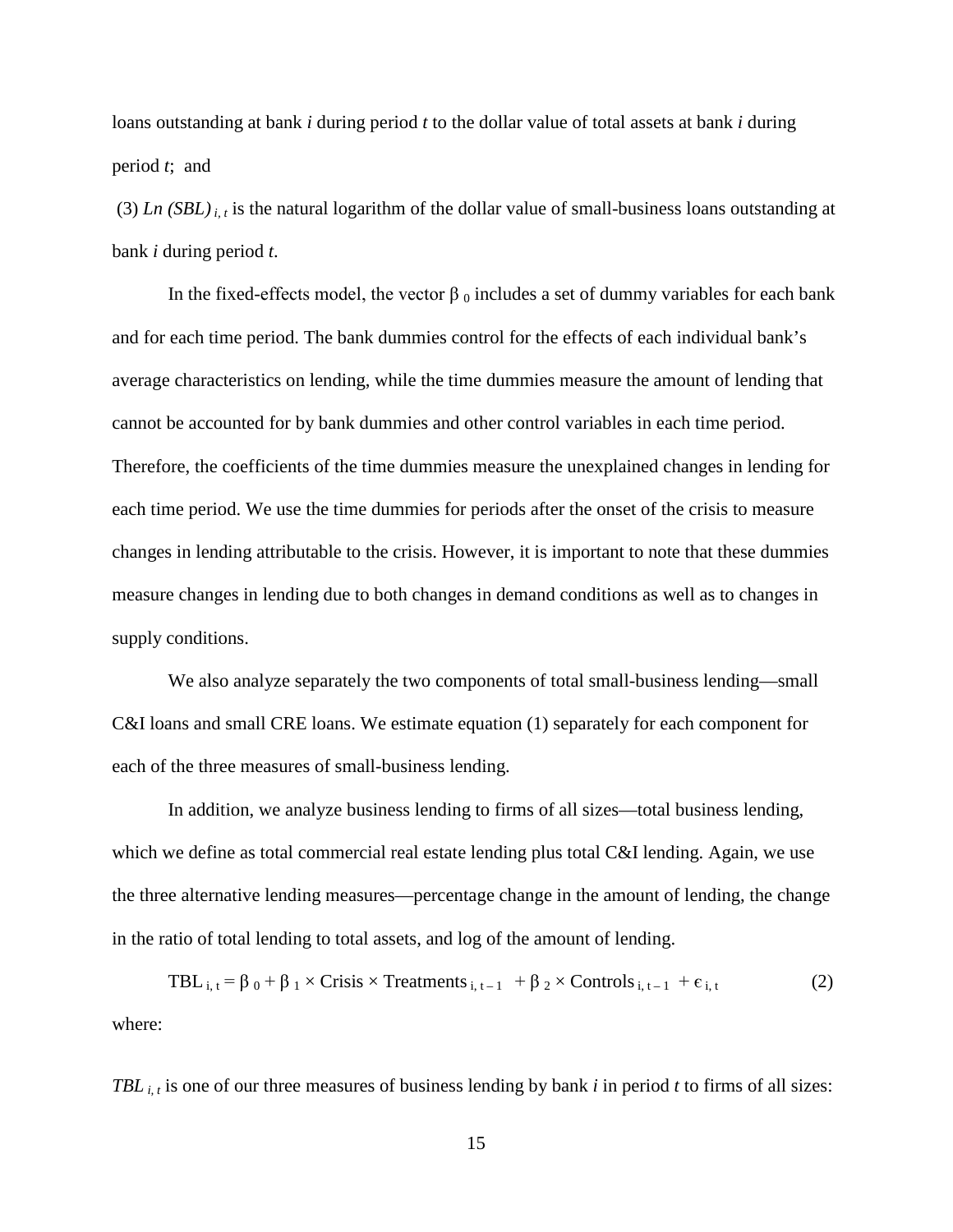loans outstanding at bank *i* during period *t* to the dollar value of total assets at bank *i* during period *t*; and

(3) $Ln\ (SBL)_{i,\,t}$ is the natural logarithm of the dollar value of small-business loans outstanding at bank *i* during period *t*.

In the fixed-effects model, the vector $\beta_0$ includes a set of dummy variables for each bank and for each time period. The bank dummies control for the effects of each individual bank's average characteristics on lending, while the time dummies measure the amount of lending that cannot be accounted for by bank dummies and other control variables in each time period. Therefore, the coefficients of the time dummies measure the unexplained changes in lending for each time period. We use the time dummies for periods after the onset of the crisis to measure changes in lending attributable to the crisis. However, it is important to note that these dummies measure changes in lending due to both changes in demand conditions as well as to changes in supply conditions.

We also analyze separately the two components of total small-business lending—small C&I loans and small CRE loans. We estimate equation (1) separately for each component for each of the three measures of small-business lending.

In addition, we analyze business lending to firms of all sizes—total business lending, which we define as total commercial real estate lending plus total C&I lending. Again, we use the three alternative lending measures—percentage change in the amount of lending, the change in the ratio of total lending to total assets, and log of the amount of lending.

$$\text{TBL}_{i,\,t} = \beta_0 + \beta_1 \times \text{Crisis} \times \text{Treatments}_{i,\,t-1} + \beta_2 \times \text{Controls}_{i,\,t-1} + \epsilon_{i,\,t} \qquad (2)$$

where:

$TBL_{i,\,t}$ is one of our three measures of business lending by bank *i* in period *t* to firms of all sizes: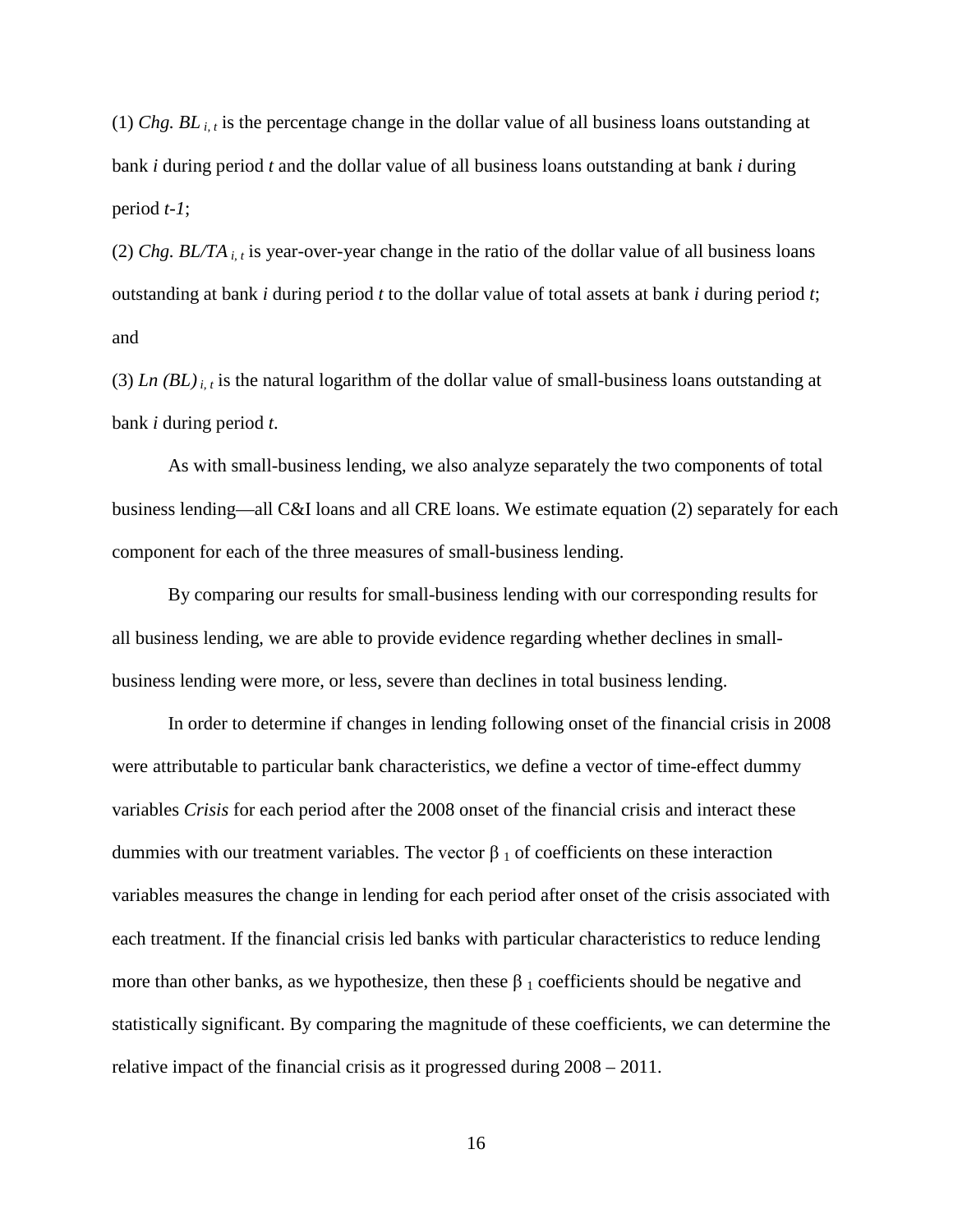(1) *Chg. BL* $_{i, t}$ is the percentage change in the dollar value of all business loans outstanding at bank *i* during period *t* and the dollar value of all business loans outstanding at bank *i* during period *t-1*;

(2) *Chg. BL/TA* $_{i, t}$ is year-over-year change in the ratio of the dollar value of all business loans outstanding at bank *i* during period *t* to the dollar value of total assets at bank *i* during period *t*; and

(3) *Ln (BL)* $_{i, t}$ is the natural logarithm of the dollar value of small-business loans outstanding at bank *i* during period *t*.

As with small-business lending, we also analyze separately the two components of total business lending—all C&I loans and all CRE loans. We estimate equation (2) separately for each component for each of the three measures of small-business lending.

By comparing our results for small-business lending with our corresponding results for all business lending, we are able to provide evidence regarding whether declines in small-business lending were more, or less, severe than declines in total business lending.

In order to determine if changes in lending following onset of the financial crisis in 2008 were attributable to particular bank characteristics, we define a vector of time-effect dummy variables *Crisis* for each period after the 2008 onset of the financial crisis and interact these dummies with our treatment variables. The vector $\beta_1$ of coefficients on these interaction variables measures the change in lending for each period after onset of the crisis associated with each treatment. If the financial crisis led banks with particular characteristics to reduce lending more than other banks, as we hypothesize, then these $\beta_1$ coefficients should be negative and statistically significant. By comparing the magnitude of these coefficients, we can determine the relative impact of the financial crisis as it progressed during 2008 – 2011.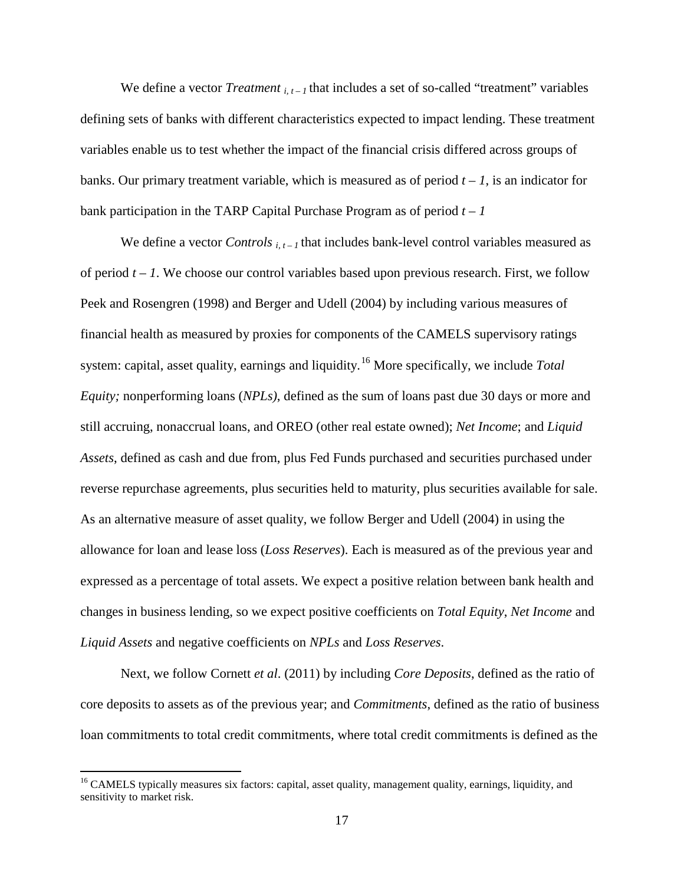We define a vector *Treatment* $_{i,\,t-1}$ that includes a set of so-called "treatment" variables defining sets of banks with different characteristics expected to impact lending. These treatment variables enable us to test whether the impact of the financial crisis differed across groups of banks. Our primary treatment variable, which is measured as of period $t-1$, is an indicator for bank participation in the TARP Capital Purchase Program as of period $t-1$

We define a vector *Controls* $_{i,\,t-1}$ that includes bank-level control variables measured as of period $t-1$. We choose our control variables based upon previous research. First, we follow Peek and Rosengren (1998) and Berger and Udell (2004) by including various measures of financial health as measured by proxies for components of the CAMELS supervisory ratings system: capital, asset quality, earnings and liquidity.[16] More specifically, we include *Total Equity;* nonperforming loans (*NPLs)*, defined as the sum of loans past due 30 days or more and still accruing, nonaccrual loans, and OREO (other real estate owned); *Net Income*; and *Liquid Assets*, defined as cash and due from, plus Fed Funds purchased and securities purchased under reverse repurchase agreements, plus securities held to maturity, plus securities available for sale. As an alternative measure of asset quality, we follow Berger and Udell (2004) in using the allowance for loan and lease loss (*Loss Reserves*). Each is measured as of the previous year and expressed as a percentage of total assets. We expect a positive relation between bank health and changes in business lending, so we expect positive coefficients on *Total Equity*, *Net Income* and *Liquid Assets* and negative coefficients on *NPLs* and *Loss Reserves*.

Next, we follow Cornett *et al*. (2011) by including *Core Deposits*, defined as the ratio of core deposits to assets as of the previous year; and *Commitments*, defined as the ratio of business loan commitments to total credit commitments, where total credit commitments is defined as the

[16] CAMELS typically measures six factors: capital, asset quality, management quality, earnings, liquidity, and sensitivity to market risk.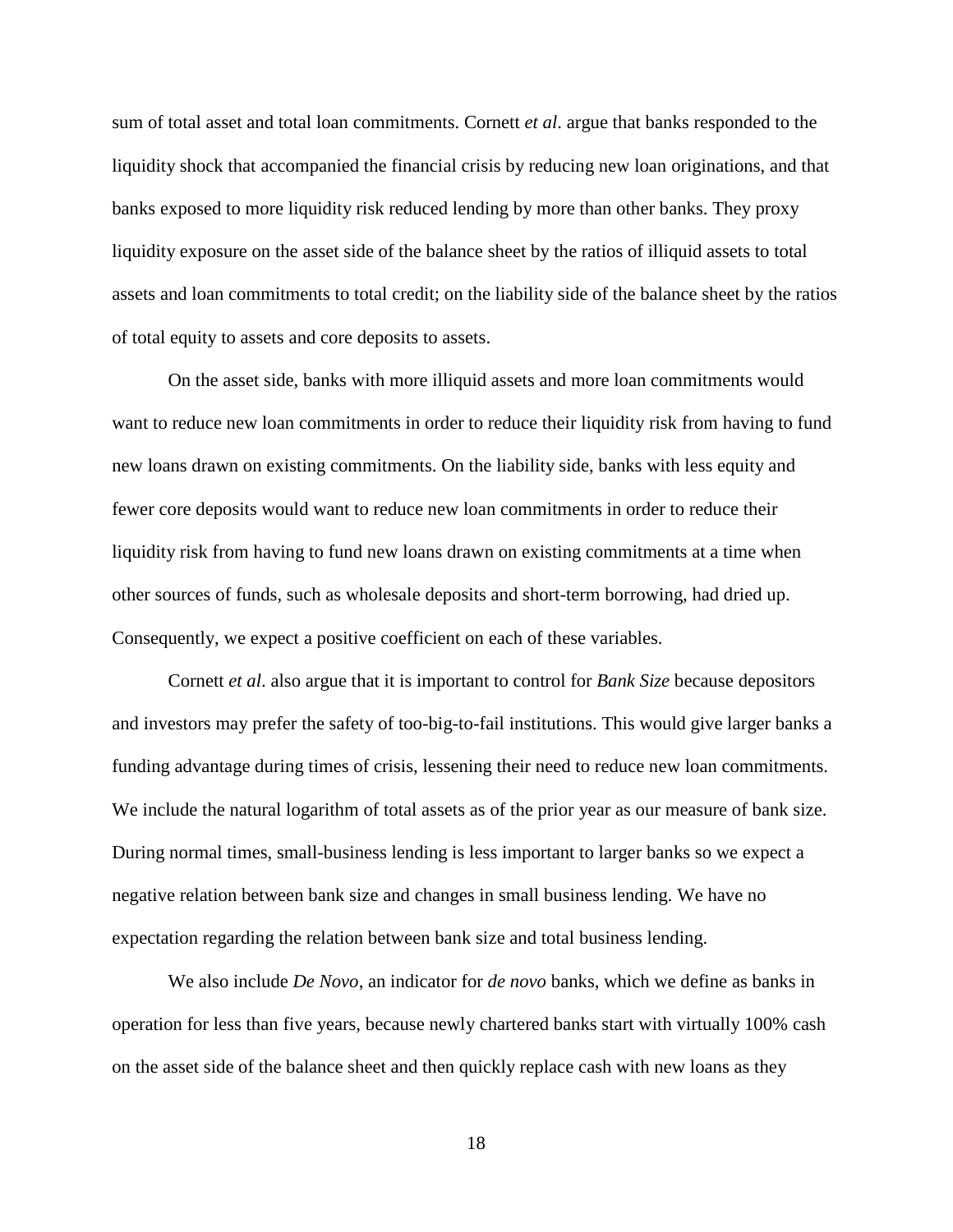sum of total asset and total loan commitments. Cornett *et al*. argue that banks responded to the liquidity shock that accompanied the financial crisis by reducing new loan originations, and that banks exposed to more liquidity risk reduced lending by more than other banks. They proxy liquidity exposure on the asset side of the balance sheet by the ratios of illiquid assets to total assets and loan commitments to total credit; on the liability side of the balance sheet by the ratios of total equity to assets and core deposits to assets.

On the asset side, banks with more illiquid assets and more loan commitments would want to reduce new loan commitments in order to reduce their liquidity risk from having to fund new loans drawn on existing commitments. On the liability side, banks with less equity and fewer core deposits would want to reduce new loan commitments in order to reduce their liquidity risk from having to fund new loans drawn on existing commitments at a time when other sources of funds, such as wholesale deposits and short-term borrowing, had dried up. Consequently, we expect a positive coefficient on each of these variables.

Cornett *et al*. also argue that it is important to control for *Bank Size* because depositors and investors may prefer the safety of too-big-to-fail institutions. This would give larger banks a funding advantage during times of crisis, lessening their need to reduce new loan commitments. We include the natural logarithm of total assets as of the prior year as our measure of bank size. During normal times, small-business lending is less important to larger banks so we expect a negative relation between bank size and changes in small business lending. We have no expectation regarding the relation between bank size and total business lending.

We also include *De Novo*, an indicator for *de novo* banks, which we define as banks in operation for less than five years, because newly chartered banks start with virtually 100% cash on the asset side of the balance sheet and then quickly replace cash with new loans as they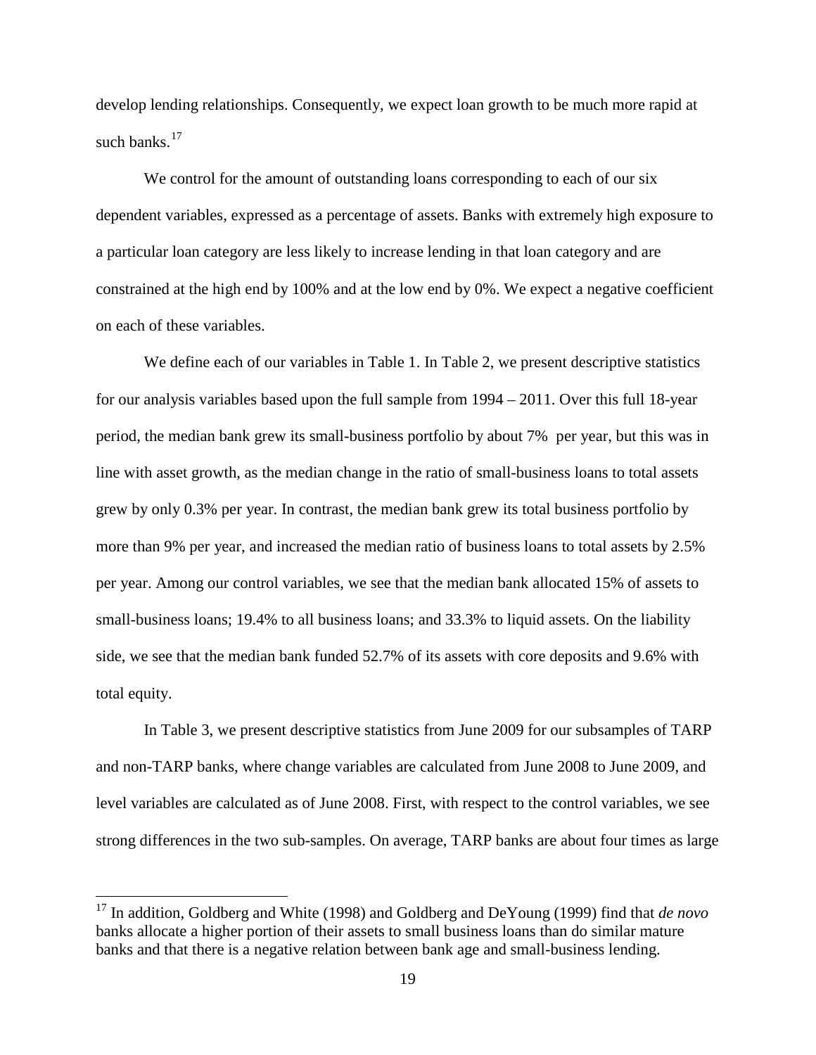develop lending relationships. Consequently, we expect loan growth to be much more rapid at such banks.[17]

We control for the amount of outstanding loans corresponding to each of our six dependent variables, expressed as a percentage of assets. Banks with extremely high exposure to a particular loan category are less likely to increase lending in that loan category and are constrained at the high end by 100% and at the low end by 0%. We expect a negative coefficient on each of these variables.

We define each of our variables in Table 1. In Table 2, we present descriptive statistics for our analysis variables based upon the full sample from 1994 – 2011. Over this full 18-year period, the median bank grew its small-business portfolio by about 7% per year, but this was in line with asset growth, as the median change in the ratio of small-business loans to total assets grew by only 0.3% per year. In contrast, the median bank grew its total business portfolio by more than 9% per year, and increased the median ratio of business loans to total assets by 2.5% per year. Among our control variables, we see that the median bank allocated 15% of assets to small-business loans; 19.4% to all business loans; and 33.3% to liquid assets. On the liability side, we see that the median bank funded 52.7% of its assets with core deposits and 9.6% with total equity.

In Table 3, we present descriptive statistics from June 2009 for our subsamples of TARP and non-TARP banks, where change variables are calculated from June 2008 to June 2009, and level variables are calculated as of June 2008. First, with respect to the control variables, we see strong differences in the two sub-samples. On average, TARP banks are about four times as large

[17] In addition, Goldberg and White (1998) and Goldberg and DeYoung (1999) find that *de novo* banks allocate a higher portion of their assets to small business loans than do similar mature banks and that there is a negative relation between bank age and small-business lending.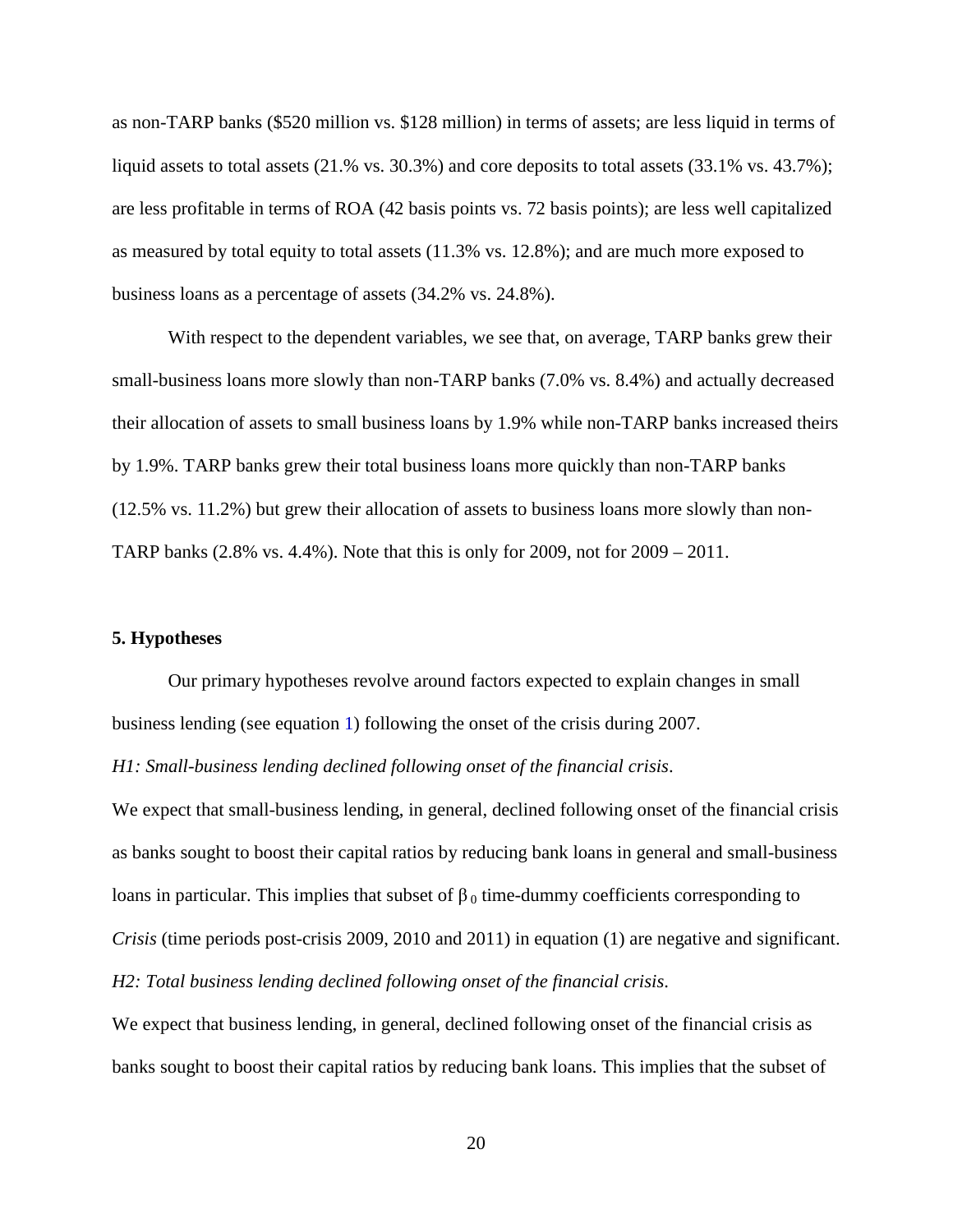as non-TARP banks ($520 million vs. $128 million) in terms of assets; are less liquid in terms of liquid assets to total assets (21.% vs. 30.3%) and core deposits to total assets (33.1% vs. 43.7%); are less profitable in terms of ROA (42 basis points vs. 72 basis points); are less well capitalized as measured by total equity to total assets (11.3% vs. 12.8%); and are much more exposed to business loans as a percentage of assets (34.2% vs. 24.8%).

With respect to the dependent variables, we see that, on average, TARP banks grew their small-business loans more slowly than non-TARP banks (7.0% vs. 8.4%) and actually decreased their allocation of assets to small business loans by 1.9% while non-TARP banks increased theirs by 1.9%. TARP banks grew their total business loans more quickly than non-TARP banks (12.5% vs. 11.2%) but grew their allocation of assets to business loans more slowly than non-TARP banks (2.8% vs. 4.4%). Note that this is only for 2009, not for 2009 – 2011.

### 5. Hypotheses

Our primary hypotheses revolve around factors expected to explain changes in small business lending (see equation 1) following the onset of the crisis during 2007.

*H1: Small-business lending declined following onset of the financial crisis*.

We expect that small-business lending, in general, declined following onset of the financial crisis as banks sought to boost their capital ratios by reducing bank loans in general and small-business loans in particular. This implies that subset of $\beta_0$ time-dummy coefficients corresponding to *Crisis* (time periods post-crisis 2009, 2010 and 2011) in equation (1) are negative and significant.

*H2: Total business lending declined following onset of the financial crisis*.

We expect that business lending, in general, declined following onset of the financial crisis as banks sought to boost their capital ratios by reducing bank loans. This implies that the subset of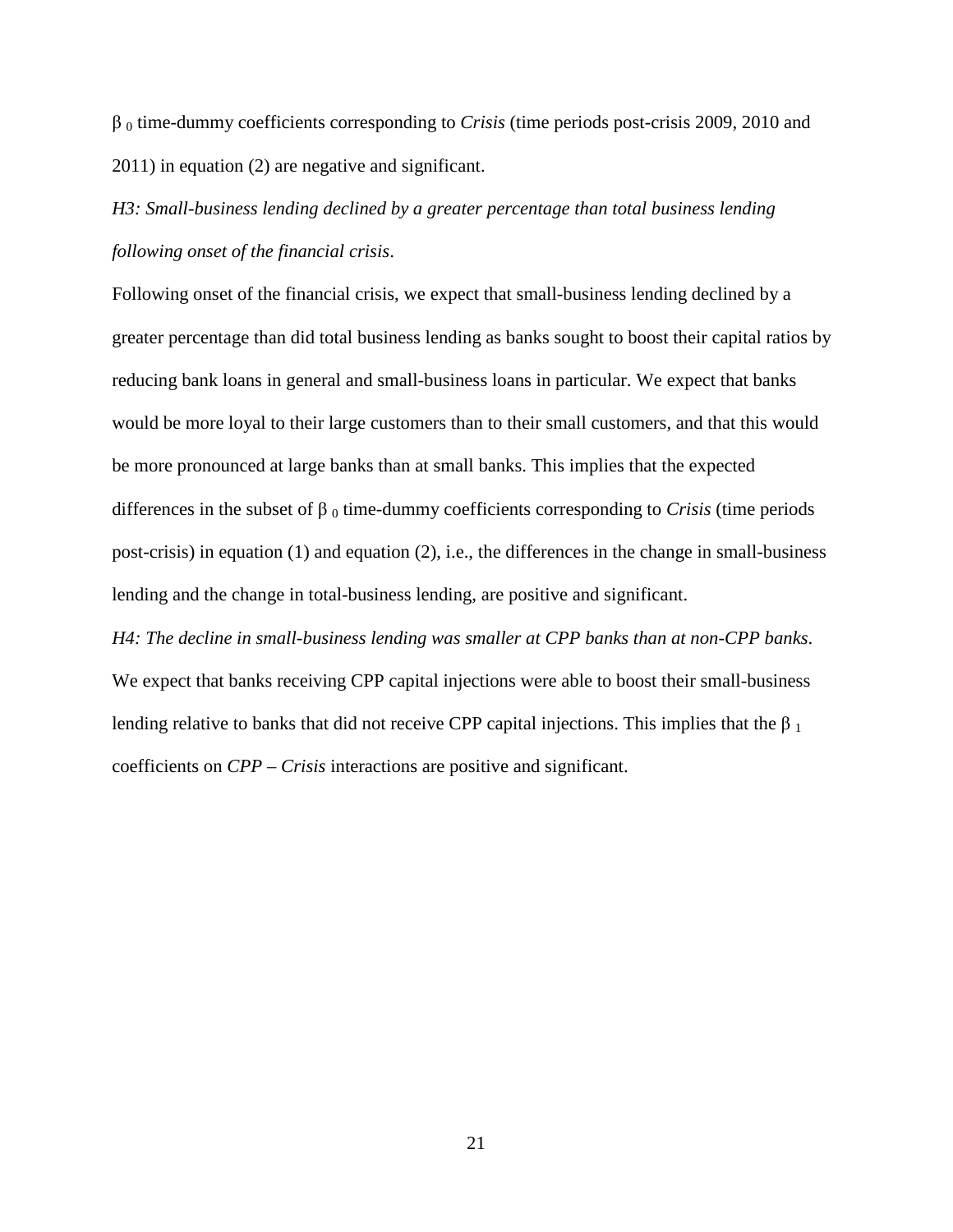$\beta_0$ time-dummy coefficients corresponding to *Crisis* (time periods post-crisis 2009, 2010 and 2011) in equation (2) are negative and significant.

*H3: Small-business lending declined by a greater percentage than total business lending following onset of the financial crisis*.

Following onset of the financial crisis, we expect that small-business lending declined by a greater percentage than did total business lending as banks sought to boost their capital ratios by reducing bank loans in general and small-business loans in particular. We expect that banks would be more loyal to their large customers than to their small customers, and that this would be more pronounced at large banks than at small banks. This implies that the expected differences in the subset of $\beta_0$ time-dummy coefficients corresponding to *Crisis* (time periods post-crisis) in equation (1) and equation (2), i.e., the differences in the change in small-business lending and the change in total-business lending, are positive and significant.

*H4: The decline in small-business lending was smaller at CPP banks than at non-CPP banks.*

We expect that banks receiving CPP capital injections were able to boost their small-business lending relative to banks that did not receive CPP capital injections. This implies that the $\beta_1$ coefficients on *CPP – Crisis* interactions are positive and significant.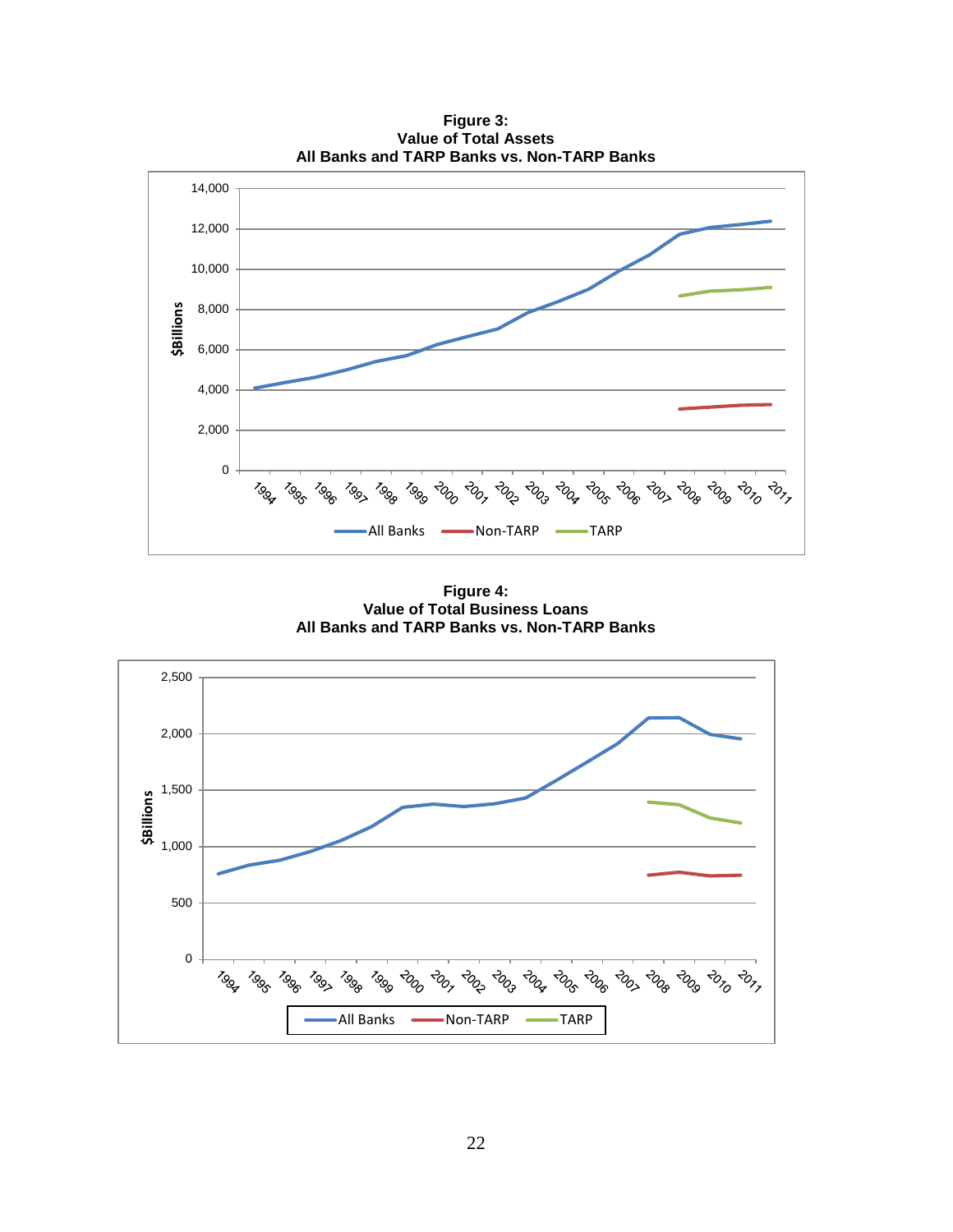**Figure 3:**
**Value of Total Assets**
**All Banks and TARP Banks vs. Non-TARP Banks**

**Figure 4:**
**Value of Total Business Loans**
**All Banks and TARP Banks vs. Non-TARP Banks**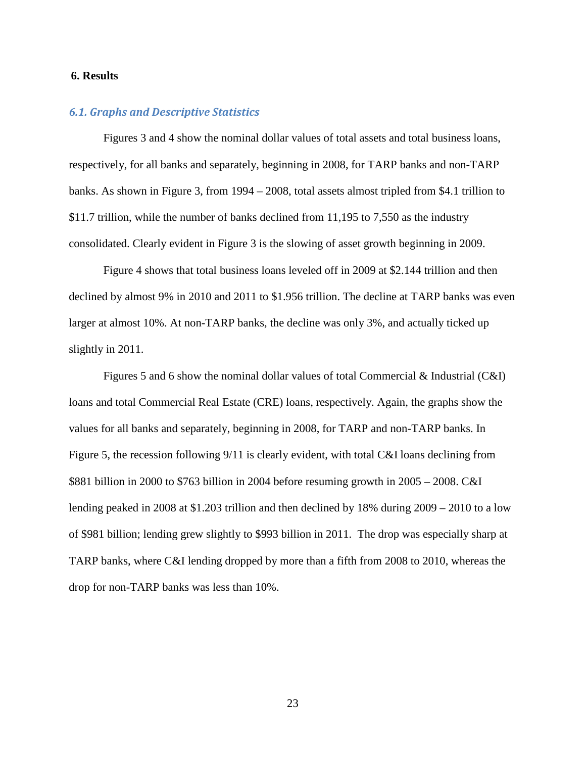## 6. Results

### *6.1. Graphs and Descriptive Statistics*

Figures 3 and 4 show the nominal dollar values of total assets and total business loans, respectively, for all banks and separately, beginning in 2008, for TARP banks and non-TARP banks. As shown in Figure 3, from 1994 – 2008, total assets almost tripled from $4.1 trillion to $11.7 trillion, while the number of banks declined from 11,195 to 7,550 as the industry consolidated. Clearly evident in Figure 3 is the slowing of asset growth beginning in 2009.

Figure 4 shows that total business loans leveled off in 2009 at $2.144 trillion and then declined by almost 9% in 2010 and 2011 to $1.956 trillion. The decline at TARP banks was even larger at almost 10%. At non-TARP banks, the decline was only 3%, and actually ticked up slightly in 2011.

Figures 5 and 6 show the nominal dollar values of total Commercial & Industrial (C&I) loans and total Commercial Real Estate (CRE) loans, respectively. Again, the graphs show the values for all banks and separately, beginning in 2008, for TARP and non-TARP banks. In Figure 5, the recession following 9/11 is clearly evident, with total C&I loans declining from $881 billion in 2000 to $763 billion in 2004 before resuming growth in 2005 – 2008. C&I lending peaked in 2008 at $1.203 trillion and then declined by 18% during 2009 – 2010 to a low of $981 billion; lending grew slightly to $993 billion in 2011. The drop was especially sharp at TARP banks, where C&I lending dropped by more than a fifth from 2008 to 2010, whereas the drop for non-TARP banks was less than 10%.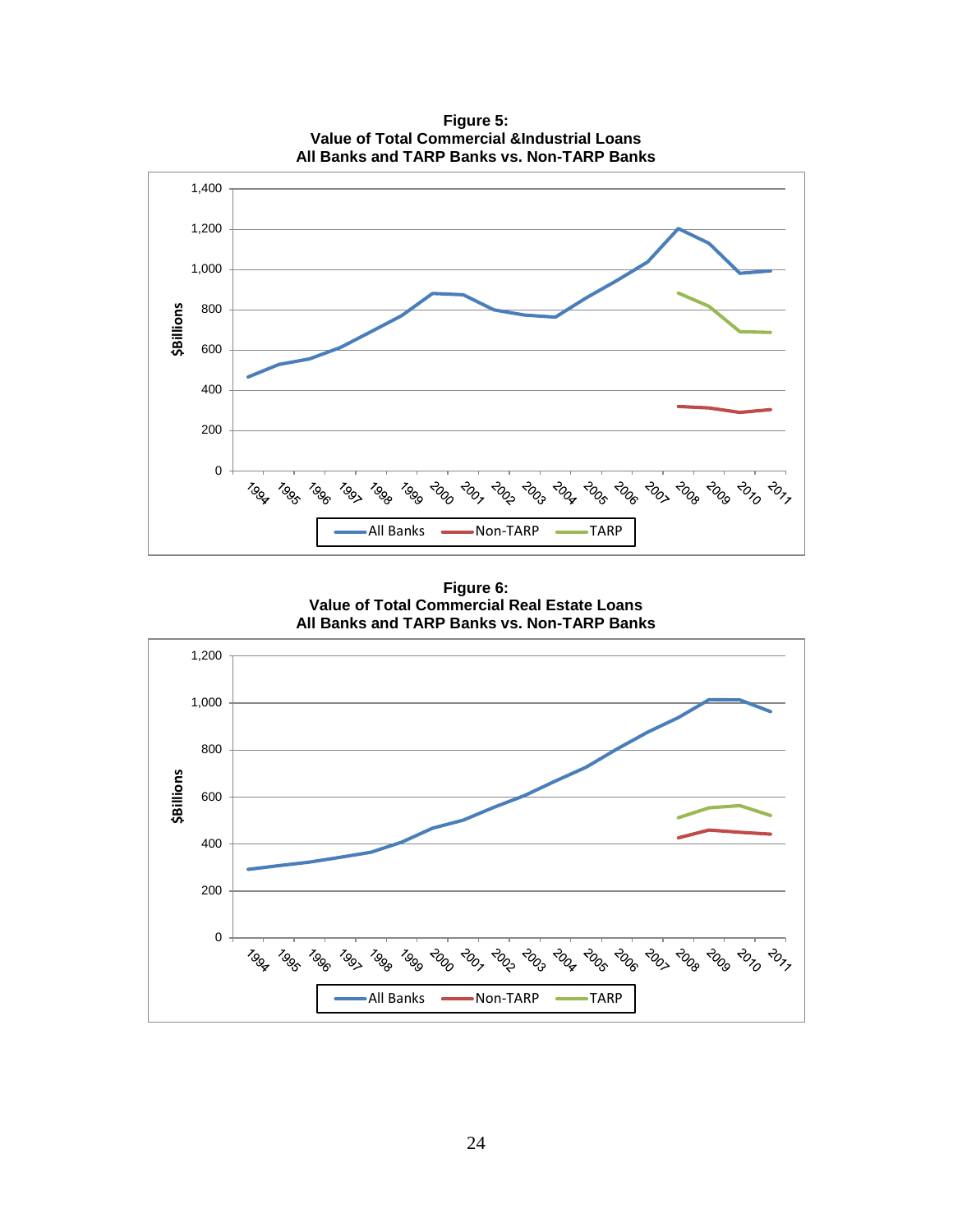**Figure 5:**
**Value of Total Commercial &Industrial Loans**
**All Banks and TARP Banks vs. Non-TARP Banks**

**Figure 6:**
**Value of Total Commercial Real Estate Loans**
**All Banks and TARP Banks vs. Non-TARP Banks**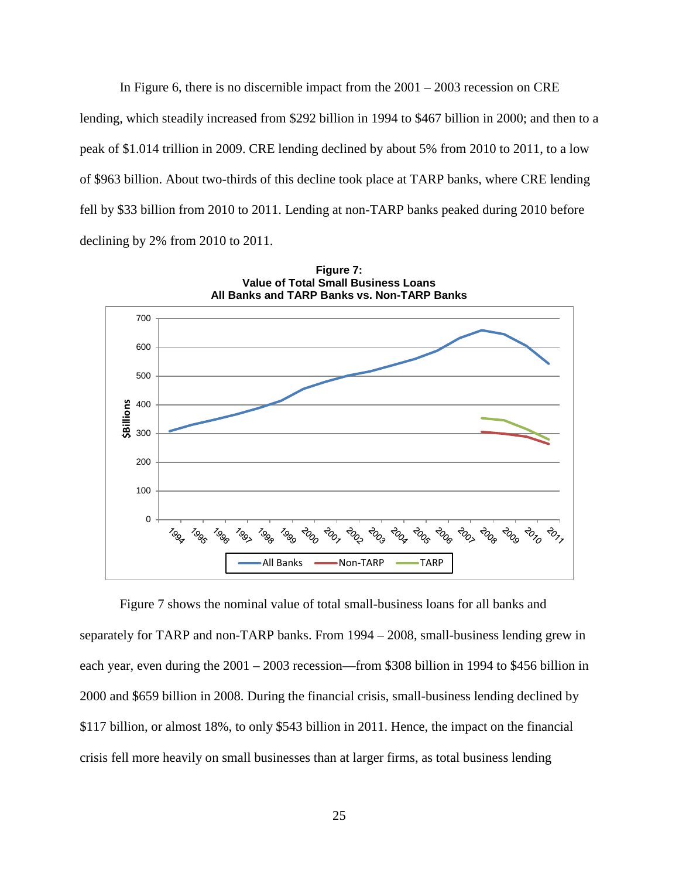In Figure 6, there is no discernible impact from the 2001 – 2003 recession on CRE lending, which steadily increased from $292 billion in 1994 to $467 billion in 2000; and then to a peak of $1.014 trillion in 2009. CRE lending declined by about 5% from 2010 to 2011, to a low of $963 billion. About two-thirds of this decline took place at TARP banks, where CRE lending fell by $33 billion from 2010 to 2011. Lending at non-TARP banks peaked during 2010 before declining by 2% from 2010 to 2011.

**Figure 7:**
**Value of Total Small Business Loans**
**All Banks and TARP Banks vs. Non-TARP Banks**

Figure 7 shows the nominal value of total small-business loans for all banks and separately for TARP and non-TARP banks. From 1994 – 2008, small-business lending grew in each year, even during the 2001 – 2003 recession—from $308 billion in 1994 to $456 billion in 2000 and $659 billion in 2008. During the financial crisis, small-business lending declined by $117 billion, or almost 18%, to only $543 billion in 2011. Hence, the impact on the financial crisis fell more heavily on small businesses than at larger firms, as total business lending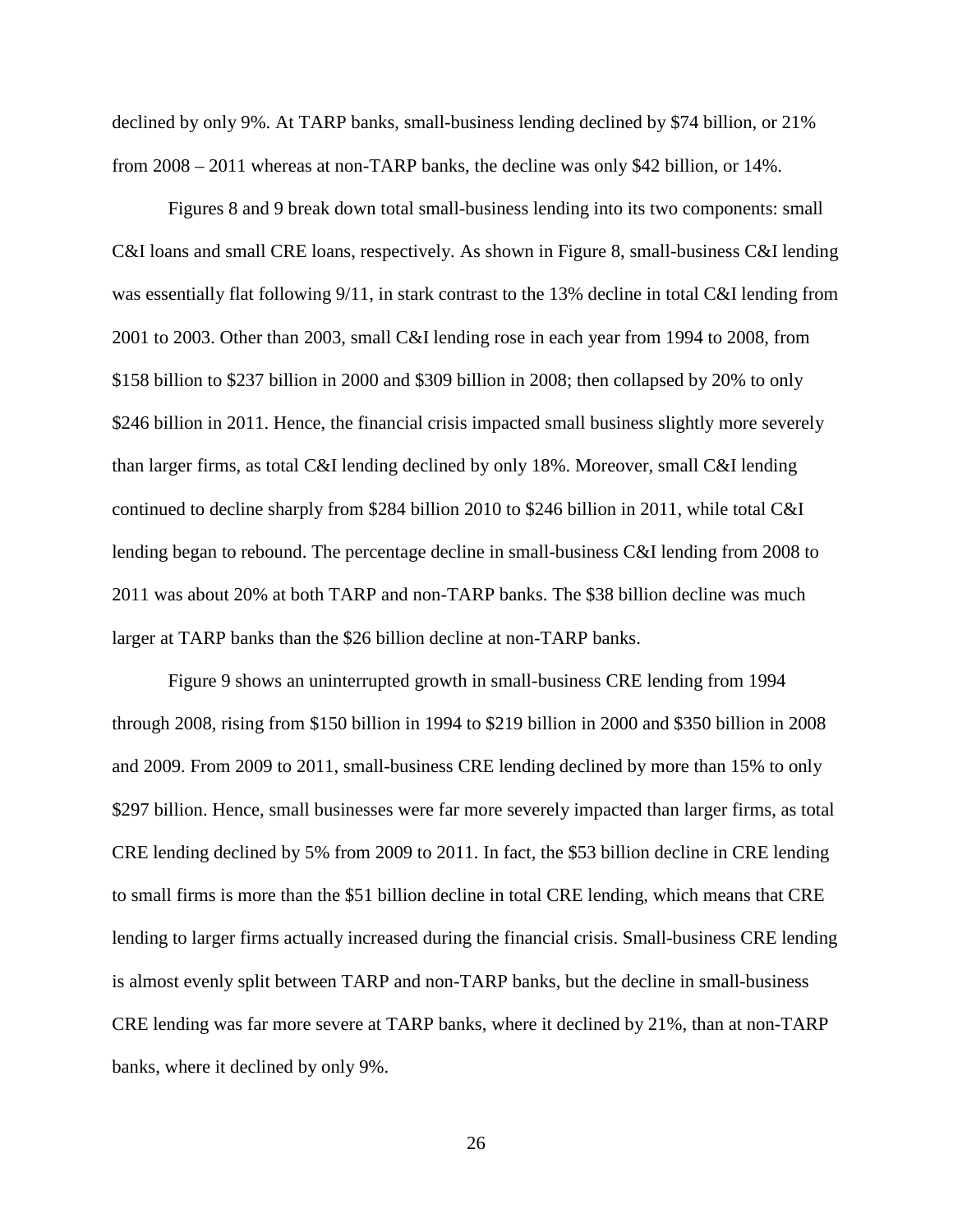declined by only 9%. At TARP banks, small-business lending declined by $74 billion, or 21% from 2008 – 2011 whereas at non-TARP banks, the decline was only $42 billion, or 14%.

Figures 8 and 9 break down total small-business lending into its two components: small C&I loans and small CRE loans, respectively. As shown in Figure 8, small-business C&I lending was essentially flat following 9/11, in stark contrast to the 13% decline in total C&I lending from 2001 to 2003. Other than 2003, small C&I lending rose in each year from 1994 to 2008, from $158 billion to $237 billion in 2000 and $309 billion in 2008; then collapsed by 20% to only $246 billion in 2011. Hence, the financial crisis impacted small business slightly more severely than larger firms, as total C&I lending declined by only 18%. Moreover, small C&I lending continued to decline sharply from $284 billion 2010 to $246 billion in 2011, while total C&I lending began to rebound. The percentage decline in small-business C&I lending from 2008 to 2011 was about 20% at both TARP and non-TARP banks. The $38 billion decline was much larger at TARP banks than the $26 billion decline at non-TARP banks.

Figure 9 shows an uninterrupted growth in small-business CRE lending from 1994 through 2008, rising from $150 billion in 1994 to $219 billion in 2000 and $350 billion in 2008 and 2009. From 2009 to 2011, small-business CRE lending declined by more than 15% to only $297 billion. Hence, small businesses were far more severely impacted than larger firms, as total CRE lending declined by 5% from 2009 to 2011. In fact, the $53 billion decline in CRE lending to small firms is more than the $51 billion decline in total CRE lending, which means that CRE lending to larger firms actually increased during the financial crisis. Small-business CRE lending is almost evenly split between TARP and non-TARP banks, but the decline in small-business CRE lending was far more severe at TARP banks, where it declined by 21%, than at non-TARP banks, where it declined by only 9%.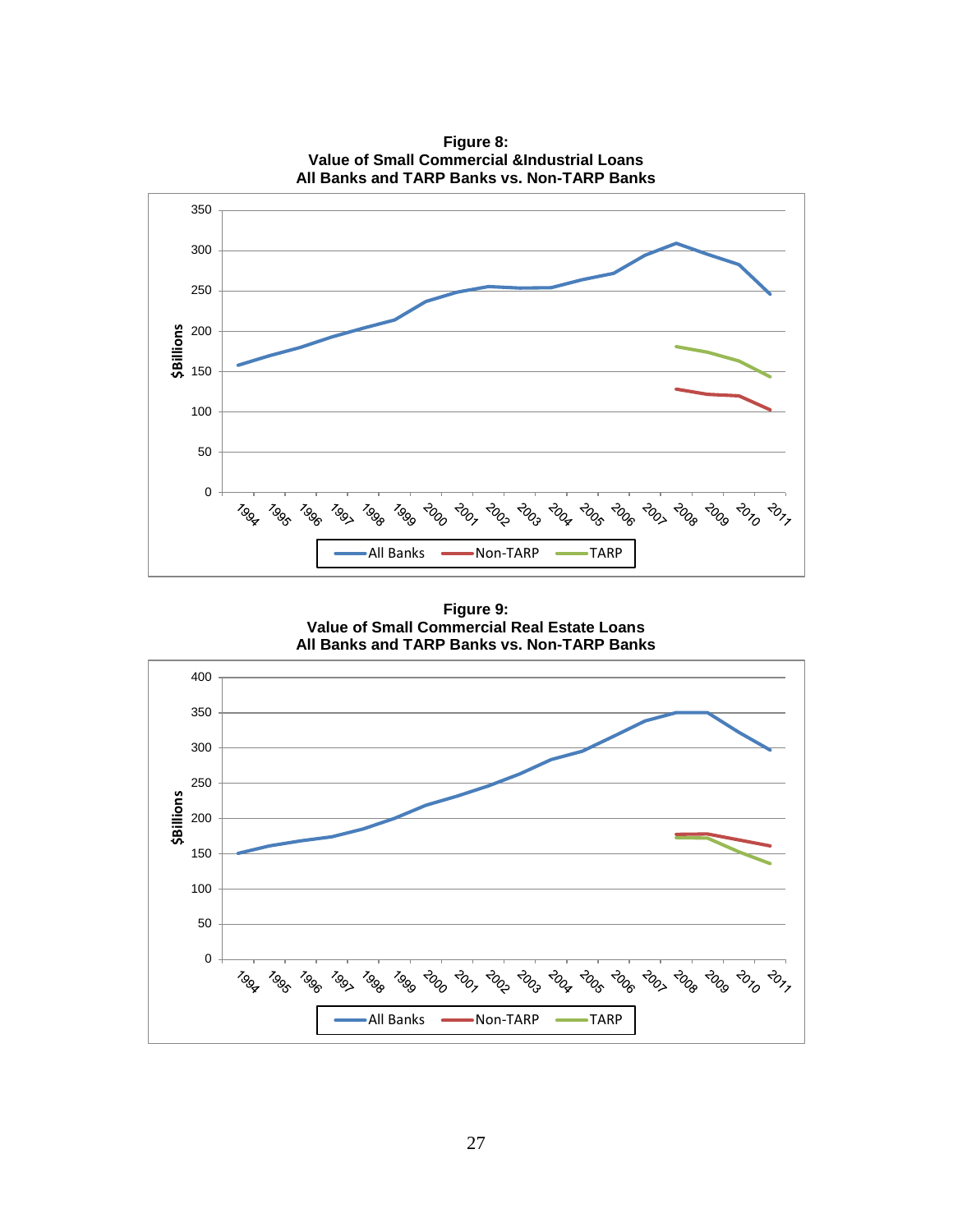**Figure 8:**
**Value of Small Commercial &Industrial Loans**
**All Banks and TARP Banks vs. Non-TARP Banks**

**Figure 9:**
**Value of Small Commercial Real Estate Loans**
**All Banks and TARP Banks vs. Non-TARP Banks**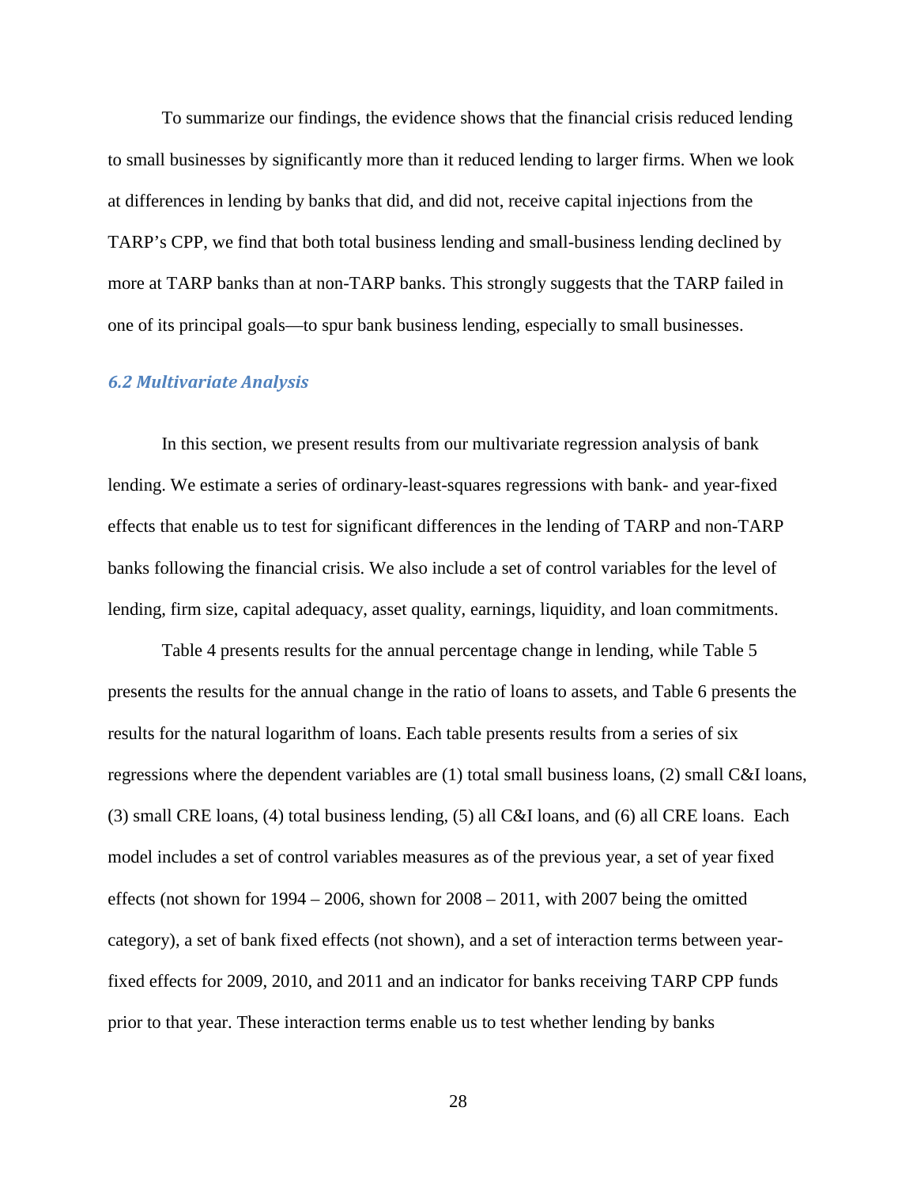To summarize our findings, the evidence shows that the financial crisis reduced lending to small businesses by significantly more than it reduced lending to larger firms. When we look at differences in lending by banks that did, and did not, receive capital injections from the TARP's CPP, we find that both total business lending and small-business lending declined by more at TARP banks than at non-TARP banks. This strongly suggests that the TARP failed in one of its principal goals—to spur bank business lending, especially to small businesses.

### *6.2 Multivariate Analysis*

In this section, we present results from our multivariate regression analysis of bank lending. We estimate a series of ordinary-least-squares regressions with bank- and year-fixed effects that enable us to test for significant differences in the lending of TARP and non-TARP banks following the financial crisis. We also include a set of control variables for the level of lending, firm size, capital adequacy, asset quality, earnings, liquidity, and loan commitments.

Table 4 presents results for the annual percentage change in lending, while Table 5 presents the results for the annual change in the ratio of loans to assets, and Table 6 presents the results for the natural logarithm of loans. Each table presents results from a series of six regressions where the dependent variables are (1) total small business loans, (2) small C&I loans, (3) small CRE loans, (4) total business lending, (5) all C&I loans, and (6) all CRE loans. Each model includes a set of control variables measures as of the previous year, a set of year fixed effects (not shown for 1994 – 2006, shown for 2008 – 2011, with 2007 being the omitted category), a set of bank fixed effects (not shown), and a set of interaction terms between year-fixed effects for 2009, 2010, and 2011 and an indicator for banks receiving TARP CPP funds prior to that year. These interaction terms enable us to test whether lending by banks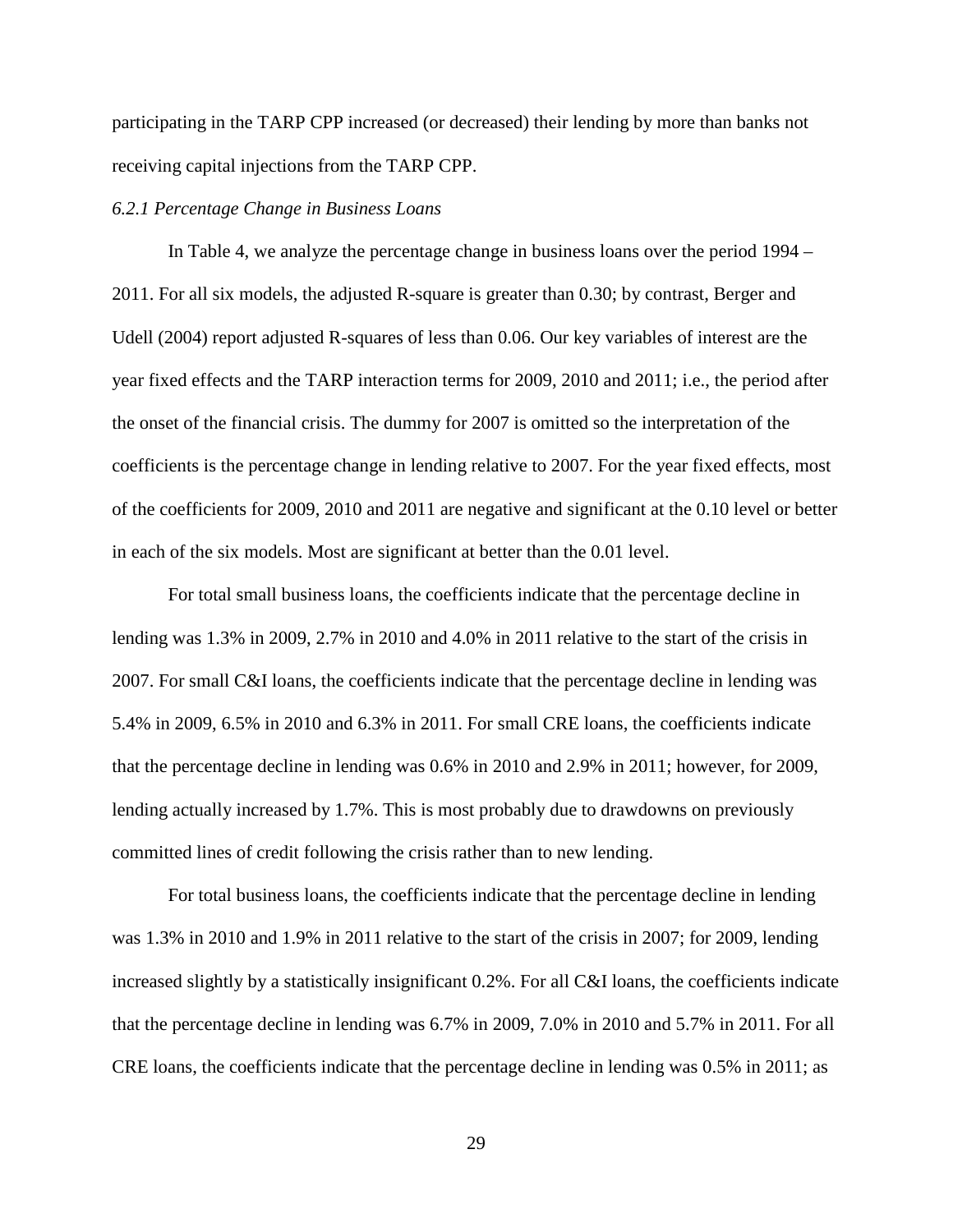participating in the TARP CPP increased (or decreased) their lending by more than banks not receiving capital injections from the TARP CPP.

*6.2.1 Percentage Change in Business Loans*

In Table 4, we analyze the percentage change in business loans over the period 1994 – 2011. For all six models, the adjusted R-square is greater than 0.30; by contrast, Berger and Udell (2004) report adjusted R-squares of less than 0.06. Our key variables of interest are the year fixed effects and the TARP interaction terms for 2009, 2010 and 2011; i.e., the period after the onset of the financial crisis. The dummy for 2007 is omitted so the interpretation of the coefficients is the percentage change in lending relative to 2007. For the year fixed effects, most of the coefficients for 2009, 2010 and 2011 are negative and significant at the 0.10 level or better in each of the six models. Most are significant at better than the 0.01 level.

For total small business loans, the coefficients indicate that the percentage decline in lending was 1.3% in 2009, 2.7% in 2010 and 4.0% in 2011 relative to the start of the crisis in 2007. For small C&I loans, the coefficients indicate that the percentage decline in lending was 5.4% in 2009, 6.5% in 2010 and 6.3% in 2011. For small CRE loans, the coefficients indicate that the percentage decline in lending was 0.6% in 2010 and 2.9% in 2011; however, for 2009, lending actually increased by 1.7%. This is most probably due to drawdowns on previously committed lines of credit following the crisis rather than to new lending.

For total business loans, the coefficients indicate that the percentage decline in lending was 1.3% in 2010 and 1.9% in 2011 relative to the start of the crisis in 2007; for 2009, lending increased slightly by a statistically insignificant 0.2%. For all C&I loans, the coefficients indicate that the percentage decline in lending was 6.7% in 2009, 7.0% in 2010 and 5.7% in 2011. For all CRE loans, the coefficients indicate that the percentage decline in lending was 0.5% in 2011; as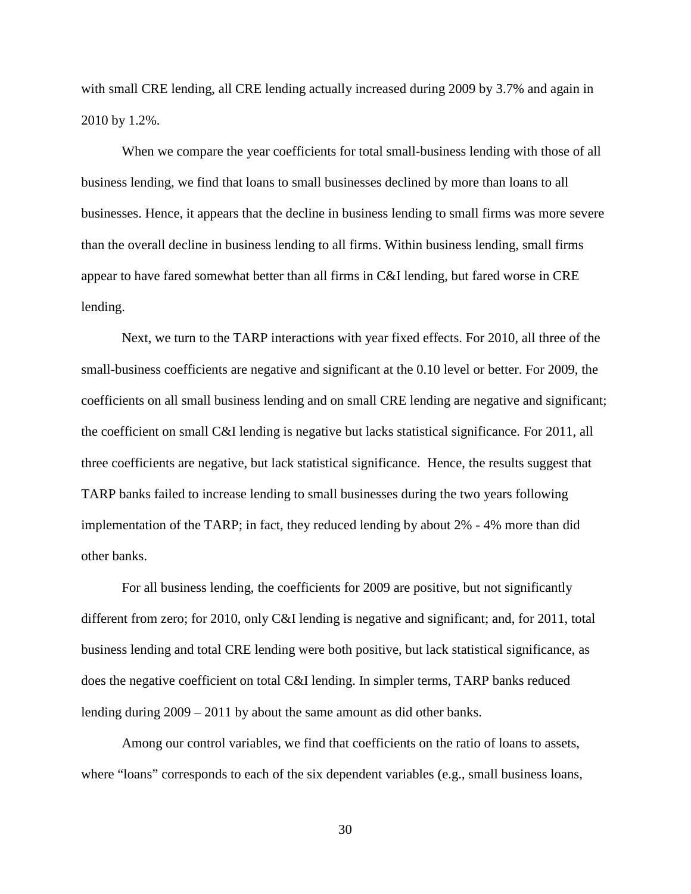with small CRE lending, all CRE lending actually increased during 2009 by 3.7% and again in 2010 by 1.2%.

When we compare the year coefficients for total small-business lending with those of all business lending, we find that loans to small businesses declined by more than loans to all businesses. Hence, it appears that the decline in business lending to small firms was more severe than the overall decline in business lending to all firms. Within business lending, small firms appear to have fared somewhat better than all firms in C&I lending, but fared worse in CRE lending.

Next, we turn to the TARP interactions with year fixed effects. For 2010, all three of the small-business coefficients are negative and significant at the 0.10 level or better. For 2009, the coefficients on all small business lending and on small CRE lending are negative and significant; the coefficient on small C&I lending is negative but lacks statistical significance. For 2011, all three coefficients are negative, but lack statistical significance. Hence, the results suggest that TARP banks failed to increase lending to small businesses during the two years following implementation of the TARP; in fact, they reduced lending by about 2% - 4% more than did other banks.

For all business lending, the coefficients for 2009 are positive, but not significantly different from zero; for 2010, only C&I lending is negative and significant; and, for 2011, total business lending and total CRE lending were both positive, but lack statistical significance, as does the negative coefficient on total C&I lending. In simpler terms, TARP banks reduced lending during 2009 – 2011 by about the same amount as did other banks.

Among our control variables, we find that coefficients on the ratio of loans to assets, where "loans" corresponds to each of the six dependent variables (e.g., small business loans,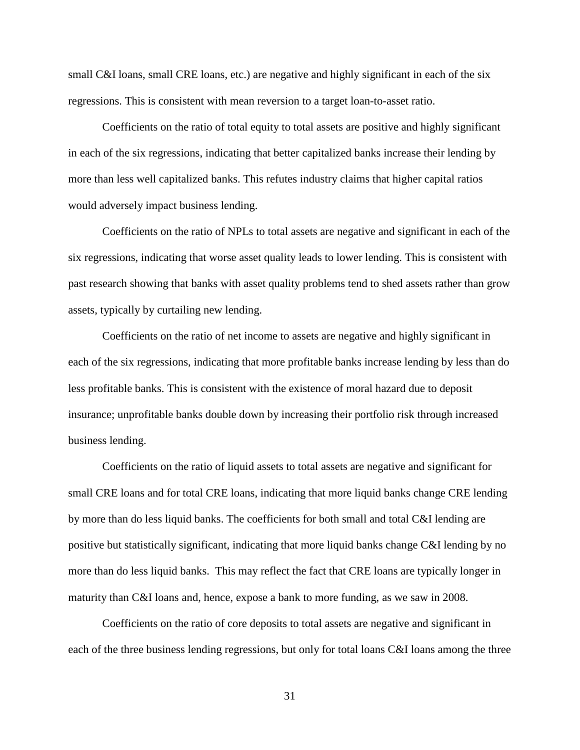small C&I loans, small CRE loans, etc.) are negative and highly significant in each of the six regressions. This is consistent with mean reversion to a target loan-to-asset ratio.

Coefficients on the ratio of total equity to total assets are positive and highly significant in each of the six regressions, indicating that better capitalized banks increase their lending by more than less well capitalized banks. This refutes industry claims that higher capital ratios would adversely impact business lending.

Coefficients on the ratio of NPLs to total assets are negative and significant in each of the six regressions, indicating that worse asset quality leads to lower lending. This is consistent with past research showing that banks with asset quality problems tend to shed assets rather than grow assets, typically by curtailing new lending.

Coefficients on the ratio of net income to assets are negative and highly significant in each of the six regressions, indicating that more profitable banks increase lending by less than do less profitable banks. This is consistent with the existence of moral hazard due to deposit insurance; unprofitable banks double down by increasing their portfolio risk through increased business lending.

Coefficients on the ratio of liquid assets to total assets are negative and significant for small CRE loans and for total CRE loans, indicating that more liquid banks change CRE lending by more than do less liquid banks. The coefficients for both small and total C&I lending are positive but statistically significant, indicating that more liquid banks change C&I lending by no more than do less liquid banks. This may reflect the fact that CRE loans are typically longer in maturity than C&I loans and, hence, expose a bank to more funding, as we saw in 2008.

Coefficients on the ratio of core deposits to total assets are negative and significant in each of the three business lending regressions, but only for total loans C&I loans among the three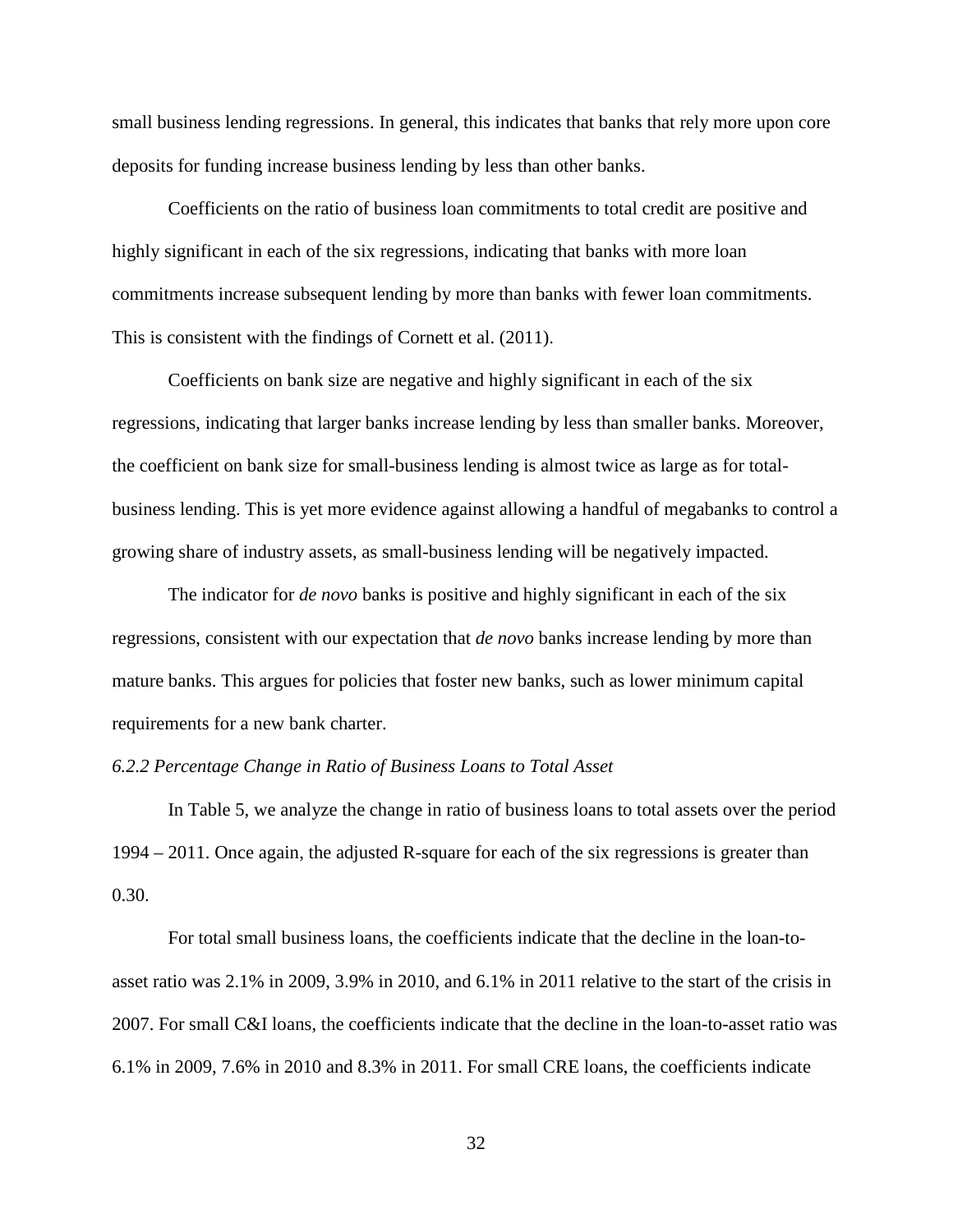small business lending regressions. In general, this indicates that banks that rely more upon core deposits for funding increase business lending by less than other banks.

Coefficients on the ratio of business loan commitments to total credit are positive and highly significant in each of the six regressions, indicating that banks with more loan commitments increase subsequent lending by more than banks with fewer loan commitments. This is consistent with the findings of Cornett et al. (2011).

Coefficients on bank size are negative and highly significant in each of the six regressions, indicating that larger banks increase lending by less than smaller banks. Moreover, the coefficient on bank size for small-business lending is almost twice as large as for total-business lending. This is yet more evidence against allowing a handful of megabanks to control a growing share of industry assets, as small-business lending will be negatively impacted.

The indicator for *de novo* banks is positive and highly significant in each of the six regressions, consistent with our expectation that *de novo* banks increase lending by more than mature banks. This argues for policies that foster new banks, such as lower minimum capital requirements for a new bank charter.

*6.2.2 Percentage Change in Ratio of Business Loans to Total Asset*

In Table 5, we analyze the change in ratio of business loans to total assets over the period 1994 – 2011. Once again, the adjusted R-square for each of the six regressions is greater than 0.30.

For total small business loans, the coefficients indicate that the decline in the loan-to-asset ratio was 2.1% in 2009, 3.9% in 2010, and 6.1% in 2011 relative to the start of the crisis in 2007. For small C&I loans, the coefficients indicate that the decline in the loan-to-asset ratio was 6.1% in 2009, 7.6% in 2010 and 8.3% in 2011. For small CRE loans, the coefficients indicate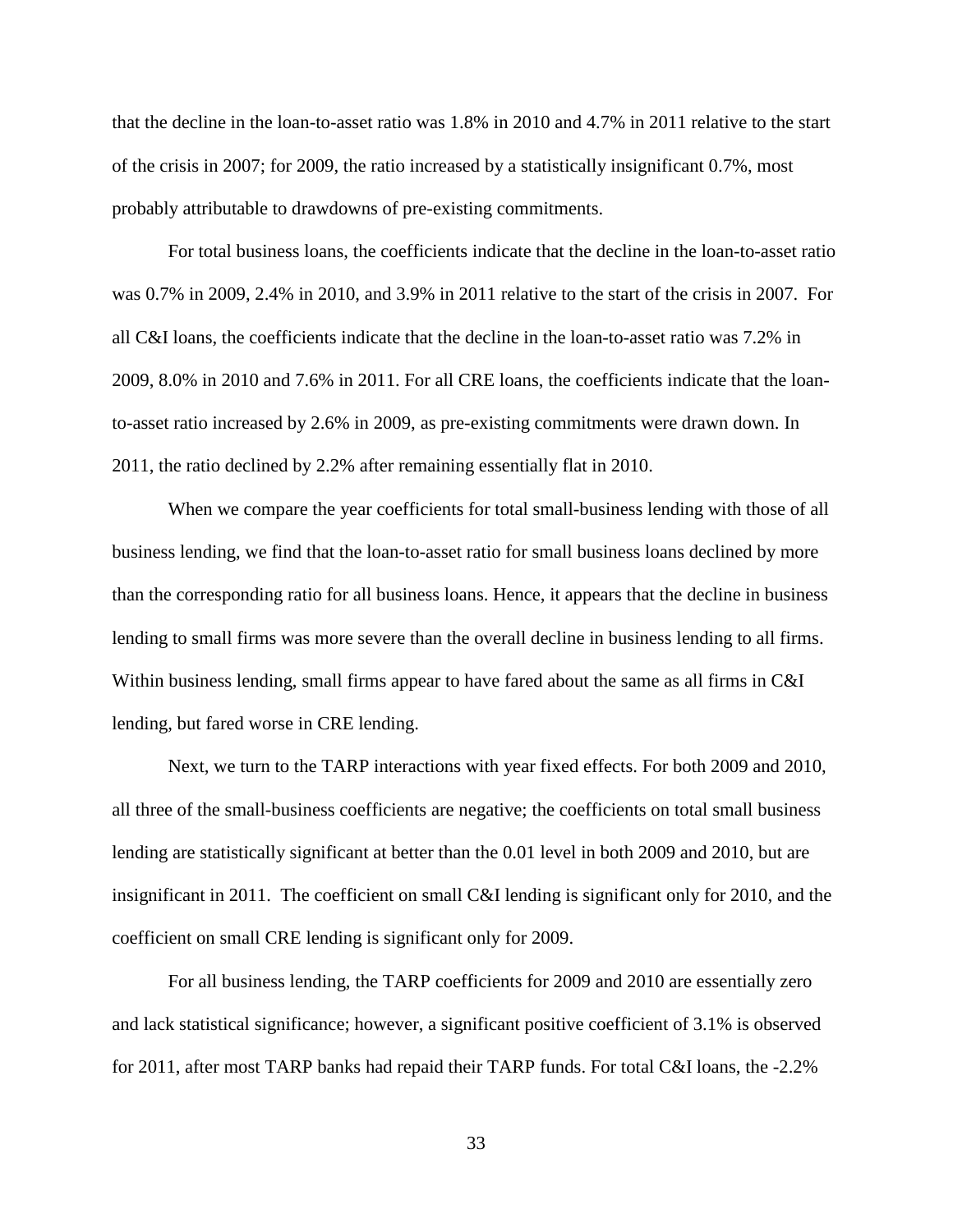that the decline in the loan-to-asset ratio was 1.8% in 2010 and 4.7% in 2011 relative to the start of the crisis in 2007; for 2009, the ratio increased by a statistically insignificant 0.7%, most probably attributable to drawdowns of pre-existing commitments.

For total business loans, the coefficients indicate that the decline in the loan-to-asset ratio was 0.7% in 2009, 2.4% in 2010, and 3.9% in 2011 relative to the start of the crisis in 2007. For all C&I loans, the coefficients indicate that the decline in the loan-to-asset ratio was 7.2% in 2009, 8.0% in 2010 and 7.6% in 2011. For all CRE loans, the coefficients indicate that the loan-to-asset ratio increased by 2.6% in 2009, as pre-existing commitments were drawn down. In 2011, the ratio declined by 2.2% after remaining essentially flat in 2010.

When we compare the year coefficients for total small-business lending with those of all business lending, we find that the loan-to-asset ratio for small business loans declined by more than the corresponding ratio for all business loans. Hence, it appears that the decline in business lending to small firms was more severe than the overall decline in business lending to all firms. Within business lending, small firms appear to have fared about the same as all firms in C&I lending, but fared worse in CRE lending.

Next, we turn to the TARP interactions with year fixed effects. For both 2009 and 2010, all three of the small-business coefficients are negative; the coefficients on total small business lending are statistically significant at better than the 0.01 level in both 2009 and 2010, but are insignificant in 2011. The coefficient on small C&I lending is significant only for 2010, and the coefficient on small CRE lending is significant only for 2009.

For all business lending, the TARP coefficients for 2009 and 2010 are essentially zero and lack statistical significance; however, a significant positive coefficient of 3.1% is observed for 2011, after most TARP banks had repaid their TARP funds. For total C&I loans, the -2.2%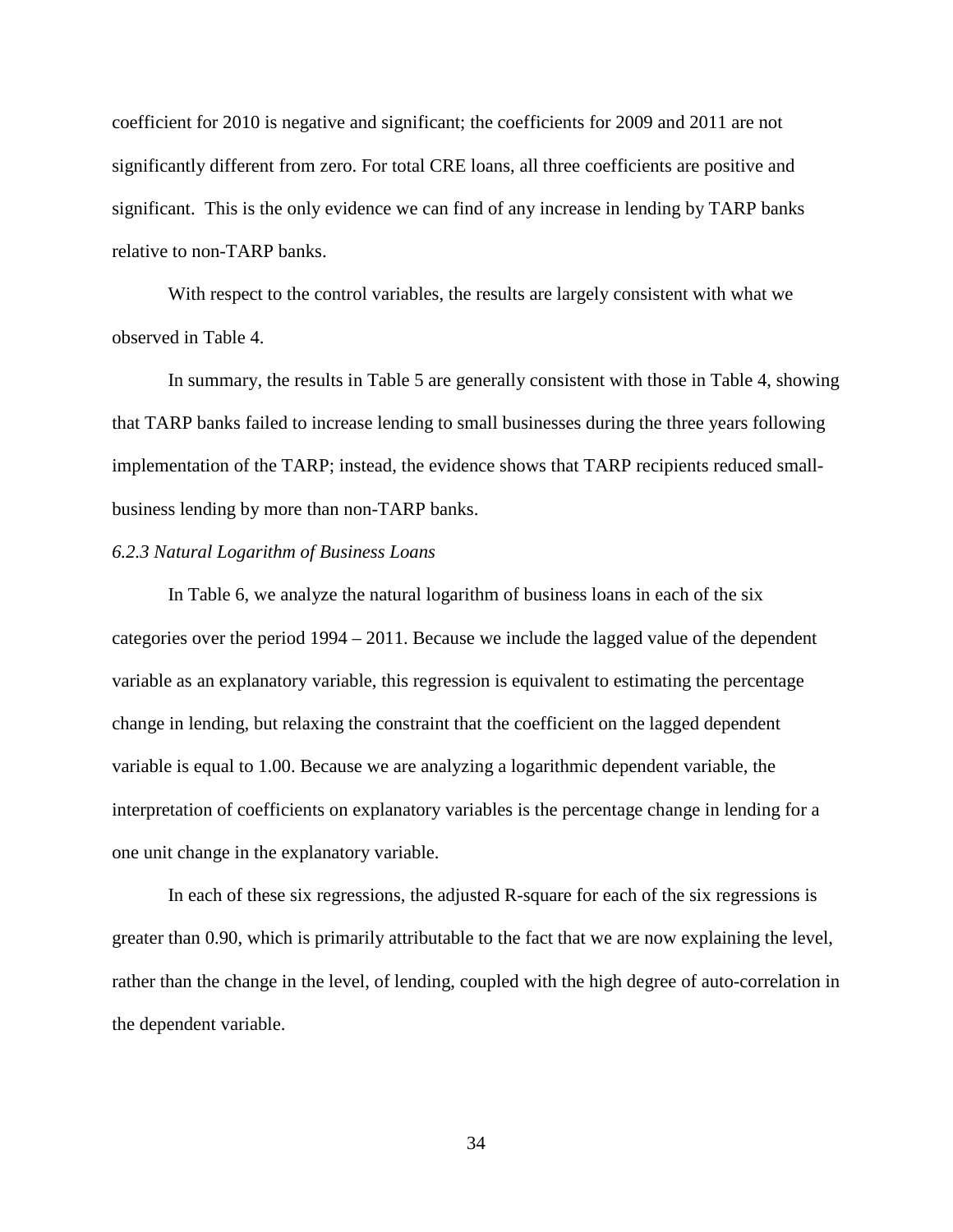coefficient for 2010 is negative and significant; the coefficients for 2009 and 2011 are not significantly different from zero. For total CRE loans, all three coefficients are positive and significant. This is the only evidence we can find of any increase in lending by TARP banks relative to non-TARP banks.

With respect to the control variables, the results are largely consistent with what we observed in Table 4.

In summary, the results in Table 5 are generally consistent with those in Table 4, showing that TARP banks failed to increase lending to small businesses during the three years following implementation of the TARP; instead, the evidence shows that TARP recipients reduced small-business lending by more than non-TARP banks.

*6.2.3 Natural Logarithm of Business Loans*

In Table 6, we analyze the natural logarithm of business loans in each of the six categories over the period 1994 – 2011. Because we include the lagged value of the dependent variable as an explanatory variable, this regression is equivalent to estimating the percentage change in lending, but relaxing the constraint that the coefficient on the lagged dependent variable is equal to 1.00. Because we are analyzing a logarithmic dependent variable, the interpretation of coefficients on explanatory variables is the percentage change in lending for a one unit change in the explanatory variable.

In each of these six regressions, the adjusted R-square for each of the six regressions is greater than 0.90, which is primarily attributable to the fact that we are now explaining the level, rather than the change in the level, of lending, coupled with the high degree of auto-correlation in the dependent variable.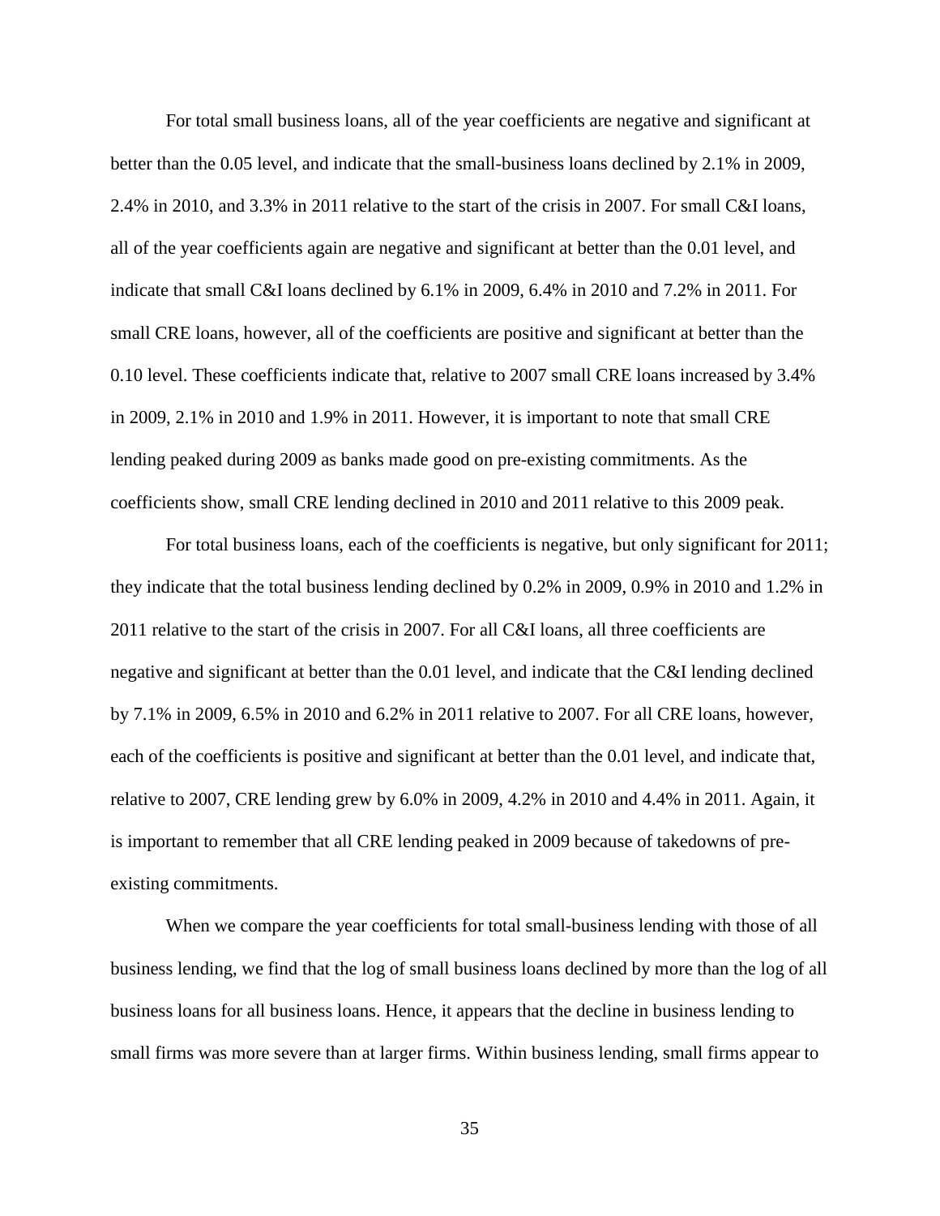For total small business loans, all of the year coefficients are negative and significant at better than the 0.05 level, and indicate that the small-business loans declined by 2.1% in 2009, 2.4% in 2010, and 3.3% in 2011 relative to the start of the crisis in 2007. For small C&I loans, all of the year coefficients again are negative and significant at better than the 0.01 level, and indicate that small C&I loans declined by 6.1% in 2009, 6.4% in 2010 and 7.2% in 2011. For small CRE loans, however, all of the coefficients are positive and significant at better than the 0.10 level. These coefficients indicate that, relative to 2007 small CRE loans increased by 3.4% in 2009, 2.1% in 2010 and 1.9% in 2011. However, it is important to note that small CRE lending peaked during 2009 as banks made good on pre-existing commitments. As the coefficients show, small CRE lending declined in 2010 and 2011 relative to this 2009 peak.

For total business loans, each of the coefficients is negative, but only significant for 2011; they indicate that the total business lending declined by 0.2% in 2009, 0.9% in 2010 and 1.2% in 2011 relative to the start of the crisis in 2007. For all C&I loans, all three coefficients are negative and significant at better than the 0.01 level, and indicate that the C&I lending declined by 7.1% in 2009, 6.5% in 2010 and 6.2% in 2011 relative to 2007. For all CRE loans, however, each of the coefficients is positive and significant at better than the 0.01 level, and indicate that, relative to 2007, CRE lending grew by 6.0% in 2009, 4.2% in 2010 and 4.4% in 2011. Again, it is important to remember that all CRE lending peaked in 2009 because of takedowns of pre-existing commitments.

When we compare the year coefficients for total small-business lending with those of all business lending, we find that the log of small business loans declined by more than the log of all business loans for all business loans. Hence, it appears that the decline in business lending to small firms was more severe than at larger firms. Within business lending, small firms appear to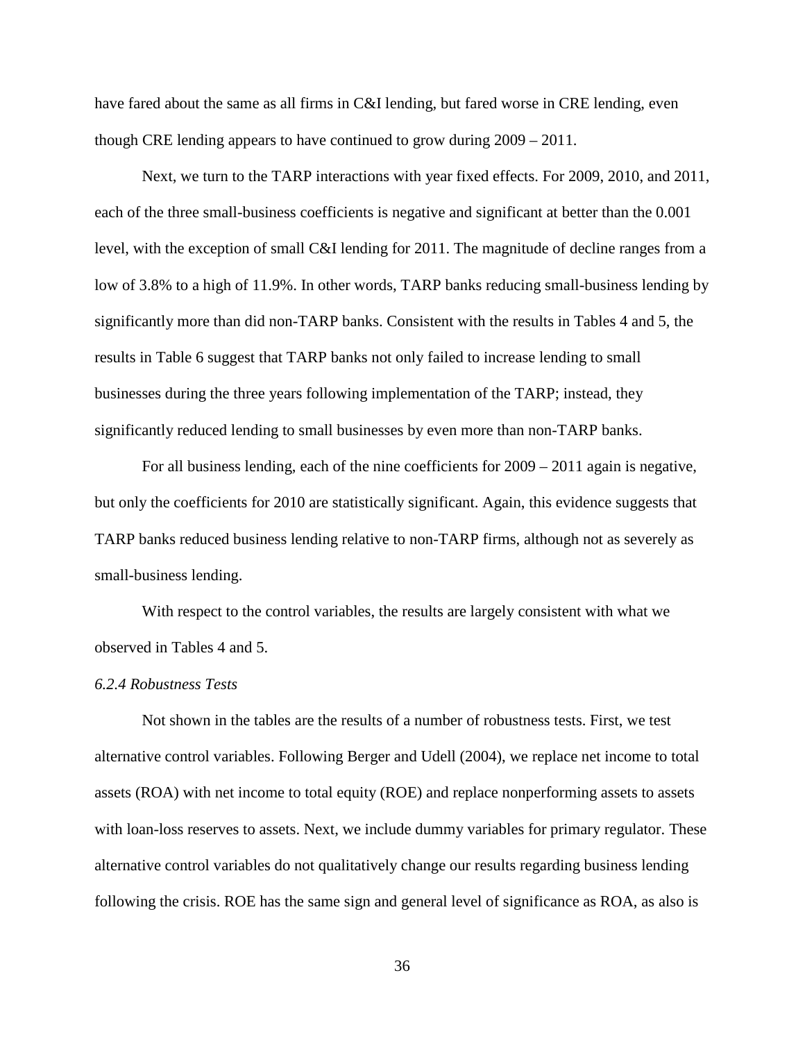have fared about the same as all firms in C&I lending, but fared worse in CRE lending, even though CRE lending appears to have continued to grow during 2009 – 2011.

Next, we turn to the TARP interactions with year fixed effects. For 2009, 2010, and 2011, each of the three small-business coefficients is negative and significant at better than the 0.001 level, with the exception of small C&I lending for 2011. The magnitude of decline ranges from a low of 3.8% to a high of 11.9%. In other words, TARP banks reducing small-business lending by significantly more than did non-TARP banks. Consistent with the results in Tables 4 and 5, the results in Table 6 suggest that TARP banks not only failed to increase lending to small businesses during the three years following implementation of the TARP; instead, they significantly reduced lending to small businesses by even more than non-TARP banks.

For all business lending, each of the nine coefficients for 2009 – 2011 again is negative, but only the coefficients for 2010 are statistically significant. Again, this evidence suggests that TARP banks reduced business lending relative to non-TARP firms, although not as severely as small-business lending.

With respect to the control variables, the results are largely consistent with what we observed in Tables 4 and 5.

*6.2.4 Robustness Tests*

Not shown in the tables are the results of a number of robustness tests. First, we test alternative control variables. Following Berger and Udell (2004), we replace net income to total assets (ROA) with net income to total equity (ROE) and replace nonperforming assets to assets with loan-loss reserves to assets. Next, we include dummy variables for primary regulator. These alternative control variables do not qualitatively change our results regarding business lending following the crisis. ROE has the same sign and general level of significance as ROA, as also is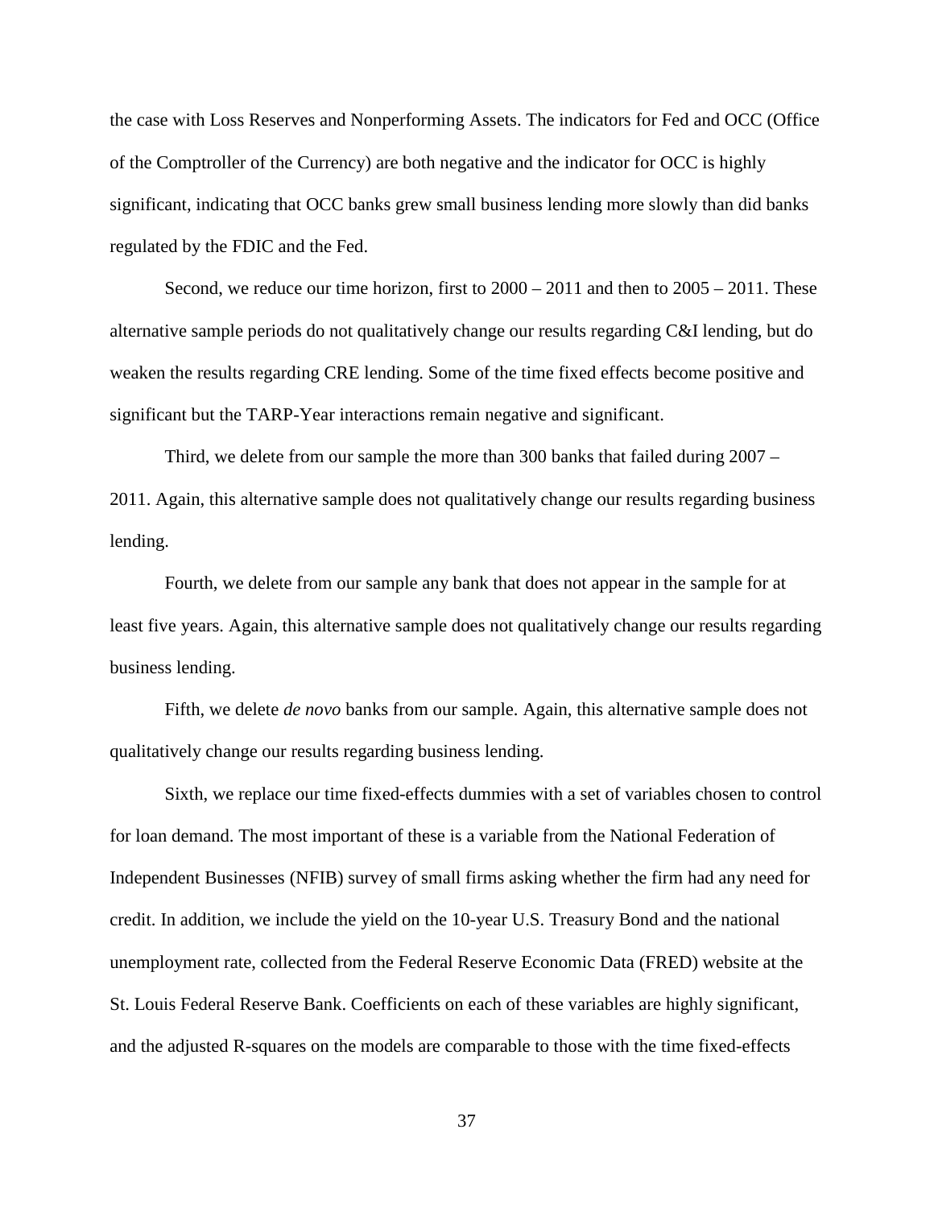the case with Loss Reserves and Nonperforming Assets. The indicators for Fed and OCC (Office of the Comptroller of the Currency) are both negative and the indicator for OCC is highly significant, indicating that OCC banks grew small business lending more slowly than did banks regulated by the FDIC and the Fed.

Second, we reduce our time horizon, first to 2000 – 2011 and then to 2005 – 2011. These alternative sample periods do not qualitatively change our results regarding C&I lending, but do weaken the results regarding CRE lending. Some of the time fixed effects become positive and significant but the TARP-Year interactions remain negative and significant.

Third, we delete from our sample the more than 300 banks that failed during 2007 – 2011. Again, this alternative sample does not qualitatively change our results regarding business lending.

Fourth, we delete from our sample any bank that does not appear in the sample for at least five years. Again, this alternative sample does not qualitatively change our results regarding business lending.

Fifth, we delete *de novo* banks from our sample. Again, this alternative sample does not qualitatively change our results regarding business lending.

Sixth, we replace our time fixed-effects dummies with a set of variables chosen to control for loan demand. The most important of these is a variable from the National Federation of Independent Businesses (NFIB) survey of small firms asking whether the firm had any need for credit. In addition, we include the yield on the 10-year U.S. Treasury Bond and the national unemployment rate, collected from the Federal Reserve Economic Data (FRED) website at the St. Louis Federal Reserve Bank. Coefficients on each of these variables are highly significant, and the adjusted R-squares on the models are comparable to those with the time fixed-effects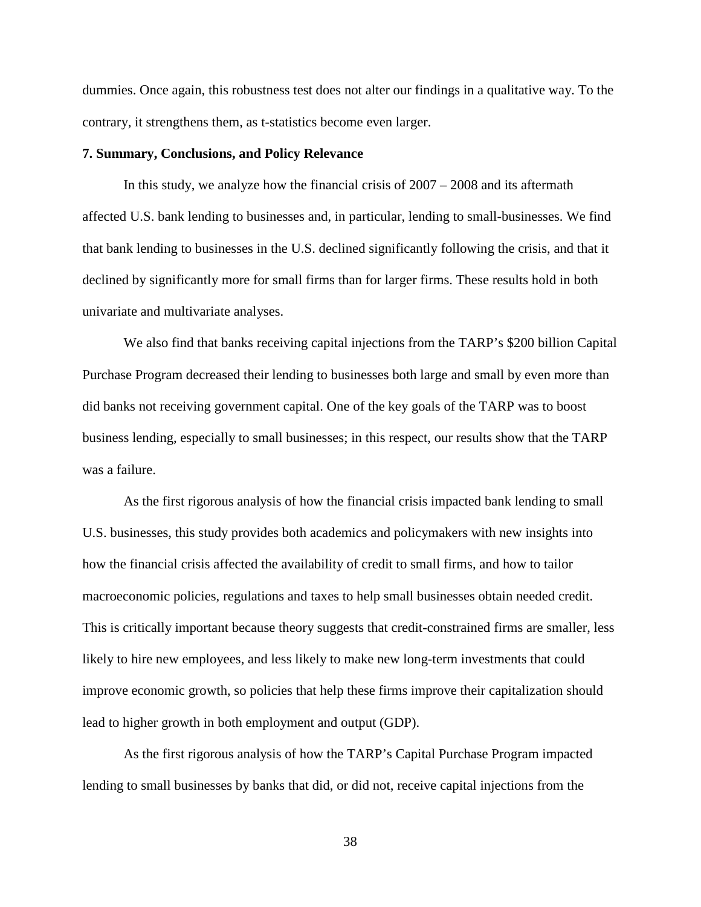dummies. Once again, this robustness test does not alter our findings in a qualitative way. To the contrary, it strengthens them, as t-statistics become even larger.

**7. Summary, Conclusions, and Policy Relevance**

In this study, we analyze how the financial crisis of 2007 – 2008 and its aftermath affected U.S. bank lending to businesses and, in particular, lending to small-businesses. We find that bank lending to businesses in the U.S. declined significantly following the crisis, and that it declined by significantly more for small firms than for larger firms. These results hold in both univariate and multivariate analyses.

We also find that banks receiving capital injections from the TARP's $200 billion Capital Purchase Program decreased their lending to businesses both large and small by even more than did banks not receiving government capital. One of the key goals of the TARP was to boost business lending, especially to small businesses; in this respect, our results show that the TARP was a failure.

As the first rigorous analysis of how the financial crisis impacted bank lending to small U.S. businesses, this study provides both academics and policymakers with new insights into how the financial crisis affected the availability of credit to small firms, and how to tailor macroeconomic policies, regulations and taxes to help small businesses obtain needed credit. This is critically important because theory suggests that credit-constrained firms are smaller, less likely to hire new employees, and less likely to make new long-term investments that could improve economic growth, so policies that help these firms improve their capitalization should lead to higher growth in both employment and output (GDP).

As the first rigorous analysis of how the TARP's Capital Purchase Program impacted lending to small businesses by banks that did, or did not, receive capital injections from the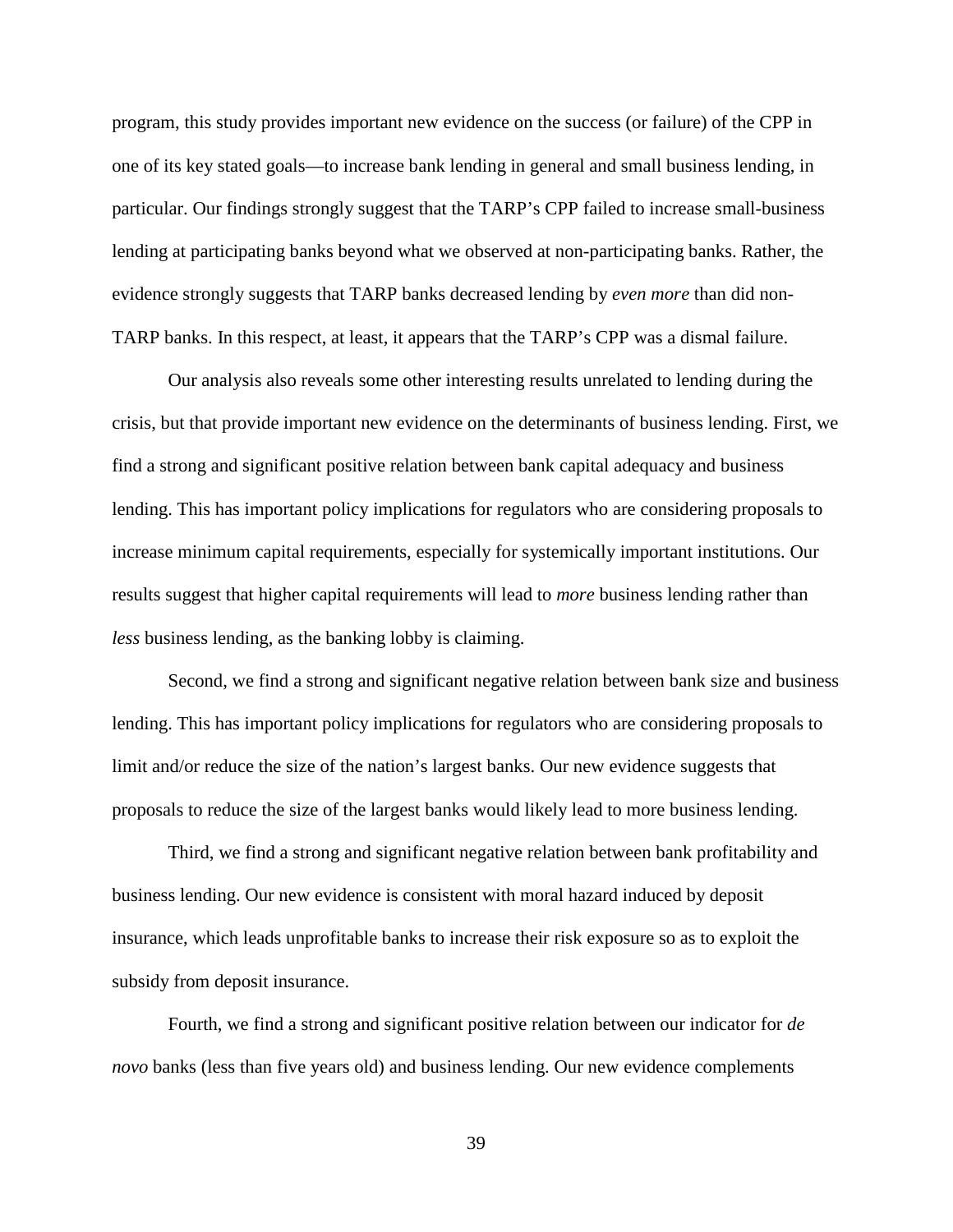program, this study provides important new evidence on the success (or failure) of the CPP in one of its key stated goals—to increase bank lending in general and small business lending, in particular. Our findings strongly suggest that the TARP's CPP failed to increase small-business lending at participating banks beyond what we observed at non-participating banks. Rather, the evidence strongly suggests that TARP banks decreased lending by *even more* than did non-TARP banks. In this respect, at least, it appears that the TARP's CPP was a dismal failure.

Our analysis also reveals some other interesting results unrelated to lending during the crisis, but that provide important new evidence on the determinants of business lending. First, we find a strong and significant positive relation between bank capital adequacy and business lending. This has important policy implications for regulators who are considering proposals to increase minimum capital requirements, especially for systemically important institutions. Our results suggest that higher capital requirements will lead to *more* business lending rather than *less* business lending, as the banking lobby is claiming.

Second, we find a strong and significant negative relation between bank size and business lending. This has important policy implications for regulators who are considering proposals to limit and/or reduce the size of the nation's largest banks. Our new evidence suggests that proposals to reduce the size of the largest banks would likely lead to more business lending.

Third, we find a strong and significant negative relation between bank profitability and business lending. Our new evidence is consistent with moral hazard induced by deposit insurance, which leads unprofitable banks to increase their risk exposure so as to exploit the subsidy from deposit insurance.

Fourth, we find a strong and significant positive relation between our indicator for *de novo* banks (less than five years old) and business lending. Our new evidence complements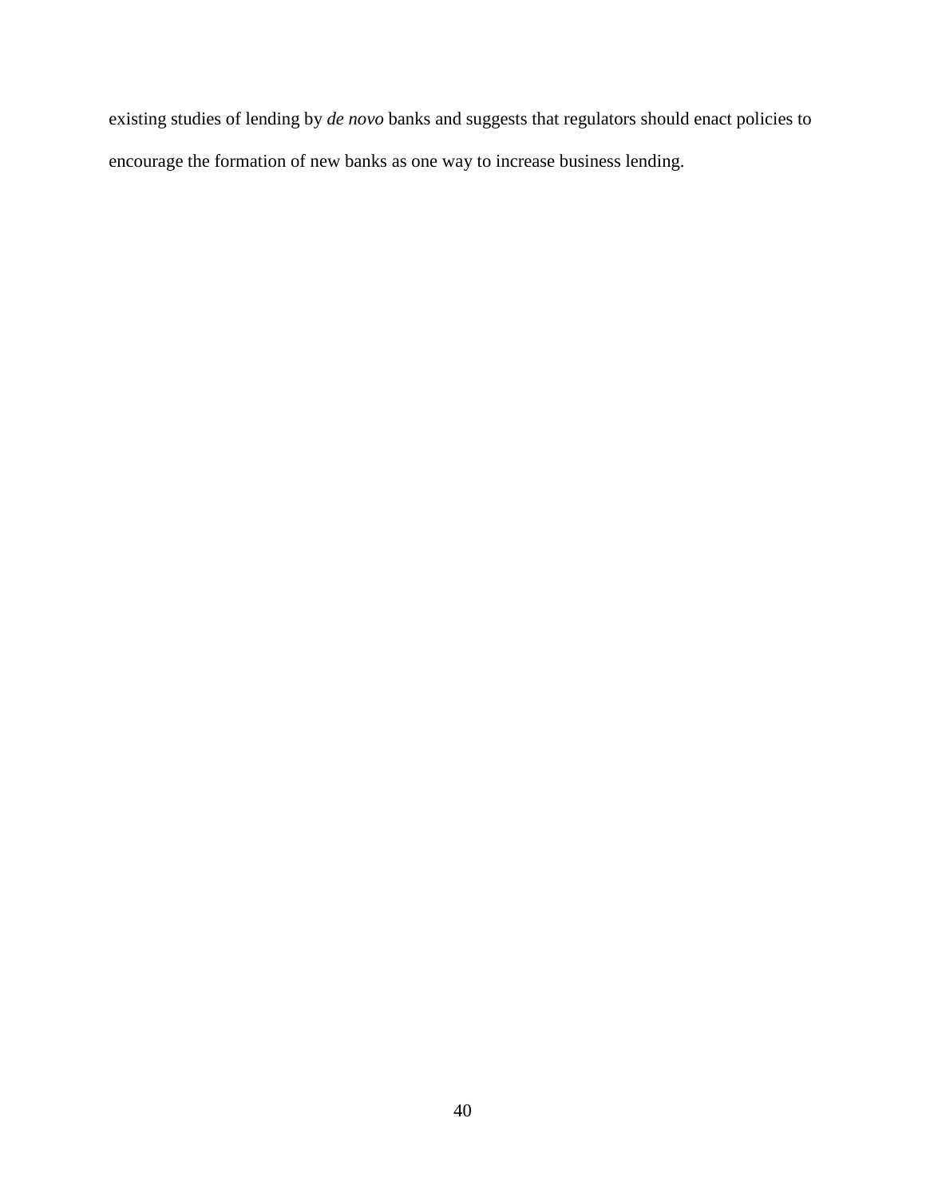existing studies of lending by *de novo* banks and suggests that regulators should enact policies to encourage the formation of new banks as one way to increase business lending.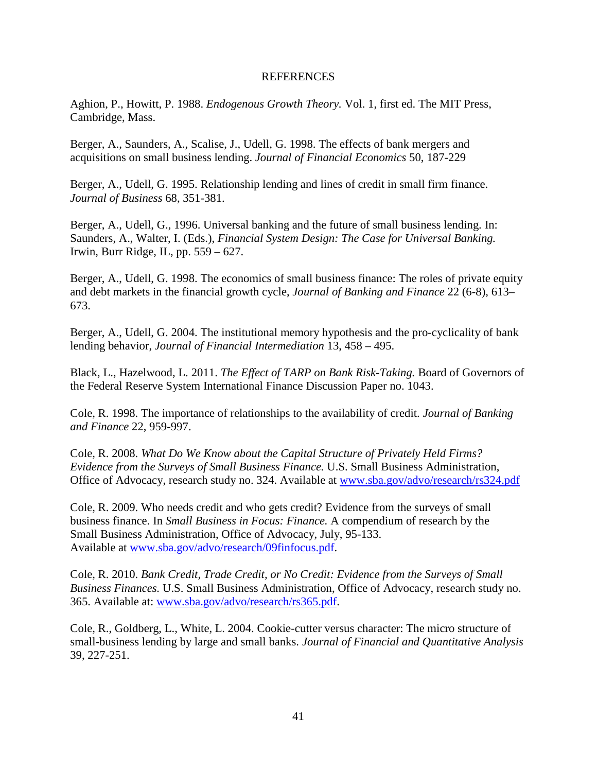# REFERENCES

Aghion, P., Howitt, P. 1988. *Endogenous Growth Theory.* Vol. 1, first ed. The MIT Press, Cambridge, Mass.

Berger, A., Saunders, A., Scalise, J., Udell, G. 1998. The effects of bank mergers and acquisitions on small business lending. *Journal of Financial Economics* 50, 187-229

Berger, A., Udell, G. 1995. Relationship lending and lines of credit in small firm finance. *Journal of Business* 68, 351-381.

Berger, A., Udell, G., 1996. Universal banking and the future of small business lending. In: Saunders, A., Walter, I. (Eds.), *Financial System Design: The Case for Universal Banking.* Irwin, Burr Ridge, IL, pp. 559 – 627.

Berger, A., Udell, G. 1998. The economics of small business finance: The roles of private equity and debt markets in the financial growth cycle, *Journal of Banking and Finance* 22 (6-8), 613–673.

Berger, A., Udell, G. 2004. The institutional memory hypothesis and the pro-cyclicality of bank lending behavior, *Journal of Financial Intermediation* 13, 458 – 495.

Black, L., Hazelwood, L. 2011. *The Effect of TARP on Bank Risk-Taking.* Board of Governors of the Federal Reserve System International Finance Discussion Paper no. 1043.

Cole, R. 1998. The importance of relationships to the availability of credit. *Journal of Banking and Finance* 22, 959-997.

Cole, R. 2008. *What Do We Know about the Capital Structure of Privately Held Firms? Evidence from the Surveys of Small Business Finance.* U.S. Small Business Administration, Office of Advocacy, research study no. 324. Available at www.sba.gov/advo/research/rs324.pdf

Cole, R. 2009. Who needs credit and who gets credit? Evidence from the surveys of small business finance. In *Small Business in Focus: Finance.* A compendium of research by the Small Business Administration, Office of Advocacy, July, 95-133. Available at www.sba.gov/advo/research/09finfocus.pdf.

Cole, R. 2010. *Bank Credit, Trade Credit, or No Credit: Evidence from the Surveys of Small Business Finances.* U.S. Small Business Administration, Office of Advocacy, research study no. 365. Available at: www.sba.gov/advo/research/rs365.pdf.

Cole, R., Goldberg, L., White, L. 2004. Cookie-cutter versus character: The micro structure of small-business lending by large and small banks. *Journal of Financial and Quantitative Analysis* 39, 227-251.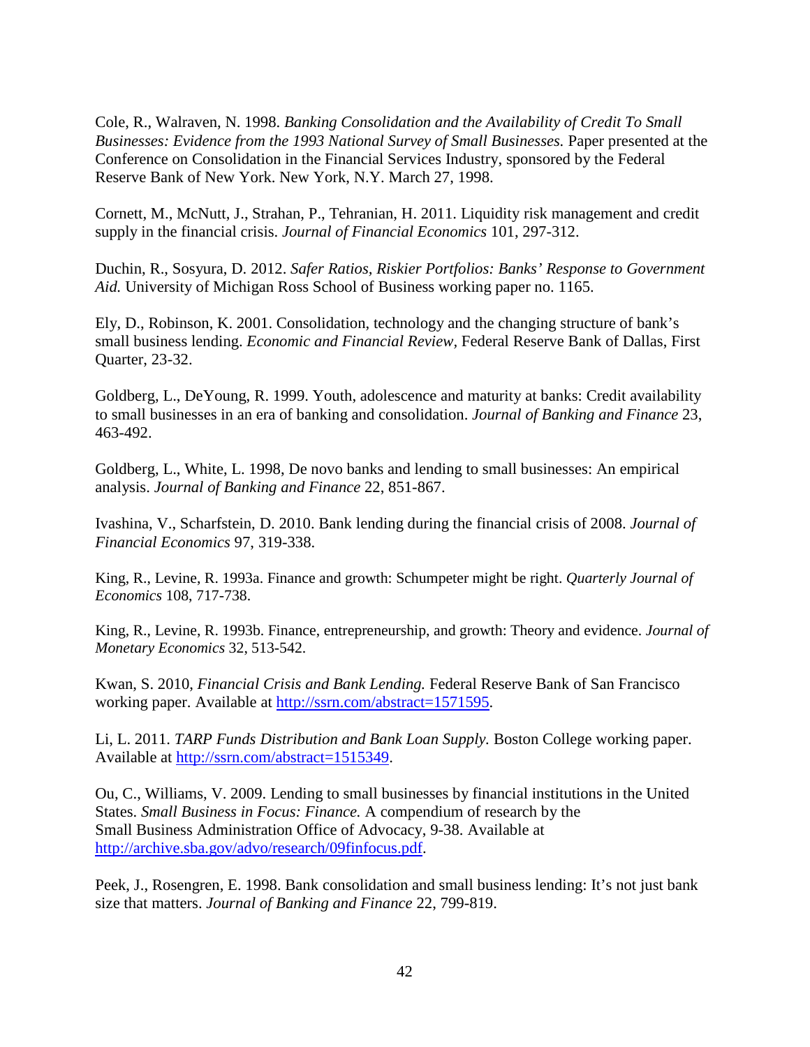Cole, R., Walraven, N. 1998. *Banking Consolidation and the Availability of Credit To Small Businesses: Evidence from the 1993 National Survey of Small Businesses.* Paper presented at the Conference on Consolidation in the Financial Services Industry, sponsored by the Federal Reserve Bank of New York. New York, N.Y. March 27, 1998.

Cornett, M., McNutt, J., Strahan, P., Tehranian, H. 2011. Liquidity risk management and credit supply in the financial crisis. *Journal of Financial Economics* 101, 297-312.

Duchin, R., Sosyura, D. 2012. *Safer Ratios, Riskier Portfolios: Banks' Response to Government Aid.* University of Michigan Ross School of Business working paper no. 1165.

Ely, D., Robinson, K. 2001. Consolidation, technology and the changing structure of bank's small business lending. *Economic and Financial Review*, Federal Reserve Bank of Dallas, First Quarter, 23-32.

Goldberg, L., DeYoung, R. 1999. Youth, adolescence and maturity at banks: Credit availability to small businesses in an era of banking and consolidation. *Journal of Banking and Finance* 23, 463-492.

Goldberg, L., White, L. 1998, De novo banks and lending to small businesses: An empirical analysis. *Journal of Banking and Finance* 22, 851-867.

Ivashina, V., Scharfstein, D. 2010. Bank lending during the financial crisis of 2008. *Journal of Financial Economics* 97, 319-338.

King, R., Levine, R. 1993a. Finance and growth: Schumpeter might be right. *Quarterly Journal of Economics* 108, 717-738.

King, R., Levine, R. 1993b. Finance, entrepreneurship, and growth: Theory and evidence. *Journal of Monetary Economics* 32, 513-542.

Kwan, S. 2010, *Financial Crisis and Bank Lending.* Federal Reserve Bank of San Francisco working paper. Available at http://ssrn.com/abstract=1571595.

Li, L. 2011. *TARP Funds Distribution and Bank Loan Supply.* Boston College working paper. Available at http://ssrn.com/abstract=1515349.

Ou, C., Williams, V. 2009. Lending to small businesses by financial institutions in the United States. *Small Business in Focus: Finance.* A compendium of research by the Small Business Administration Office of Advocacy, 9-38. Available at http://archive.sba.gov/advo/research/09finfocus.pdf.

Peek, J., Rosengren, E. 1998. Bank consolidation and small business lending: It's not just bank size that matters. *Journal of Banking and Finance* 22, 799-819.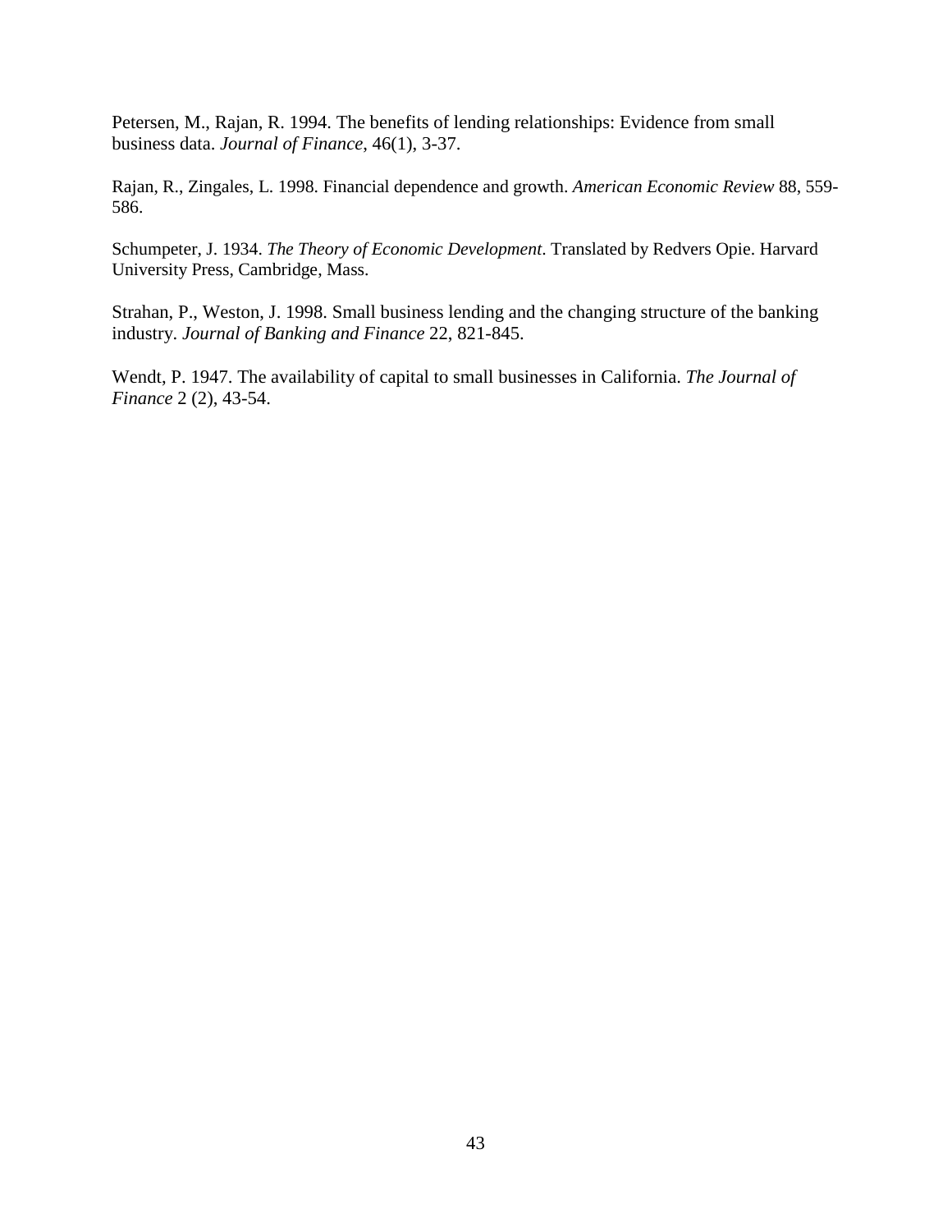Petersen, M., Rajan, R. 1994. The benefits of lending relationships: Evidence from small business data. *Journal of Finance*, 46(1), 3-37.

Rajan, R., Zingales, L. 1998. Financial dependence and growth. *American Economic Review* 88, 559-586.

Schumpeter, J. 1934. *The Theory of Economic Development*. Translated by Redvers Opie. Harvard University Press, Cambridge, Mass.

Strahan, P., Weston, J. 1998. Small business lending and the changing structure of the banking industry. *Journal of Banking and Finance* 22, 821-845.

Wendt, P. 1947. The availability of capital to small businesses in California. *The Journal of Finance* 2 (2), 43-54.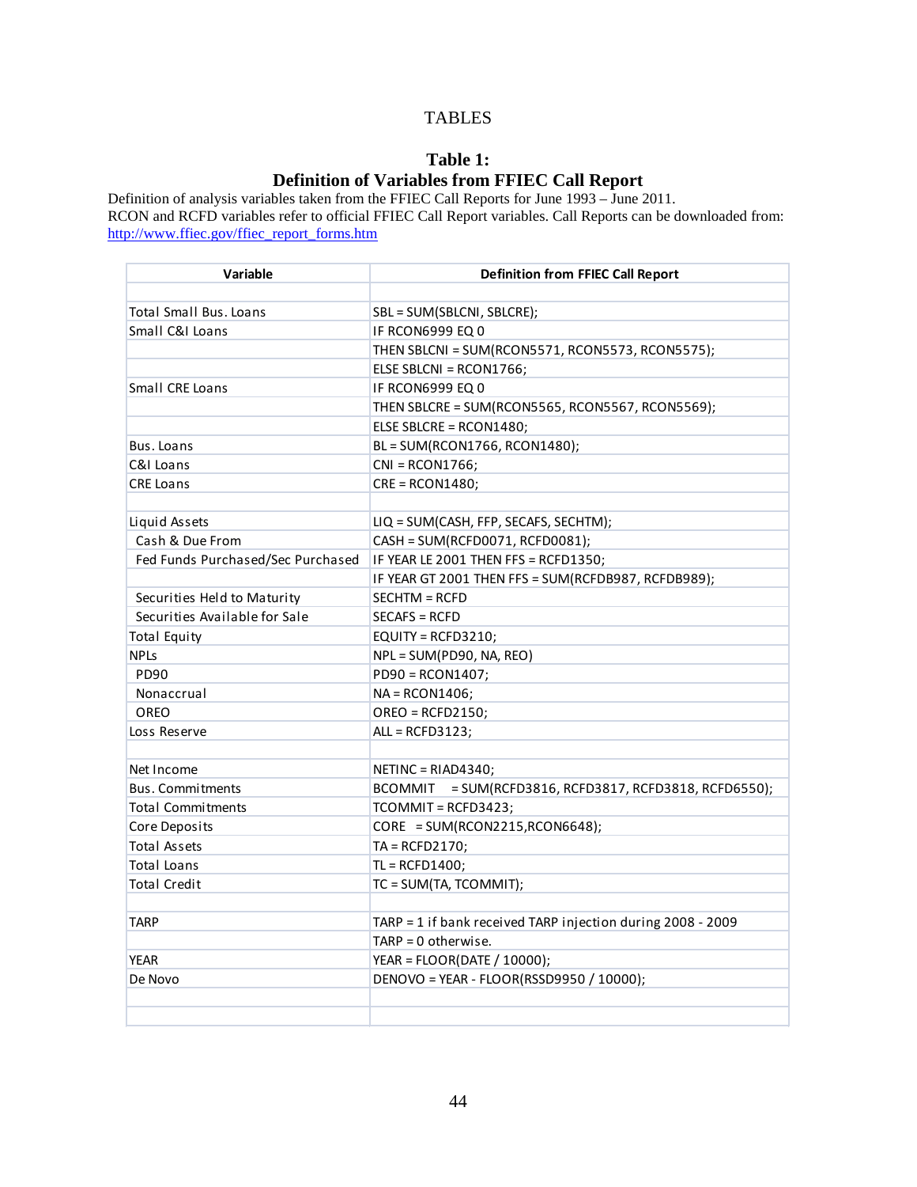# TABLES

## Table 1:
## Definition of Variables from FFIEC Call Report

Definition of analysis variables taken from the FFIEC Call Reports for June 1993 – June 2011.
RCON and RCFD variables refer to official FFIEC Call Report variables. Call Reports can be downloaded from: http://www.ffiec.gov/ffiec_report_forms.htm

| Variable | Definition from FFIEC Call Report |
|---|---|
| | |
| Total Small Bus. Loans | SBL = SUM(SBLCNI, SBLCRE); |
| Small C&I Loans | IF RCON6999 EQ 0 |
| | THEN SBLCNI = SUM(RCON5571, RCON5573, RCON5575); |
| | ELSE SBLCNI = RCON1766; |
| Small CRE Loans | IF RCON6999 EQ 0 |
| | THEN SBLCRE = SUM(RCON5565, RCON5567, RCON5569); |
| | ELSE SBLCRE = RCON1480; |
| Bus. Loans | BL = SUM(RCON1766, RCON1480); |
| C&I Loans | CNI = RCON1766; |
| CRE Loans | CRE = RCON1480; |
| | |
| Liquid Assets | LIQ = SUM(CASH, FFP, SECAFS, SECHTM); |
| Cash & Due From | CASH = SUM(RCFD0071, RCFD0081); |
| Fed Funds Purchased/Sec Purchased | IF YEAR LE 2001 THEN FFS = RCFD1350; |
| | IF YEAR GT 2001 THEN FFS = SUM(RCFDB987, RCFDB989); |
| Securities Held to Maturity | SECHTM = RCFD |
| Securities Available for Sale | SECAFS = RCFD |
| Total Equity | EQUITY = RCFD3210; |
| NPLs | NPL = SUM(PD90, NA, REO) |
| PD90 | PD90 = RCON1407; |
| Nonaccrual | NA = RCON1406; |
| OREO | OREO = RCFD2150; |
| Loss Reserve | ALL = RCFD3123; |
| | |
| Net Income | NETINC = RIAD4340; |
| Bus. Commitments | BCOMMIT = SUM(RCFD3816, RCFD3817, RCFD3818, RCFD6550); |
| Total Commitments | TCOMMIT = RCFD3423; |
| Core Deposits | CORE = SUM(RCON2215,RCON6648); |
| Total Assets | TA = RCFD2170; |
| Total Loans | TL = RCFD1400; |
| Total Credit | TC = SUM(TA, TCOMMIT); |
| | |
| TARP | TARP = 1 if bank received TARP injection during 2008 - 2009 |
| | TARP = 0 otherwise. |
| YEAR | YEAR = FLOOR(DATE / 10000); |
| De Novo | DENOVO = YEAR - FLOOR(RSSD9950 / 10000); |
| | |
| | |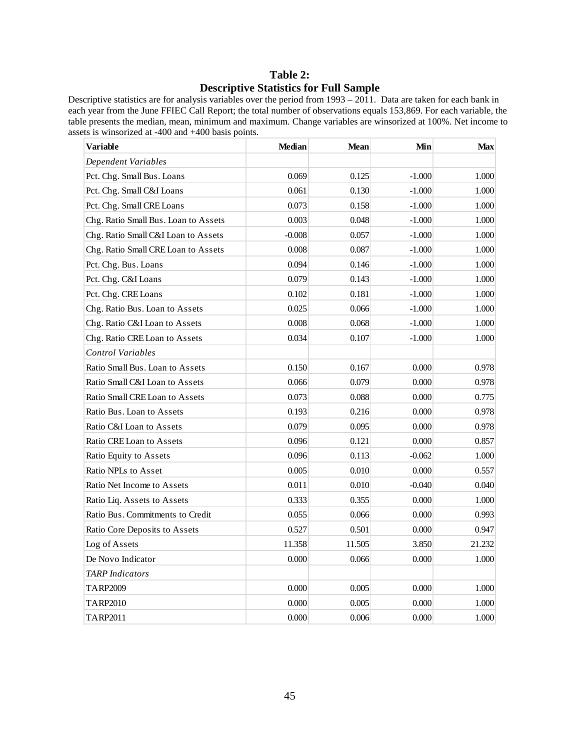## Table 2:
## Descriptive Statistics for Full Sample

Descriptive statistics are for analysis variables over the period from 1993 – 2011. Data are taken for each bank in each year from the June FFIEC Call Report; the total number of observations equals 153,869. For each variable, the table presents the median, mean, minimum and maximum. Change variables are winsorized at 100%. Net income to assets is winsorized at -400 and +400 basis points.

| Variable | Median | Mean | Min | Max |
|---|---|---|---|---|
| *Dependent Variables* | | | | |
| Pct. Chg. Small Bus. Loans | 0.069 | 0.125 | -1.000 | 1.000 |
| Pct. Chg. Small C&I Loans | 0.061 | 0.130 | -1.000 | 1.000 |
| Pct. Chg. Small CRE Loans | 0.073 | 0.158 | -1.000 | 1.000 |
| Chg. Ratio Small Bus. Loan to Assets | 0.003 | 0.048 | -1.000 | 1.000 |
| Chg. Ratio Small C&I Loan to Assets | -0.008 | 0.057 | -1.000 | 1.000 |
| Chg. Ratio Small CRE Loan to Assets | 0.008 | 0.087 | -1.000 | 1.000 |
| Pct. Chg. Bus. Loans | 0.094 | 0.146 | -1.000 | 1.000 |
| Pct. Chg. C&I Loans | 0.079 | 0.143 | -1.000 | 1.000 |
| Pct. Chg. CRE Loans | 0.102 | 0.181 | -1.000 | 1.000 |
| Chg. Ratio Bus. Loan to Assets | 0.025 | 0.066 | -1.000 | 1.000 |
| Chg. Ratio C&I Loan to Assets | 0.008 | 0.068 | -1.000 | 1.000 |
| Chg. Ratio CRE Loan to Assets | 0.034 | 0.107 | -1.000 | 1.000 |
| *Control Variables* | | | | |
| Ratio Small Bus. Loan to Assets | 0.150 | 0.167 | 0.000 | 0.978 |
| Ratio Small C&I Loan to Assets | 0.066 | 0.079 | 0.000 | 0.978 |
| Ratio Small CRE Loan to Assets | 0.073 | 0.088 | 0.000 | 0.775 |
| Ratio Bus. Loan to Assets | 0.193 | 0.216 | 0.000 | 0.978 |
| Ratio C&I Loan to Assets | 0.079 | 0.095 | 0.000 | 0.978 |
| Ratio CRE Loan to Assets | 0.096 | 0.121 | 0.000 | 0.857 |
| Ratio Equity to Assets | 0.096 | 0.113 | -0.062 | 1.000 |
| Ratio NPLs to Asset | 0.005 | 0.010 | 0.000 | 0.557 |
| Ratio Net Income to Assets | 0.011 | 0.010 | -0.040 | 0.040 |
| Ratio Liq. Assets to Assets | 0.333 | 0.355 | 0.000 | 1.000 |
| Ratio Bus. Commitments to Credit | 0.055 | 0.066 | 0.000 | 0.993 |
| Ratio Core Deposits to Assets | 0.527 | 0.501 | 0.000 | 0.947 |
| Log of Assets | 11.358 | 11.505 | 3.850 | 21.232 |
| De Novo Indicator | 0.000 | 0.066 | 0.000 | 1.000 |
| *TARP Indicators* | | | | |
| TARP2009 | 0.000 | 0.005 | 0.000 | 1.000 |
| TARP2010 | 0.000 | 0.005 | 0.000 | 1.000 |
| TARP2011 | 0.000 | 0.006 | 0.000 | 1.000 |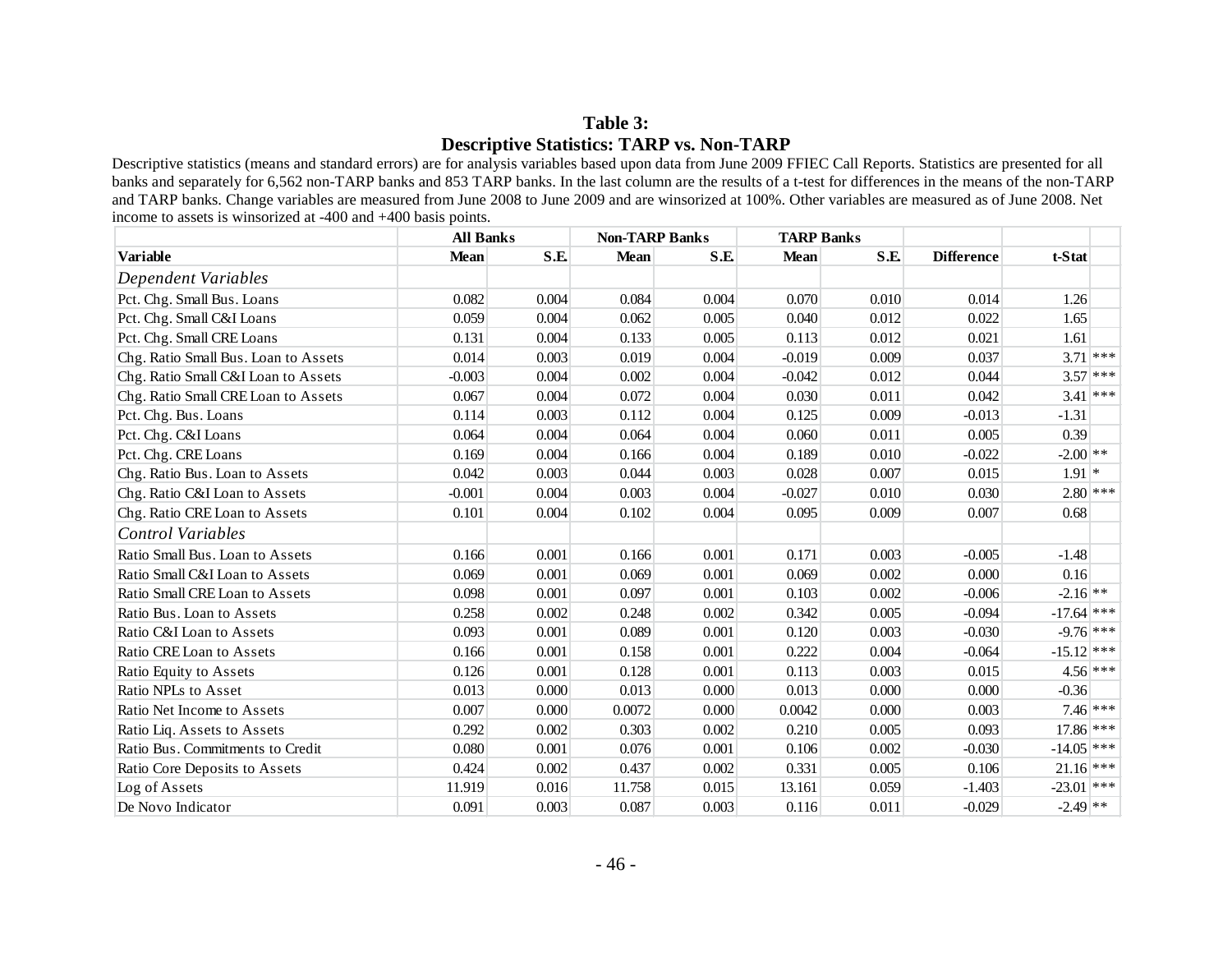**Table 3:**
**Descriptive Statistics: TARP vs. Non-TARP**

Descriptive statistics (means and standard errors) are for analysis variables based upon data from June 2009 FFIEC Call Reports. Statistics are presented for all banks and separately for 6,562 non-TARP banks and 853 TARP banks. In the last column are the results of a t-test for differences in the means of the non-TARP and TARP banks. Change variables are measured from June 2008 to June 2009 and are winsorized at 100%. Other variables are measured as of June 2008. Net income to assets is winsorized at -400 and +400 basis points.

| | All Banks | | Non-TARP Banks | | TARP Banks | | | | |
|---|---|---|---|---|---|---|---|---|---|
| **Variable** | **Mean** | **S.E.** | **Mean** | **S.E.** | **Mean** | **S.E.** | **Difference** | **t-Stat** | |
| *Dependent Variables* | | | | | | | | | |
| Pct. Chg. Small Bus. Loans | 0.082 | 0.004 | 0.084 | 0.004 | 0.070 | 0.010 | 0.014 | 1.26 | |
| Pct. Chg. Small C&I Loans | 0.059 | 0.004 | 0.062 | 0.005 | 0.040 | 0.012 | 0.022 | 1.65 | |
| Pct. Chg. Small CRE Loans | 0.131 | 0.004 | 0.133 | 0.005 | 0.113 | 0.012 | 0.021 | 1.61 | |
| Chg. Ratio Small Bus. Loan to Assets | 0.014 | 0.003 | 0.019 | 0.004 | -0.019 | 0.009 | 0.037 | 3.71 | *** |
| Chg. Ratio Small C&I Loan to Assets | -0.003 | 0.004 | 0.002 | 0.004 | -0.042 | 0.012 | 0.044 | 3.57 | *** |
| Chg. Ratio Small CRE Loan to Assets | 0.067 | 0.004 | 0.072 | 0.004 | 0.030 | 0.011 | 0.042 | 3.41 | *** |
| Pct. Chg. Bus. Loans | 0.114 | 0.003 | 0.112 | 0.004 | 0.125 | 0.009 | -0.013 | -1.31 | |
| Pct. Chg. C&I Loans | 0.064 | 0.004 | 0.064 | 0.004 | 0.060 | 0.011 | 0.005 | 0.39 | |
| Pct. Chg. CRE Loans | 0.169 | 0.004 | 0.166 | 0.004 | 0.189 | 0.010 | -0.022 | -2.00 | ** |
| Chg. Ratio Bus. Loan to Assets | 0.042 | 0.003 | 0.044 | 0.003 | 0.028 | 0.007 | 0.015 | 1.91 | * |
| Chg. Ratio C&I Loan to Assets | -0.001 | 0.004 | 0.003 | 0.004 | -0.027 | 0.010 | 0.030 | 2.80 | *** |
| Chg. Ratio CRE Loan to Assets | 0.101 | 0.004 | 0.102 | 0.004 | 0.095 | 0.009 | 0.007 | 0.68 | |
| *Control Variables* | | | | | | | | | |
| Ratio Small Bus. Loan to Assets | 0.166 | 0.001 | 0.166 | 0.001 | 0.171 | 0.003 | -0.005 | -1.48 | |
| Ratio Small C&I Loan to Assets | 0.069 | 0.001 | 0.069 | 0.001 | 0.069 | 0.002 | 0.000 | 0.16 | |
| Ratio Small CRE Loan to Assets | 0.098 | 0.001 | 0.097 | 0.001 | 0.103 | 0.002 | -0.006 | -2.16 | ** |
| Ratio Bus. Loan to Assets | 0.258 | 0.002 | 0.248 | 0.002 | 0.342 | 0.005 | -0.094 | -17.64 | *** |
| Ratio C&I Loan to Assets | 0.093 | 0.001 | 0.089 | 0.001 | 0.120 | 0.003 | -0.030 | -9.76 | *** |
| Ratio CRE Loan to Assets | 0.166 | 0.001 | 0.158 | 0.001 | 0.222 | 0.004 | -0.064 | -15.12 | *** |
| Ratio Equity to Assets | 0.126 | 0.001 | 0.128 | 0.001 | 0.113 | 0.003 | 0.015 | 4.56 | *** |
| Ratio NPLs to Asset | 0.013 | 0.000 | 0.013 | 0.000 | 0.013 | 0.000 | 0.000 | -0.36 | |
| Ratio Net Income to Assets | 0.007 | 0.000 | 0.0072 | 0.000 | 0.0042 | 0.000 | 0.003 | 7.46 | *** |
| Ratio Liq. Assets to Assets | 0.292 | 0.002 | 0.303 | 0.002 | 0.210 | 0.005 | 0.093 | 17.86 | *** |
| Ratio Bus. Commitments to Credit | 0.080 | 0.001 | 0.076 | 0.001 | 0.106 | 0.002 | -0.030 | -14.05 | *** |
| Ratio Core Deposits to Assets | 0.424 | 0.002 | 0.437 | 0.002 | 0.331 | 0.005 | 0.106 | 21.16 | *** |
| Log of Assets | 11.919 | 0.016 | 11.758 | 0.015 | 13.161 | 0.059 | -1.403 | -23.01 | *** |
| De Novo Indicator | 0.091 | 0.003 | 0.087 | 0.003 | 0.116 | 0.011 | -0.029 | -2.49 | ** |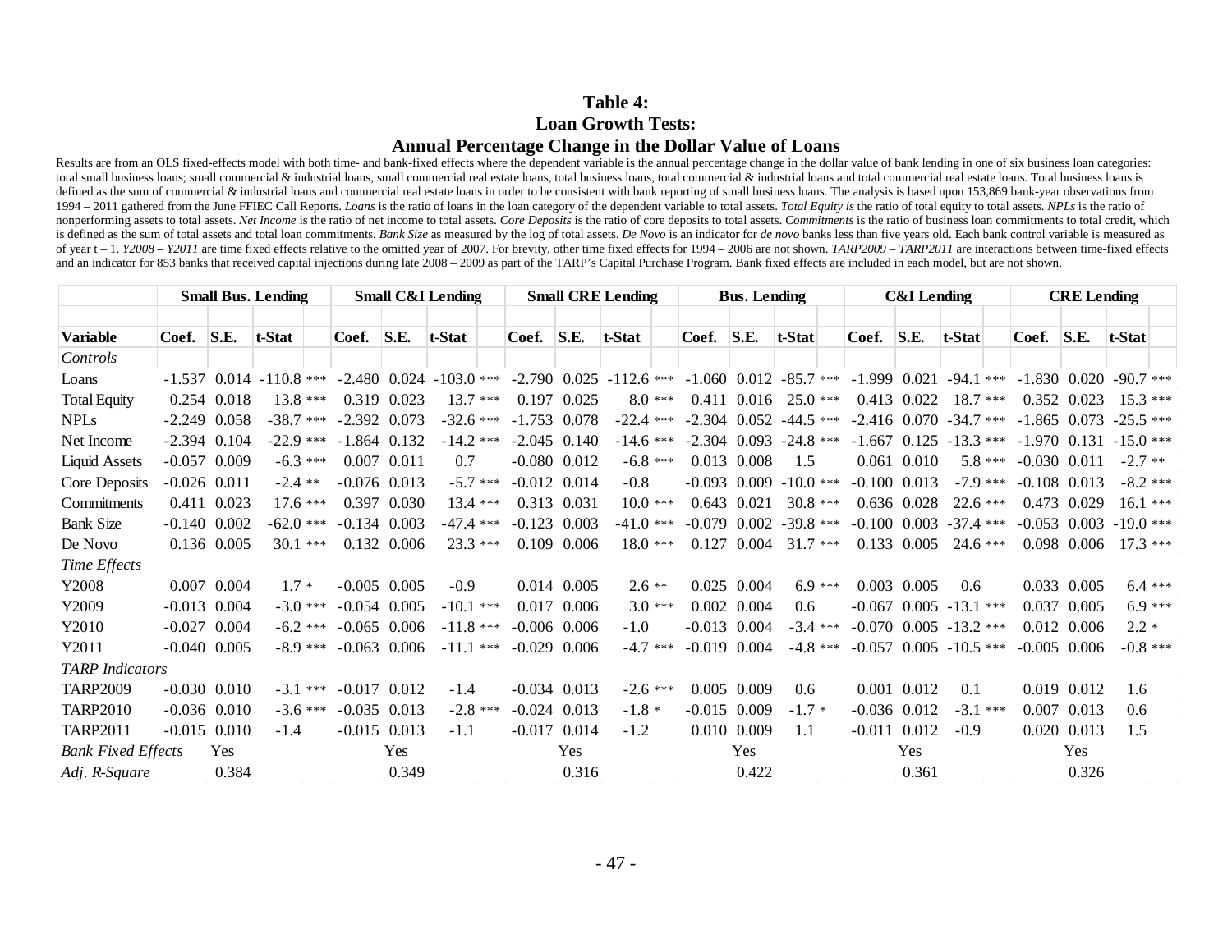# Table 4:
## Loan Growth Tests:
## Annual Percentage Change in the Dollar Value of Loans

Results are from an OLS fixed-effects model with both time- and bank-fixed effects where the dependent variable is the annual percentage change in the dollar value of bank lending in one of six business loan categories: total small business loans; small commercial & industrial loans, small commercial real estate loans, total business loans, total commercial & industrial loans and total commercial real estate loans. Total business loans is defined as the sum of commercial & industrial loans and commercial real estate loans in order to be consistent with bank reporting of small business loans. The analysis is based upon 153,869 bank-year observations from 1994 – 2011 gathered from the June FFIEC Call Reports. *Loans* is the ratio of loans in the loan category of the dependent variable to total assets. *Total Equity is* the ratio of total equity to total assets. *NPLs* is the ratio of nonperforming assets to total assets. *Net Income* is the ratio of net income to total assets. *Core Deposits* is the ratio of core deposits to total assets. *Commitments* is the ratio of business loan commitments to total credit, which is defined as the sum of total assets and total loan commitments. *Bank Size* as measured by the log of total assets. *De Novo* is an indicator for *de novo* banks less than five years old. Each bank control variable is measured as of year t – 1. *Y2008 – Y2011* are time fixed effects relative to the omitted year of 2007. For brevity, other time fixed effects for 1994 – 2006 are not shown. *TARP2009 – TARP2011* are interactions between time-fixed effects and an indicator for 853 banks that received capital injections during late 2008 – 2009 as part of the TARP's Capital Purchase Program. Bank fixed effects are included in each model, but are not shown.

| | Small Bus. Lending | | | Small C&I Lending | | | Small CRE Lending | | | Bus. Lending | | | C&I Lending | | | CRE Lending | | |
|---|---|---|---|---|---|---|---|---|---|---|---|---|---|---|---|---|---|---|
| **Variable** | **Coef.** | **S.E.** | **t-Stat** | **Coef.** | **S.E.** | **t-Stat** | **Coef.** | **S.E.** | **t-Stat** | **Coef.** | **S.E.** | **t-Stat** | **Coef.** | **S.E.** | **t-Stat** | **Coef.** | **S.E.** | **t-Stat** |
| *Controls* | | | | | | | | | | | | | | | | | | |
| Loans | -1.537 | 0.014 | -110.8 *** | -2.480 | 0.024 | -103.0 *** | -2.790 | 0.025 | -112.6 *** | -1.060 | 0.012 | -85.7 *** | -1.999 | 0.021 | -94.1 *** | -1.830 | 0.020 | -90.7 *** |
| Total Equity | 0.254 | 0.018 | 13.8 *** | 0.319 | 0.023 | 13.7 *** | 0.197 | 0.025 | 8.0 *** | 0.411 | 0.016 | 25.0 *** | 0.413 | 0.022 | 18.7 *** | 0.352 | 0.023 | 15.3 *** |
| NPLs | -2.249 | 0.058 | -38.7 *** | -2.392 | 0.073 | -32.6 *** | -1.753 | 0.078 | -22.4 *** | -2.304 | 0.052 | -44.5 *** | -2.416 | 0.070 | -34.7 *** | -1.865 | 0.073 | -25.5 *** |
| Net Income | -2.394 | 0.104 | -22.9 *** | -1.864 | 0.132 | -14.2 *** | -2.045 | 0.140 | -14.6 *** | -2.304 | 0.093 | -24.8 *** | -1.667 | 0.125 | -13.3 *** | -1.970 | 0.131 | -15.0 *** |
| Liquid Assets | -0.057 | 0.009 | -6.3 *** | 0.007 | 0.011 | 0.7 | -0.080 | 0.012 | -6.8 *** | 0.013 | 0.008 | 1.5 | 0.061 | 0.010 | 5.8 *** | -0.030 | 0.011 | -2.7 ** |
| Core Deposits | -0.026 | 0.011 | -2.4 ** | -0.076 | 0.013 | -5.7 *** | -0.012 | 0.014 | -0.8 | -0.093 | 0.009 | -10.0 *** | -0.100 | 0.013 | -7.9 *** | -0.108 | 0.013 | -8.2 *** |
| Commitments | 0.411 | 0.023 | 17.6 *** | 0.397 | 0.030 | 13.4 *** | 0.313 | 0.031 | 10.0 *** | 0.643 | 0.021 | 30.8 *** | 0.636 | 0.028 | 22.6 *** | 0.473 | 0.029 | 16.1 *** |
| Bank Size | -0.140 | 0.002 | -62.0 *** | -0.134 | 0.003 | -47.4 *** | -0.123 | 0.003 | -41.0 *** | -0.079 | 0.002 | -39.8 *** | -0.100 | 0.003 | -37.4 *** | -0.053 | 0.003 | -19.0 *** |
| De Novo | 0.136 | 0.005 | 30.1 *** | 0.132 | 0.006 | 23.3 *** | 0.109 | 0.006 | 18.0 *** | 0.127 | 0.004 | 31.7 *** | 0.133 | 0.005 | 24.6 *** | 0.098 | 0.006 | 17.3 *** |
| *Time Effects* | | | | | | | | | | | | | | | | | | |
| Y2008 | 0.007 | 0.004 | 1.7 * | -0.005 | 0.005 | -0.9 | 0.014 | 0.005 | 2.6 ** | 0.025 | 0.004 | 6.9 *** | 0.003 | 0.005 | 0.6 | 0.033 | 0.005 | 6.4 *** |
| Y2009 | -0.013 | 0.004 | -3.0 *** | -0.054 | 0.005 | -10.1 *** | 0.017 | 0.006 | 3.0 *** | 0.002 | 0.004 | 0.6 | -0.067 | 0.005 | -13.1 *** | 0.037 | 0.005 | 6.9 *** |
| Y2010 | -0.027 | 0.004 | -6.2 *** | -0.065 | 0.006 | -11.8 *** | -0.006 | 0.006 | -1.0 | -0.013 | 0.004 | -3.4 *** | -0.070 | 0.005 | -13.2 *** | 0.012 | 0.006 | 2.2 * |
| Y2011 | -0.040 | 0.005 | -8.9 *** | -0.063 | 0.006 | -11.1 *** | -0.029 | 0.006 | -4.7 *** | -0.019 | 0.004 | -4.8 *** | -0.057 | 0.005 | -10.5 *** | -0.005 | 0.006 | -0.8 *** |
| *TARP Indicators* | | | | | | | | | | | | | | | | | | |
| TARP2009 | -0.030 | 0.010 | -3.1 *** | -0.017 | 0.012 | -1.4 | -0.034 | 0.013 | -2.6 *** | 0.005 | 0.009 | 0.6 | 0.001 | 0.012 | 0.1 | 0.019 | 0.012 | 1.6 |
| TARP2010 | -0.036 | 0.010 | -3.6 *** | -0.035 | 0.013 | -2.8 *** | -0.024 | 0.013 | -1.8 * | -0.015 | 0.009 | -1.7 * | -0.036 | 0.012 | -3.1 *** | 0.007 | 0.013 | 0.6 |
| TARP2011 | -0.015 | 0.010 | -1.4 | -0.015 | 0.013 | -1.1 | -0.017 | 0.014 | -1.2 | 0.010 | 0.009 | 1.1 | -0.011 | 0.012 | -0.9 | 0.020 | 0.013 | 1.5 |
| *Bank Fixed Effects* | | Yes | | | Yes | | | Yes | | | Yes | | | Yes | | | Yes | |
| *Adj. R-Square* | | 0.384 | | | 0.349 | | | 0.316 | | | 0.422 | | | 0.361 | | | 0.326 | |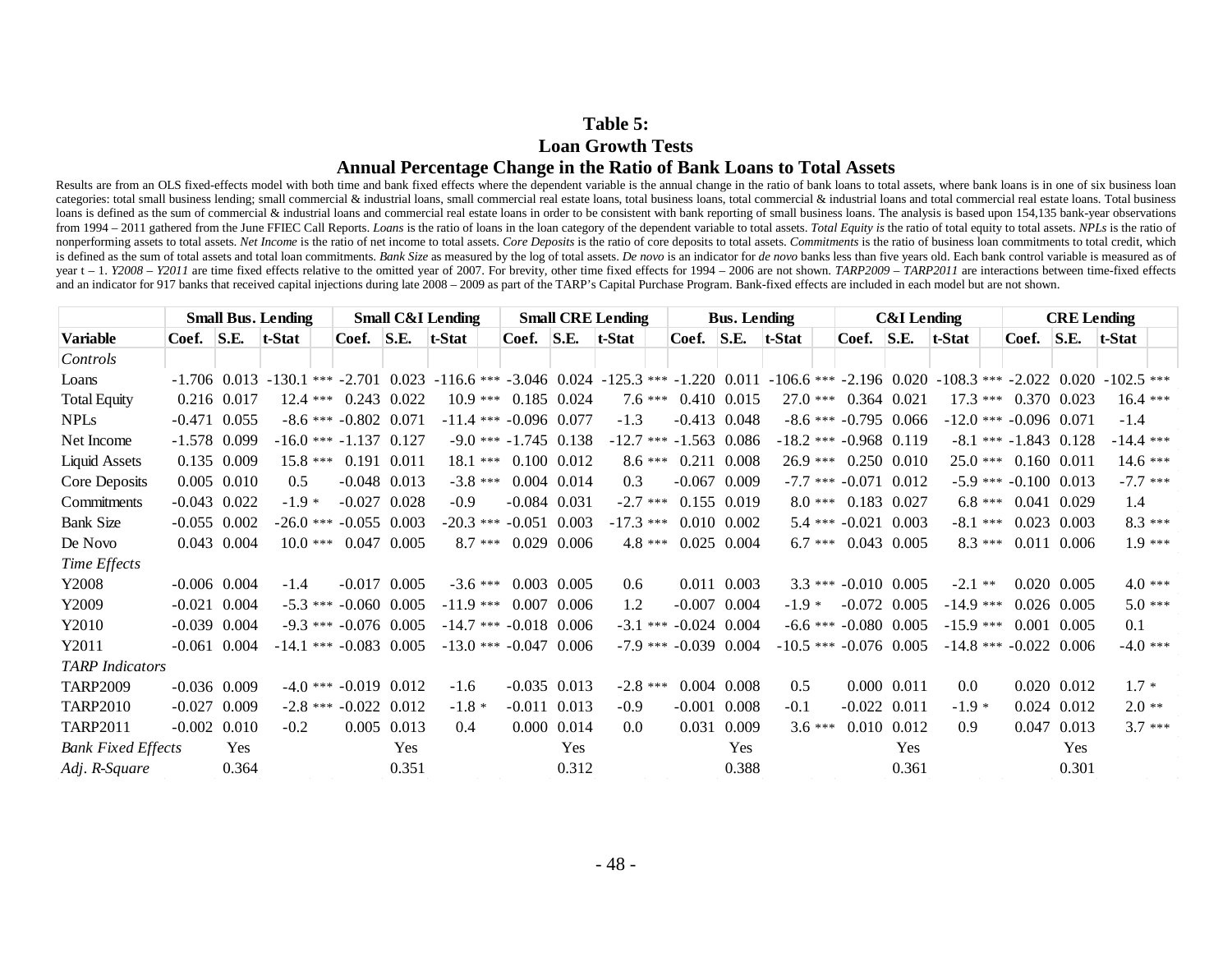# Table 5:
# Loan Growth Tests
## Annual Percentage Change in the Ratio of Bank Loans to Total Assets

Results are from an OLS fixed-effects model with both time and bank fixed effects where the dependent variable is the annual change in the ratio of bank loans to total assets, where bank loans is in one of six business loan categories: total small business lending; small commercial & industrial loans, small commercial real estate loans, total business loans, total commercial & industrial loans and total commercial real estate loans. Total business loans is defined as the sum of commercial & industrial loans and commercial real estate loans in order to be consistent with bank reporting of small business loans. The analysis is based upon 154,135 bank-year observations from 1994 – 2011 gathered from the June FFIEC Call Reports. *Loans* is the ratio of loans in the loan category of the dependent variable to total assets. *Total Equity is* the ratio of total equity to total assets. *NPLs* is the ratio of nonperforming assets to total assets. *Net Income* is the ratio of net income to total assets. *Core Deposits* is the ratio of core deposits to total assets. *Commitments* is the ratio of business loan commitments to total credit, which is defined as the sum of total assets and total loan commitments. *Bank Size* as measured by the log of total assets. *De novo* is an indicator for *de novo* banks less than five years old. Each bank control variable is measured as of year t – 1. *Y2008 – Y2011* are time fixed effects relative to the omitted year of 2007. For brevity, other time fixed effects for 1994 – 2006 are not shown. *TARP2009 – TARP2011* are interactions between time-fixed effects and an indicator for 917 banks that received capital injections during late 2008 – 2009 as part of the TARP's Capital Purchase Program. Bank-fixed effects are included in each model but are not shown.

| | Small Bus. Lending | | | | Small C&I Lending | | | | Small CRE Lending | | | | Bus. Lending | | | | C&I Lending | | | | CRE Lending | | | |
|---|---|---|---|---|---|---|---|---|---|---|---|---|---|---|---|---|---|---|---|---|---|---|---|---|
| **Variable** | **Coef.** | **S.E.** | **t-Stat** | | **Coef.** | **S.E.** | **t-Stat** | | **Coef.** | **S.E.** | **t-Stat** | | **Coef.** | **S.E.** | **t-Stat** | | **Coef.** | **S.E.** | **t-Stat** | | **Coef.** | **S.E.** | **t-Stat** | |
| *Controls* | | | | | | | | | | | | | | | | | | | | | | | | |
| Loans | -1.706 | 0.013 | -130.1 | *** | -2.701 | 0.023 | -116.6 | *** | -3.046 | 0.024 | -125.3 | *** | -1.220 | 0.011 | -106.6 | *** | -2.196 | 0.020 | -108.3 | *** | -2.022 | 0.020 | -102.5 | *** |
| Total Equity | 0.216 | 0.017 | 12.4 | *** | 0.243 | 0.022 | 10.9 | *** | 0.185 | 0.024 | 7.6 | *** | 0.410 | 0.015 | 27.0 | *** | 0.364 | 0.021 | 17.3 | *** | 0.370 | 0.023 | 16.4 | *** |
| NPLs | -0.471 | 0.055 | -8.6 | *** | -0.802 | 0.071 | -11.4 | *** | -0.096 | 0.077 | -1.3 | | -0.413 | 0.048 | -8.6 | *** | -0.795 | 0.066 | -12.0 | *** | -0.096 | 0.071 | -1.4 | |
| Net Income | -1.578 | 0.099 | -16.0 | *** | -1.137 | 0.127 | -9.0 | *** | -1.745 | 0.138 | -12.7 | *** | -1.563 | 0.086 | -18.2 | *** | -0.968 | 0.119 | -8.1 | *** | -1.843 | 0.128 | -14.4 | *** |
| Liquid Assets | 0.135 | 0.009 | 15.8 | *** | 0.191 | 0.011 | 18.1 | *** | 0.100 | 0.012 | 8.6 | *** | 0.211 | 0.008 | 26.9 | *** | 0.250 | 0.010 | 25.0 | *** | 0.160 | 0.011 | 14.6 | *** |
| Core Deposits | 0.005 | 0.010 | 0.5 | | -0.048 | 0.013 | -3.8 | *** | 0.004 | 0.014 | 0.3 | | -0.067 | 0.009 | -7.7 | *** | -0.071 | 0.012 | -5.9 | *** | -0.100 | 0.013 | -7.7 | *** |
| Commitments | -0.043 | 0.022 | -1.9 | * | -0.027 | 0.028 | -0.9 | | -0.084 | 0.031 | -2.7 | *** | 0.155 | 0.019 | 8.0 | *** | 0.183 | 0.027 | 6.8 | *** | 0.041 | 0.029 | 1.4 | |
| Bank Size | -0.055 | 0.002 | -26.0 | *** | -0.055 | 0.003 | -20.3 | *** | -0.051 | 0.003 | -17.3 | *** | 0.010 | 0.002 | 5.4 | *** | -0.021 | 0.003 | -8.1 | *** | 0.023 | 0.003 | 8.3 | *** |
| De Novo | 0.043 | 0.004 | 10.0 | *** | 0.047 | 0.005 | 8.7 | *** | 0.029 | 0.006 | 4.8 | *** | 0.025 | 0.004 | 6.7 | *** | 0.043 | 0.005 | 8.3 | *** | 0.011 | 0.006 | 1.9 | *** |
| *Time Effects* | | | | | | | | | | | | | | | | | | | | | | | | |
| Y2008 | -0.006 | 0.004 | -1.4 | | -0.017 | 0.005 | -3.6 | *** | 0.003 | 0.005 | 0.6 | | 0.011 | 0.003 | 3.3 | *** | -0.010 | 0.005 | -2.1 | ** | 0.020 | 0.005 | 4.0 | *** |
| Y2009 | -0.021 | 0.004 | -5.3 | *** | -0.060 | 0.005 | -11.9 | *** | 0.007 | 0.006 | 1.2 | | -0.007 | 0.004 | -1.9 | * | -0.072 | 0.005 | -14.9 | *** | 0.026 | 0.005 | 5.0 | *** |
| Y2010 | -0.039 | 0.004 | -9.3 | *** | -0.076 | 0.005 | -14.7 | *** | -0.018 | 0.006 | -3.1 | *** | -0.024 | 0.004 | -6.6 | *** | -0.080 | 0.005 | -15.9 | *** | 0.001 | 0.005 | 0.1 | |
| Y2011 | -0.061 | 0.004 | -14.1 | *** | -0.083 | 0.005 | -13.0 | *** | -0.047 | 0.006 | -7.9 | *** | -0.039 | 0.004 | -10.5 | *** | -0.076 | 0.005 | -14.8 | *** | -0.022 | 0.006 | -4.0 | *** |
| *TARP Indicators* | | | | | | | | | | | | | | | | | | | | | | | | |
| TARP2009 | -0.036 | 0.009 | -4.0 | *** | -0.019 | 0.012 | -1.6 | | -0.035 | 0.013 | -2.8 | *** | 0.004 | 0.008 | 0.5 | | 0.000 | 0.011 | 0.0 | | 0.020 | 0.012 | 1.7 | * |
| TARP2010 | -0.027 | 0.009 | -2.8 | *** | -0.022 | 0.012 | -1.8 | * | -0.011 | 0.013 | -0.9 | | -0.001 | 0.008 | -0.1 | | -0.022 | 0.011 | -1.9 | * | 0.024 | 0.012 | 2.0 | ** |
| TARP2011 | -0.002 | 0.010 | -0.2 | | 0.005 | 0.013 | 0.4 | | 0.000 | 0.014 | 0.0 | | 0.031 | 0.009 | 3.6 | *** | 0.010 | 0.012 | 0.9 | | 0.047 | 0.013 | 3.7 | *** |
| *Bank Fixed Effects* | | Yes | | | | Yes | | | | Yes | | | | Yes | | | | Yes | | | | Yes | | |
| *Adj. R-Square* | | 0.364 | | | | 0.351 | | | | 0.312 | | | | 0.388 | | | | 0.361 | | | | 0.301 | | |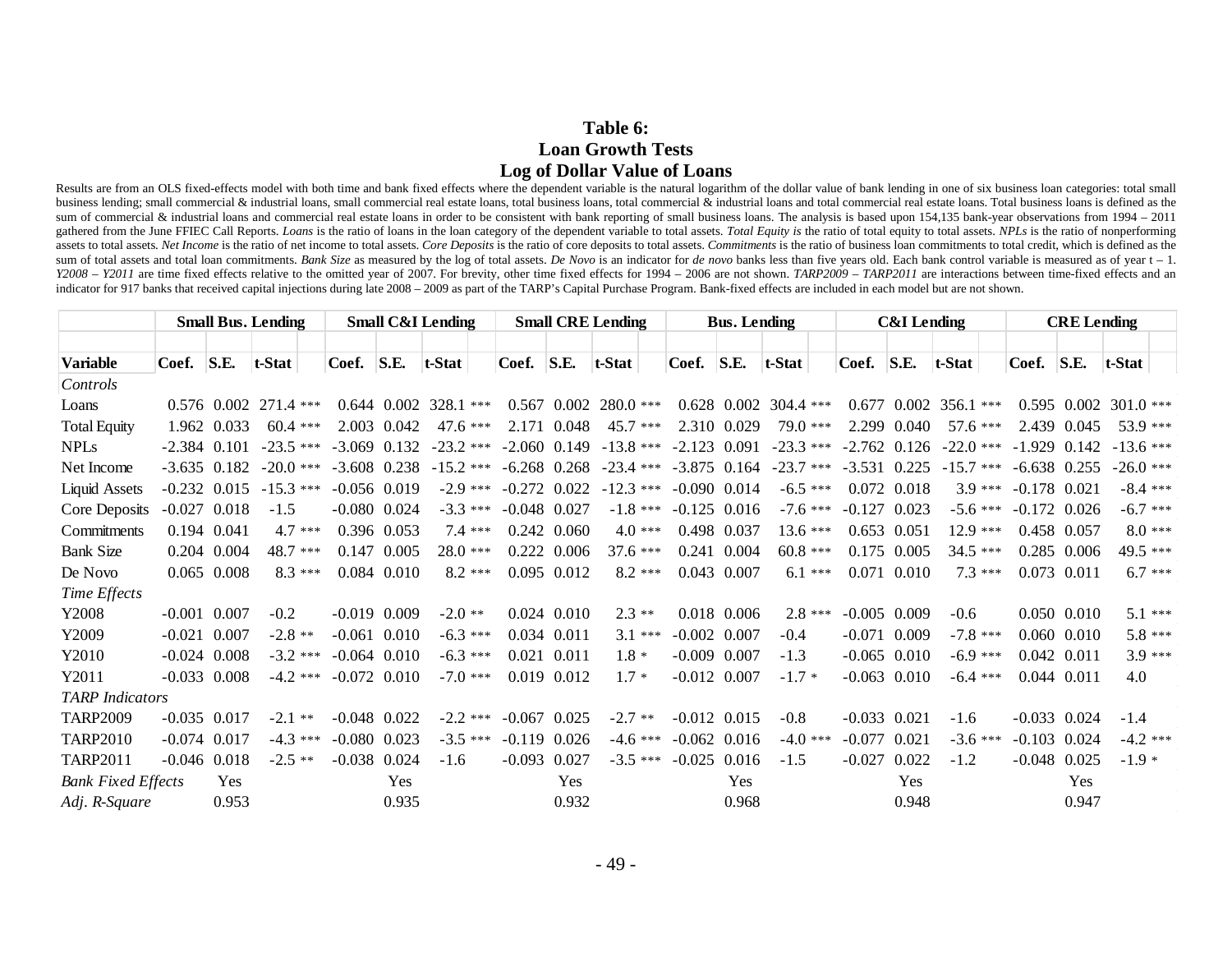# Table 6:
## Loan Growth Tests
## Log of Dollar Value of Loans

Results are from an OLS fixed-effects model with both time and bank fixed effects where the dependent variable is the natural logarithm of the dollar value of bank lending in one of six business loan categories: total small business lending; small commercial & industrial loans, small commercial real estate loans, total business loans, total commercial & industrial loans and total commercial real estate loans. Total business loans is defined as the sum of commercial & industrial loans and commercial real estate loans in order to be consistent with bank reporting of small business loans. The analysis is based upon 154,135 bank-year observations from 1994 – 2011 gathered from the June FFIEC Call Reports. *Loans* is the ratio of loans in the loan category of the dependent variable to total assets. *Total Equity is* the ratio of total equity to total assets. *NPLs* is the ratio of nonperforming assets to total assets. *Net Income* is the ratio of net income to total assets. *Core Deposits* is the ratio of core deposits to total assets. *Commitments* is the ratio of business loan commitments to total credit, which is defined as the sum of total assets and total loan commitments. *Bank Size* as measured by the log of total assets. *De Novo* is an indicator for *de novo* banks less than five years old. Each bank control variable is measured as of year t – 1. *Y2008 – Y2011* are time fixed effects relative to the omitted year of 2007. For brevity, other time fixed effects for 1994 – 2006 are not shown. *TARP2009 – TARP2011* are interactions between time-fixed effects and an indicator for 917 banks that received capital injections during late 2008 – 2009 as part of the TARP's Capital Purchase Program. Bank-fixed effects are included in each model but are not shown.

| | Small Bus. Lending | | | | Small C&I Lending | | | | Small CRE Lending | | | | Bus. Lending | | | | C&I Lending | | | | CRE Lending | | | |
|---|---|---|---|---|---|---|---|---|---|---|---|---|---|---|---|---|---|---|---|---|---|---|---|---|
| **Variable** | **Coef.** | **S.E.** | **t-Stat** | | **Coef.** | **S.E.** | **t-Stat** | | **Coef.** | **S.E.** | **t-Stat** | | **Coef.** | **S.E.** | **t-Stat** | | **Coef.** | **S.E.** | **t-Stat** | | **Coef.** | **S.E.** | **t-Stat** | |
| *Controls* | | | | | | | | | | | | | | | | | | | | | | | | |
| Loans | 0.576 | 0.002 | 271.4 | *** | 0.644 | 0.002 | 328.1 | *** | 0.567 | 0.002 | 280.0 | *** | 0.628 | 0.002 | 304.4 | *** | 0.677 | 0.002 | 356.1 | *** | 0.595 | 0.002 | 301.0 | *** |
| Total Equity | 1.962 | 0.033 | 60.4 | *** | 2.003 | 0.042 | 47.6 | *** | 2.171 | 0.048 | 45.7 | *** | 2.310 | 0.029 | 79.0 | *** | 2.299 | 0.040 | 57.6 | *** | 2.439 | 0.045 | 53.9 | *** |
| NPLs | -2.384 | 0.101 | -23.5 | *** | -3.069 | 0.132 | -23.2 | *** | -2.060 | 0.149 | -13.8 | *** | -2.123 | 0.091 | -23.3 | *** | -2.762 | 0.126 | -22.0 | *** | -1.929 | 0.142 | -13.6 | *** |
| Net Income | -3.635 | 0.182 | -20.0 | *** | -3.608 | 0.238 | -15.2 | *** | -6.268 | 0.268 | -23.4 | *** | -3.875 | 0.164 | -23.7 | *** | -3.531 | 0.225 | -15.7 | *** | -6.638 | 0.255 | -26.0 | *** |
| Liquid Assets | -0.232 | 0.015 | -15.3 | *** | -0.056 | 0.019 | -2.9 | *** | -0.272 | 0.022 | -12.3 | *** | -0.090 | 0.014 | -6.5 | *** | 0.072 | 0.018 | 3.9 | *** | -0.178 | 0.021 | -8.4 | *** |
| Core Deposits | -0.027 | 0.018 | -1.5 | | -0.080 | 0.024 | -3.3 | *** | -0.048 | 0.027 | -1.8 | *** | -0.125 | 0.016 | -7.6 | *** | -0.127 | 0.023 | -5.6 | *** | -0.172 | 0.026 | -6.7 | *** |
| Commitments | 0.194 | 0.041 | 4.7 | *** | 0.396 | 0.053 | 7.4 | *** | 0.242 | 0.060 | 4.0 | *** | 0.498 | 0.037 | 13.6 | *** | 0.653 | 0.051 | 12.9 | *** | 0.458 | 0.057 | 8.0 | *** |
| Bank Size | 0.204 | 0.004 | 48.7 | *** | 0.147 | 0.005 | 28.0 | *** | 0.222 | 0.006 | 37.6 | *** | 0.241 | 0.004 | 60.8 | *** | 0.175 | 0.005 | 34.5 | *** | 0.285 | 0.006 | 49.5 | *** |
| De Novo | 0.065 | 0.008 | 8.3 | *** | 0.084 | 0.010 | 8.2 | *** | 0.095 | 0.012 | 8.2 | *** | 0.043 | 0.007 | 6.1 | *** | 0.071 | 0.010 | 7.3 | *** | 0.073 | 0.011 | 6.7 | *** |
| *Time Effects* | | | | | | | | | | | | | | | | | | | | | | | | |
| Y2008 | -0.001 | 0.007 | -0.2 | | -0.019 | 0.009 | -2.0 | ** | 0.024 | 0.010 | 2.3 | ** | 0.018 | 0.006 | 2.8 | *** | -0.005 | 0.009 | -0.6 | | 0.050 | 0.010 | 5.1 | *** |
| Y2009 | -0.021 | 0.007 | -2.8 | ** | -0.061 | 0.010 | -6.3 | *** | 0.034 | 0.011 | 3.1 | *** | -0.002 | 0.007 | -0.4 | | -0.071 | 0.009 | -7.8 | *** | 0.060 | 0.010 | 5.8 | *** |
| Y2010 | -0.024 | 0.008 | -3.2 | *** | -0.064 | 0.010 | -6.3 | *** | 0.021 | 0.011 | 1.8 | * | -0.009 | 0.007 | -1.3 | | -0.065 | 0.010 | -6.9 | *** | 0.042 | 0.011 | 3.9 | *** |
| Y2011 | -0.033 | 0.008 | -4.2 | *** | -0.072 | 0.010 | -7.0 | *** | 0.019 | 0.012 | 1.7 | * | -0.012 | 0.007 | -1.7 | * | -0.063 | 0.010 | -6.4 | *** | 0.044 | 0.011 | 4.0 | |
| *TARP Indicators* | | | | | | | | | | | | | | | | | | | | | | | | |
| TARP2009 | -0.035 | 0.017 | -2.1 | ** | -0.048 | 0.022 | -2.2 | *** | -0.067 | 0.025 | -2.7 | ** | -0.012 | 0.015 | -0.8 | | -0.033 | 0.021 | -1.6 | | -0.033 | 0.024 | -1.4 | |
| TARP2010 | -0.074 | 0.017 | -4.3 | *** | -0.080 | 0.023 | -3.5 | *** | -0.119 | 0.026 | -4.6 | *** | -0.062 | 0.016 | -4.0 | *** | -0.077 | 0.021 | -3.6 | *** | -0.103 | 0.024 | -4.2 | *** |
| TARP2011 | -0.046 | 0.018 | -2.5 | ** | -0.038 | 0.024 | -1.6 | | -0.093 | 0.027 | -3.5 | *** | -0.025 | 0.016 | -1.5 | | -0.027 | 0.022 | -1.2 | | -0.048 | 0.025 | -1.9 | * |
| *Bank Fixed Effects* | | Yes | | | | Yes | | | | Yes | | | | Yes | | | | Yes | | | | Yes | | |
| *Adj. R-Square* | | 0.953 | | | | 0.935 | | | | 0.932 | | | | 0.968 | | | | 0.948 | | | | 0.947 | | |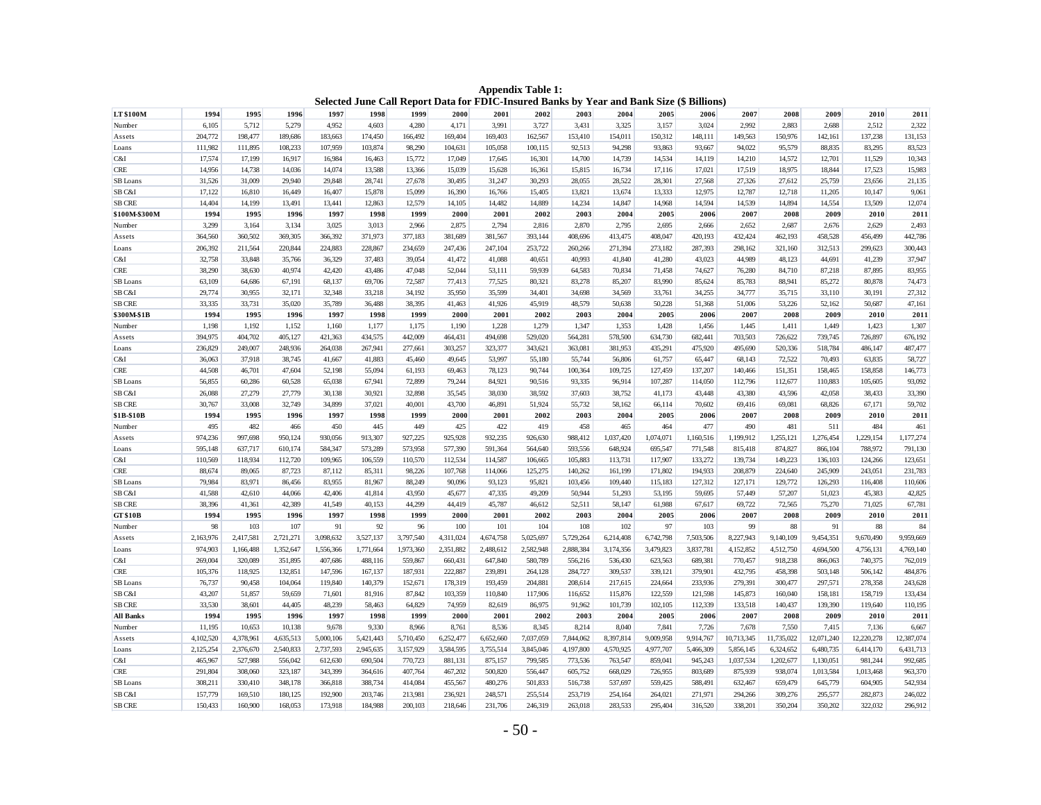**Appendix Table 1:**
**Selected June Call Report Data for FDIC-Insured Banks by Year and Bank Size ($ Billions)**

| LT $100M | 1994 | 1995 | 1996 | 1997 | 1998 | 1999 | 2000 | 2001 | 2002 | 2003 | 2004 | 2005 | 2006 | 2007 | 2008 | 2009 | 2010 | 2011 |
|---|---|---|---|---|---|---|---|---|---|---|---|---|---|---|---|---|---|---|
| Number | 6,105 | 5,712 | 5,279 | 4,952 | 4,603 | 4,280 | 4,171 | 3,991 | 3,727 | 3,431 | 3,325 | 3,157 | 3,024 | 2,992 | 2,883 | 2,688 | 2,512 | 2,322 |
| Assets | 204,772 | 198,477 | 189,686 | 183,663 | 174,450 | 166,492 | 169,404 | 169,403 | 162,567 | 153,410 | 154,011 | 150,312 | 148,111 | 149,563 | 150,976 | 142,161 | 137,238 | 131,153 |
| Loans | 111,982 | 111,895 | 108,233 | 107,959 | 103,874 | 98,290 | 104,631 | 105,058 | 100,115 | 92,513 | 94,298 | 93,863 | 93,667 | 94,022 | 95,579 | 88,835 | 83,295 | 83,523 |
| C&I | 17,574 | 17,199 | 16,917 | 16,984 | 16,463 | 15,772 | 17,049 | 17,645 | 16,301 | 14,700 | 14,739 | 14,534 | 14,119 | 14,210 | 14,572 | 12,701 | 11,529 | 10,343 |
| CRE | 14,956 | 14,738 | 14,036 | 14,074 | 13,588 | 13,366 | 15,039 | 15,628 | 16,361 | 15,815 | 16,734 | 17,116 | 17,021 | 17,519 | 18,975 | 18,844 | 17,523 | 15,983 |
| SB Loans | 31,526 | 31,009 | 29,940 | 29,848 | 28,741 | 27,678 | 30,495 | 31,247 | 30,293 | 28,055 | 28,522 | 28,301 | 27,568 | 27,326 | 27,612 | 25,759 | 23,656 | 21,135 |
| SB C&I | 17,122 | 16,810 | 16,449 | 16,407 | 15,878 | 15,099 | 16,390 | 16,766 | 15,405 | 13,821 | 13,674 | 13,333 | 12,975 | 12,787 | 12,718 | 11,205 | 10,147 | 9,061 |
| SB CRE | 14,404 | 14,199 | 13,491 | 13,441 | 12,863 | 12,579 | 14,105 | 14,482 | 14,889 | 14,234 | 14,847 | 14,968 | 14,594 | 14,539 | 14,894 | 14,554 | 13,509 | 12,074 |
| **$100M-$300M** | **1994** | **1995** | **1996** | **1997** | **1998** | **1999** | **2000** | **2001** | **2002** | **2003** | **2004** | **2005** | **2006** | **2007** | **2008** | **2009** | **2010** | **2011** |
| Number | 3,299 | 3,164 | 3,134 | 3,025 | 3,013 | 2,966 | 2,875 | 2,794 | 2,816 | 2,870 | 2,795 | 2,695 | 2,666 | 2,652 | 2,687 | 2,676 | 2,629 | 2,493 |
| Assets | 364,560 | 360,502 | 369,305 | 366,392 | 371,973 | 377,183 | 381,689 | 381,567 | 393,144 | 408,696 | 413,475 | 408,047 | 420,193 | 432,424 | 462,193 | 458,528 | 456,499 | 442,786 |
| Loans | 206,392 | 211,564 | 220,844 | 224,883 | 228,867 | 234,659 | 247,436 | 247,104 | 253,722 | 260,266 | 271,394 | 273,182 | 287,393 | 298,162 | 321,160 | 312,513 | 299,623 | 300,443 |
| C&I | 32,758 | 33,848 | 35,766 | 36,329 | 37,483 | 39,054 | 41,472 | 41,088 | 40,651 | 40,993 | 41,840 | 41,280 | 43,023 | 44,989 | 48,123 | 44,691 | 41,239 | 37,947 |
| CRE | 38,290 | 38,630 | 40,974 | 42,420 | 43,486 | 47,048 | 52,044 | 53,111 | 59,939 | 64,583 | 70,834 | 71,458 | 74,627 | 76,280 | 84,710 | 87,218 | 87,895 | 83,955 |
| SB Loans | 63,109 | 64,686 | 67,191 | 68,137 | 69,706 | 72,587 | 77,413 | 77,525 | 80,321 | 83,278 | 85,207 | 83,990 | 85,624 | 85,783 | 88,941 | 85,272 | 80,878 | 74,473 |
| SB C&I | 29,774 | 30,955 | 32,171 | 32,348 | 33,218 | 34,192 | 35,950 | 35,599 | 34,401 | 34,698 | 34,569 | 33,761 | 34,255 | 34,777 | 35,715 | 33,110 | 30,191 | 27,312 |
| SB CRE | 33,335 | 33,731 | 35,020 | 35,789 | 36,488 | 38,395 | 41,463 | 41,926 | 45,919 | 48,579 | 50,638 | 50,228 | 51,368 | 51,006 | 53,226 | 52,162 | 50,687 | 47,161 |
| **$300M-$1B** | **1994** | **1995** | **1996** | **1997** | **1998** | **1999** | **2000** | **2001** | **2002** | **2003** | **2004** | **2005** | **2006** | **2007** | **2008** | **2009** | **2010** | **2011** |
| Number | 1,198 | 1,192 | 1,152 | 1,160 | 1,177 | 1,175 | 1,190 | 1,228 | 1,279 | 1,347 | 1,353 | 1,428 | 1,456 | 1,445 | 1,411 | 1,449 | 1,423 | 1,307 |
| Assets | 394,975 | 404,702 | 405,127 | 421,363 | 434,575 | 442,009 | 464,431 | 494,698 | 529,020 | 564,281 | 578,500 | 634,730 | 682,441 | 703,503 | 726,622 | 739,745 | 726,897 | 676,192 |
| Loans | 236,829 | 249,007 | 248,936 | 264,038 | 267,941 | 277,661 | 303,257 | 323,377 | 343,621 | 363,081 | 381,953 | 435,291 | 475,920 | 495,690 | 520,336 | 518,784 | 486,147 | 487,477 |
| C&I | 36,063 | 37,918 | 38,745 | 41,667 | 41,883 | 45,460 | 49,645 | 53,997 | 55,180 | 55,744 | 56,806 | 61,757 | 65,447 | 68,143 | 72,522 | 70,493 | 63,835 | 58,727 |
| CRE | 44,508 | 46,701 | 47,604 | 52,198 | 55,094 | 61,193 | 69,463 | 78,123 | 90,744 | 100,364 | 109,725 | 127,459 | 137,207 | 140,466 | 151,351 | 158,465 | 158,858 | 146,773 |
| SB Loans | 56,855 | 60,286 | 60,528 | 65,038 | 67,941 | 72,899 | 79,244 | 84,921 | 90,516 | 93,335 | 96,914 | 107,287 | 114,050 | 112,796 | 112,677 | 110,883 | 105,605 | 93,092 |
| SB C&I | 26,088 | 27,279 | 27,779 | 30,138 | 30,921 | 32,898 | 35,545 | 38,030 | 38,592 | 37,603 | 38,752 | 41,173 | 43,448 | 43,380 | 43,596 | 42,058 | 38,433 | 33,390 |
| SB CRE | 30,767 | 33,008 | 32,749 | 34,899 | 37,021 | 40,001 | 43,700 | 46,891 | 51,924 | 55,732 | 58,162 | 66,114 | 70,602 | 69,416 | 69,081 | 68,826 | 67,171 | 59,702 |
| **$1B-$10B** | **1994** | **1995** | **1996** | **1997** | **1998** | **1999** | **2000** | **2001** | **2002** | **2003** | **2004** | **2005** | **2006** | **2007** | **2008** | **2009** | **2010** | **2011** |
| Number | 495 | 482 | 466 | 450 | 445 | 449 | 425 | 422 | 419 | 458 | 465 | 464 | 477 | 490 | 481 | 511 | 484 | 461 |
| Assets | 974,236 | 997,698 | 950,124 | 930,056 | 913,307 | 927,225 | 925,928 | 932,235 | 926,630 | 988,412 | 1,037,420 | 1,074,071 | 1,160,516 | 1,199,912 | 1,255,121 | 1,276,454 | 1,229,154 | 1,177,274 |
| Loans | 595,148 | 637,717 | 610,174 | 584,347 | 573,289 | 573,958 | 577,390 | 591,364 | 564,640 | 593,556 | 648,924 | 695,547 | 771,548 | 815,418 | 874,827 | 866,104 | 788,972 | 791,130 |
| C&I | 110,569 | 118,934 | 112,720 | 109,965 | 106,559 | 110,570 | 112,534 | 114,587 | 106,665 | 105,883 | 113,731 | 117,907 | 133,272 | 139,734 | 149,223 | 136,103 | 124,266 | 123,651 |
| CRE | 88,674 | 89,065 | 87,723 | 87,112 | 85,311 | 98,226 | 107,768 | 114,066 | 125,275 | 140,262 | 161,199 | 171,802 | 194,933 | 208,879 | 224,640 | 245,909 | 243,051 | 231,783 |
| SB Loans | 79,984 | 83,971 | 86,456 | 83,955 | 81,967 | 88,249 | 90,096 | 93,123 | 95,821 | 103,456 | 109,440 | 115,183 | 127,312 | 127,171 | 129,772 | 126,293 | 116,408 | 110,606 |
| SB C&I | 41,588 | 42,610 | 44,066 | 42,406 | 41,814 | 43,950 | 45,677 | 47,335 | 49,209 | 50,944 | 51,293 | 53,195 | 59,695 | 57,449 | 57,207 | 51,023 | 45,383 | 42,825 |
| SB CRE | 38,396 | 41,361 | 42,389 | 41,549 | 40,153 | 44,299 | 44,419 | 45,787 | 46,612 | 52,511 | 58,147 | 61,988 | 67,617 | 69,722 | 72,565 | 75,270 | 71,025 | 67,781 |
| **GT $10B** | **1994** | **1995** | **1996** | **1997** | **1998** | **1999** | **2000** | **2001** | **2002** | **2003** | **2004** | **2005** | **2006** | **2007** | **2008** | **2009** | **2010** | **2011** |
| Number | 98 | 103 | 107 | 91 | 92 | 96 | 100 | 101 | 104 | 108 | 102 | 97 | 103 | 99 | 88 | 91 | 88 | 84 |
| Assets | 2,163,976 | 2,417,581 | 2,721,271 | 3,098,632 | 3,527,137 | 3,797,540 | 4,311,024 | 4,674,758 | 5,025,697 | 5,729,264 | 6,214,408 | 6,742,798 | 7,503,506 | 8,227,943 | 9,140,109 | 9,454,351 | 9,670,490 | 9,959,669 |
| Loans | 974,903 | 1,166,488 | 1,352,647 | 1,556,366 | 1,771,664 | 1,973,360 | 2,351,882 | 2,488,612 | 2,582,948 | 2,888,384 | 3,174,356 | 3,479,823 | 3,837,781 | 4,152,852 | 4,512,750 | 4,694,500 | 4,756,131 | 4,769,140 |
| C&I | 269,004 | 320,089 | 351,895 | 407,686 | 488,116 | 559,867 | 660,431 | 647,840 | 580,789 | 556,216 | 536,430 | 623,563 | 689,381 | 770,457 | 918,238 | 866,063 | 740,375 | 762,019 |
| CRE | 105,376 | 118,925 | 132,851 | 147,596 | 167,137 | 187,931 | 222,887 | 239,891 | 264,128 | 284,727 | 309,537 | 339,121 | 379,901 | 432,795 | 458,398 | 503,148 | 506,142 | 484,876 |
| SB Loans | 76,737 | 90,458 | 104,064 | 119,840 | 140,379 | 152,671 | 178,319 | 193,459 | 204,881 | 208,614 | 217,615 | 224,664 | 233,936 | 279,391 | 300,477 | 297,571 | 278,358 | 243,628 |
| SB C&I | 43,207 | 51,857 | 59,659 | 71,601 | 81,916 | 87,842 | 103,359 | 110,840 | 117,906 | 116,652 | 115,876 | 122,559 | 121,598 | 145,873 | 160,040 | 158,181 | 158,719 | 133,434 |
| SB CRE | 33,530 | 38,601 | 44,405 | 48,239 | 58,463 | 64,829 | 74,959 | 82,619 | 86,975 | 91,962 | 101,739 | 102,105 | 112,339 | 133,518 | 140,437 | 139,390 | 119,640 | 110,195 |
| **All Banks** | **1994** | **1995** | **1996** | **1997** | **1998** | **1999** | **2000** | **2001** | **2002** | **2003** | **2004** | **2005** | **2006** | **2007** | **2008** | **2009** | **2010** | **2011** |
| Number | 11,195 | 10,653 | 10,138 | 9,678 | 9,330 | 8,966 | 8,761 | 8,536 | 8,345 | 8,214 | 8,040 | 7,841 | 7,726 | 7,678 | 7,550 | 7,415 | 7,136 | 6,667 |
| Assets | 4,102,520 | 4,378,961 | 4,635,513 | 5,000,106 | 5,421,443 | 5,710,450 | 6,252,477 | 6,652,660 | 7,037,059 | 7,844,062 | 8,397,814 | 9,009,958 | 9,914,767 | 10,713,345 | 11,735,022 | 12,071,240 | 12,220,278 | 12,387,074 |
| Loans | 2,125,254 | 2,376,670 | 2,540,833 | 2,737,593 | 2,945,635 | 3,157,929 | 3,584,595 | 3,755,514 | 3,845,046 | 4,197,800 | 4,570,925 | 4,977,707 | 5,466,309 | 5,856,145 | 6,324,652 | 6,480,735 | 6,414,170 | 6,431,713 |
| C&I | 465,967 | 527,988 | 556,042 | 612,630 | 690,504 | 770,723 | 881,131 | 875,157 | 799,585 | 773,536 | 763,547 | 859,041 | 945,243 | 1,037,534 | 1,202,677 | 1,130,051 | 981,244 | 992,685 |
| CRE | 291,804 | 308,060 | 323,187 | 343,399 | 364,616 | 407,764 | 467,202 | 500,820 | 556,447 | 605,752 | 668,029 | 726,955 | 803,689 | 875,939 | 938,074 | 1,013,584 | 1,013,468 | 963,370 |
| SB Loans | 308,211 | 330,410 | 348,178 | 366,818 | 388,734 | 414,084 | 455,567 | 480,276 | 501,833 | 516,738 | 537,697 | 559,425 | 588,491 | 632,467 | 659,479 | 645,779 | 604,905 | 542,934 |
| SB C&I | 157,779 | 169,510 | 180,125 | 192,900 | 203,746 | 213,981 | 236,921 | 248,571 | 255,514 | 253,719 | 254,164 | 264,021 | 271,971 | 294,266 | 309,276 | 295,577 | 282,873 | 246,022 |
| SB CRE | 150,433 | 160,900 | 168,053 | 173,918 | 184,988 | 200,103 | 218,646 | 231,706 | 246,319 | 263,018 | 283,533 | 295,404 | 316,520 | 338,201 | 350,204 | 350,202 | 322,032 | 296,912 |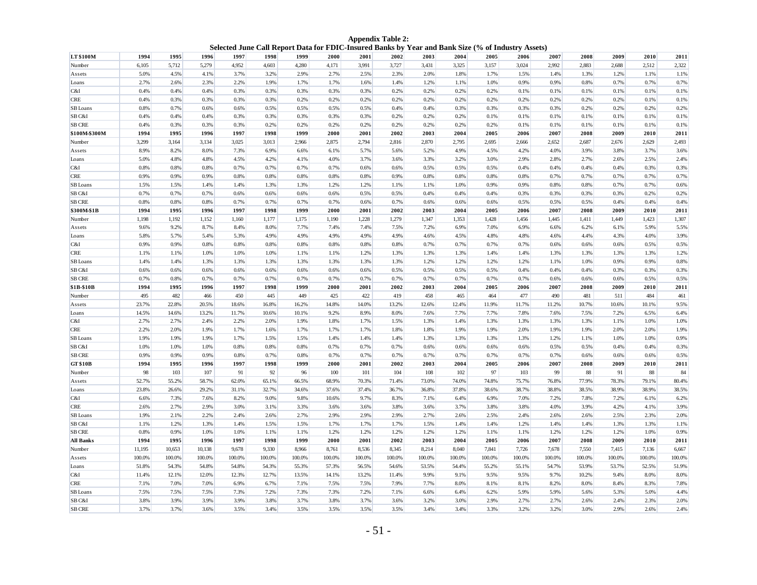**Appendix Table 2:**
**Selected June Call Report Data for FDIC-Insured Banks by Year and Bank Size (% of Industry Assets)**

| **LT $100M** | **1994** | **1995** | **1996** | **1997** | **1998** | **1999** | **2000** | **2001** | **2002** | **2003** | **2004** | **2005** | **2006** | **2007** | **2008** | **2009** | **2010** | **2011** |
|---|---|---|---|---|---|---|---|---|---|---|---|---|---|---|---|---|---|---|
| Number | 6,105 | 5,712 | 5,279 | 4,952 | 4,603 | 4,280 | 4,171 | 3,991 | 3,727 | 3,431 | 3,325 | 3,157 | 3,024 | 2,992 | 2,883 | 2,688 | 2,512 | 2,322 |
| Assets | 5.0% | 4.5% | 4.1% | 3.7% | 3.2% | 2.9% | 2.7% | 2.5% | 2.3% | 2.0% | 1.8% | 1.7% | 1.5% | 1.4% | 1.3% | 1.2% | 1.1% | 1.1% |
| Loans | 2.7% | 2.6% | 2.3% | 2.2% | 1.9% | 1.7% | 1.7% | 1.6% | 1.4% | 1.2% | 1.1% | 1.0% | 0.9% | 0.9% | 0.8% | 0.7% | 0.7% | 0.7% |
| C&I | 0.4% | 0.4% | 0.4% | 0.3% | 0.3% | 0.3% | 0.3% | 0.3% | 0.2% | 0.2% | 0.2% | 0.2% | 0.1% | 0.1% | 0.1% | 0.1% | 0.1% | 0.1% |
| CRE | 0.4% | 0.3% | 0.3% | 0.3% | 0.3% | 0.2% | 0.2% | 0.2% | 0.2% | 0.2% | 0.2% | 0.2% | 0.2% | 0.2% | 0.2% | 0.2% | 0.1% | 0.1% |
| SB Loans | 0.8% | 0.7% | 0.6% | 0.6% | 0.5% | 0.5% | 0.5% | 0.5% | 0.4% | 0.4% | 0.3% | 0.3% | 0.3% | 0.3% | 0.2% | 0.2% | 0.2% | 0.2% |
| SB C&I | 0.4% | 0.4% | 0.4% | 0.3% | 0.3% | 0.3% | 0.3% | 0.3% | 0.2% | 0.2% | 0.2% | 0.1% | 0.1% | 0.1% | 0.1% | 0.1% | 0.1% | 0.1% |
| SB CRE | 0.4% | 0.3% | 0.3% | 0.3% | 0.2% | 0.2% | 0.2% | 0.2% | 0.2% | 0.2% | 0.2% | 0.2% | 0.1% | 0.1% | 0.1% | 0.1% | 0.1% | 0.1% |
| **$100M-$300M** | **1994** | **1995** | **1996** | **1997** | **1998** | **1999** | **2000** | **2001** | **2002** | **2003** | **2004** | **2005** | **2006** | **2007** | **2008** | **2009** | **2010** | **2011** |
| Number | 3,299 | 3,164 | 3,134 | 3,025 | 3,013 | 2,966 | 2,875 | 2,794 | 2,816 | 2,870 | 2,795 | 2,695 | 2,666 | 2,652 | 2,687 | 2,676 | 2,629 | 2,493 |
| Assets | 8.9% | 8.2% | 8.0% | 7.3% | 6.9% | 6.6% | 6.1% | 5.7% | 5.6% | 5.2% | 4.9% | 4.5% | 4.2% | 4.0% | 3.9% | 3.8% | 3.7% | 3.6% |
| Loans | 5.0% | 4.8% | 4.8% | 4.5% | 4.2% | 4.1% | 4.0% | 3.7% | 3.6% | 3.3% | 3.2% | 3.0% | 2.9% | 2.8% | 2.7% | 2.6% | 2.5% | 2.4% |
| C&I | 0.8% | 0.8% | 0.8% | 0.7% | 0.7% | 0.7% | 0.7% | 0.6% | 0.6% | 0.5% | 0.5% | 0.5% | 0.4% | 0.4% | 0.4% | 0.4% | 0.3% | 0.3% |
| CRE | 0.9% | 0.9% | 0.9% | 0.8% | 0.8% | 0.8% | 0.8% | 0.8% | 0.9% | 0.8% | 0.8% | 0.8% | 0.8% | 0.7% | 0.7% | 0.7% | 0.7% | 0.7% |
| SB Loans | 1.5% | 1.5% | 1.4% | 1.4% | 1.3% | 1.3% | 1.2% | 1.2% | 1.1% | 1.1% | 1.0% | 0.9% | 0.9% | 0.8% | 0.8% | 0.7% | 0.7% | 0.6% |
| SB C&I | 0.7% | 0.7% | 0.7% | 0.6% | 0.6% | 0.6% | 0.6% | 0.5% | 0.5% | 0.4% | 0.4% | 0.4% | 0.3% | 0.3% | 0.3% | 0.3% | 0.2% | 0.2% |
| SB CRE | 0.8% | 0.8% | 0.8% | 0.7% | 0.7% | 0.7% | 0.7% | 0.6% | 0.7% | 0.6% | 0.6% | 0.6% | 0.5% | 0.5% | 0.5% | 0.4% | 0.4% | 0.4% |
| **$300M-$1B** | **1994** | **1995** | **1996** | **1997** | **1998** | **1999** | **2000** | **2001** | **2002** | **2003** | **2004** | **2005** | **2006** | **2007** | **2008** | **2009** | **2010** | **2011** |
| Number | 1,198 | 1,192 | 1,152 | 1,160 | 1,177 | 1,175 | 1,190 | 1,228 | 1,279 | 1,347 | 1,353 | 1,428 | 1,456 | 1,445 | 1,411 | 1,449 | 1,423 | 1,307 |
| Assets | 9.6% | 9.2% | 8.7% | 8.4% | 8.0% | 7.7% | 7.4% | 7.4% | 7.5% | 7.2% | 6.9% | 7.0% | 6.9% | 6.6% | 6.2% | 6.1% | 5.9% | 5.5% |
| Loans | 5.8% | 5.7% | 5.4% | 5.3% | 4.9% | 4.9% | 4.9% | 4.9% | 4.9% | 4.6% | 4.5% | 4.8% | 4.8% | 4.6% | 4.4% | 4.3% | 4.0% | 3.9% |
| C&I | 0.9% | 0.9% | 0.8% | 0.8% | 0.8% | 0.8% | 0.8% | 0.8% | 0.8% | 0.7% | 0.7% | 0.7% | 0.7% | 0.6% | 0.6% | 0.6% | 0.5% | 0.5% |
| CRE | 1.1% | 1.1% | 1.0% | 1.0% | 1.0% | 1.1% | 1.1% | 1.2% | 1.3% | 1.3% | 1.3% | 1.4% | 1.4% | 1.3% | 1.3% | 1.3% | 1.3% | 1.2% |
| SB Loans | 1.4% | 1.4% | 1.3% | 1.3% | 1.3% | 1.3% | 1.3% | 1.3% | 1.3% | 1.2% | 1.2% | 1.2% | 1.2% | 1.1% | 1.0% | 0.9% | 0.9% | 0.8% |
| SB C&I | 0.6% | 0.6% | 0.6% | 0.6% | 0.6% | 0.6% | 0.6% | 0.6% | 0.5% | 0.5% | 0.5% | 0.5% | 0.4% | 0.4% | 0.4% | 0.3% | 0.3% | 0.3% |
| SB CRE | 0.7% | 0.8% | 0.7% | 0.7% | 0.7% | 0.7% | 0.7% | 0.7% | 0.7% | 0.7% | 0.7% | 0.7% | 0.7% | 0.6% | 0.6% | 0.6% | 0.5% | 0.5% |
| **$1B-$10B** | **1994** | **1995** | **1996** | **1997** | **1998** | **1999** | **2000** | **2001** | **2002** | **2003** | **2004** | **2005** | **2006** | **2007** | **2008** | **2009** | **2010** | **2011** |
| Number | 495 | 482 | 466 | 450 | 445 | 449 | 425 | 422 | 419 | 458 | 465 | 464 | 477 | 490 | 481 | 511 | 484 | 461 |
| Assets | 23.7% | 22.8% | 20.5% | 18.6% | 16.8% | 16.2% | 14.8% | 14.0% | 13.2% | 12.6% | 12.4% | 11.9% | 11.7% | 11.2% | 10.7% | 10.6% | 10.1% | 9.5% |
| Loans | 14.5% | 14.6% | 13.2% | 11.7% | 10.6% | 10.1% | 9.2% | 8.9% | 8.0% | 7.6% | 7.7% | 7.7% | 7.8% | 7.6% | 7.5% | 7.2% | 6.5% | 6.4% |
| C&I | 2.7% | 2.7% | 2.4% | 2.2% | 2.0% | 1.9% | 1.8% | 1.7% | 1.5% | 1.3% | 1.4% | 1.3% | 1.3% | 1.3% | 1.3% | 1.1% | 1.0% | 1.0% |
| CRE | 2.2% | 2.0% | 1.9% | 1.7% | 1.6% | 1.7% | 1.7% | 1.7% | 1.8% | 1.8% | 1.9% | 1.9% | 2.0% | 1.9% | 1.9% | 2.0% | 2.0% | 1.9% |
| SB Loans | 1.9% | 1.9% | 1.9% | 1.7% | 1.5% | 1.5% | 1.4% | 1.4% | 1.4% | 1.3% | 1.3% | 1.3% | 1.3% | 1.2% | 1.1% | 1.0% | 1.0% | 0.9% |
| SB C&I | 1.0% | 1.0% | 1.0% | 0.8% | 0.8% | 0.8% | 0.7% | 0.7% | 0.7% | 0.6% | 0.6% | 0.6% | 0.6% | 0.5% | 0.5% | 0.4% | 0.4% | 0.3% |
| SB CRE | 0.9% | 0.9% | 0.9% | 0.8% | 0.7% | 0.8% | 0.7% | 0.7% | 0.7% | 0.7% | 0.7% | 0.7% | 0.7% | 0.7% | 0.6% | 0.6% | 0.6% | 0.5% |
| **GT $10B** | **1994** | **1995** | **1996** | **1997** | **1998** | **1999** | **2000** | **2001** | **2002** | **2003** | **2004** | **2005** | **2006** | **2007** | **2008** | **2009** | **2010** | **2011** |
| Number | 98 | 103 | 107 | 91 | 92 | 96 | 100 | 101 | 104 | 108 | 102 | 97 | 103 | 99 | 88 | 91 | 88 | 84 |
| Assets | 52.7% | 55.2% | 58.7% | 62.0% | 65.1% | 66.5% | 68.9% | 70.3% | 71.4% | 73.0% | 74.0% | 74.8% | 75.7% | 76.8% | 77.9% | 78.3% | 79.1% | 80.4% |
| Loans | 23.8% | 26.6% | 29.2% | 31.1% | 32.7% | 34.6% | 37.6% | 37.4% | 36.7% | 36.8% | 37.8% | 38.6% | 38.7% | 38.8% | 38.5% | 38.9% | 38.9% | 38.5% |
| C&I | 6.6% | 7.3% | 7.6% | 8.2% | 9.0% | 9.8% | 10.6% | 9.7% | 8.3% | 7.1% | 6.4% | 6.9% | 7.0% | 7.2% | 7.8% | 7.2% | 6.1% | 6.2% |
| CRE | 2.6% | 2.7% | 2.9% | 3.0% | 3.1% | 3.3% | 3.6% | 3.6% | 3.8% | 3.6% | 3.7% | 3.8% | 3.8% | 4.0% | 3.9% | 4.2% | 4.1% | 3.9% |
| SB Loans | 1.9% | 2.1% | 2.2% | 2.4% | 2.6% | 2.7% | 2.9% | 2.9% | 2.9% | 2.7% | 2.6% | 2.5% | 2.4% | 2.6% | 2.6% | 2.5% | 2.3% | 2.0% |
| SB C&I | 1.1% | 1.2% | 1.3% | 1.4% | 1.5% | 1.5% | 1.7% | 1.7% | 1.7% | 1.5% | 1.4% | 1.4% | 1.2% | 1.4% | 1.4% | 1.3% | 1.3% | 1.1% |
| SB CRE | 0.8% | 0.9% | 1.0% | 1.0% | 1.1% | 1.1% | 1.2% | 1.2% | 1.2% | 1.2% | 1.2% | 1.1% | 1.1% | 1.2% | 1.2% | 1.2% | 1.0% | 0.9% |
| **All Banks** | **1994** | **1995** | **1996** | **1997** | **1998** | **1999** | **2000** | **2001** | **2002** | **2003** | **2004** | **2005** | **2006** | **2007** | **2008** | **2009** | **2010** | **2011** |
| Number | 11,195 | 10,653 | 10,138 | 9,678 | 9,330 | 8,966 | 8,761 | 8,536 | 8,345 | 8,214 | 8,040 | 7,841 | 7,726 | 7,678 | 7,550 | 7,415 | 7,136 | 6,667 |
| Assets | 100.0% | 100.0% | 100.0% | 100.0% | 100.0% | 100.0% | 100.0% | 100.0% | 100.0% | 100.0% | 100.0% | 100.0% | 100.0% | 100.0% | 100.0% | 100.0% | 100.0% | 100.0% |
| Loans | 51.8% | 54.3% | 54.8% | 54.8% | 54.3% | 55.3% | 57.3% | 56.5% | 54.6% | 53.5% | 54.4% | 55.2% | 55.1% | 54.7% | 53.9% | 53.7% | 52.5% | 51.9% |
| C&I | 11.4% | 12.1% | 12.0% | 12.3% | 12.7% | 13.5% | 14.1% | 13.2% | 11.4% | 9.9% | 9.1% | 9.5% | 9.5% | 9.7% | 10.2% | 9.4% | 8.0% | 8.0% |
| CRE | 7.1% | 7.0% | 7.0% | 6.9% | 6.7% | 7.1% | 7.5% | 7.5% | 7.9% | 7.7% | 8.0% | 8.1% | 8.1% | 8.2% | 8.0% | 8.4% | 8.3% | 7.8% |
| SB Loans | 7.5% | 7.5% | 7.5% | 7.3% | 7.2% | 7.3% | 7.3% | 7.2% | 7.1% | 6.6% | 6.4% | 6.2% | 5.9% | 5.9% | 5.6% | 5.3% | 5.0% | 4.4% |
| SB C&I | 3.8% | 3.9% | 3.9% | 3.9% | 3.8% | 3.7% | 3.8% | 3.7% | 3.6% | 3.2% | 3.0% | 2.9% | 2.7% | 2.7% | 2.6% | 2.4% | 2.3% | 2.0% |
| SB CRE | 3.7% | 3.7% | 3.6% | 3.5% | 3.4% | 3.5% | 3.5% | 3.5% | 3.5% | 3.4% | 3.4% | 3.3% | 3.2% | 3.2% | 3.0% | 2.9% | 2.6% | 2.4% |